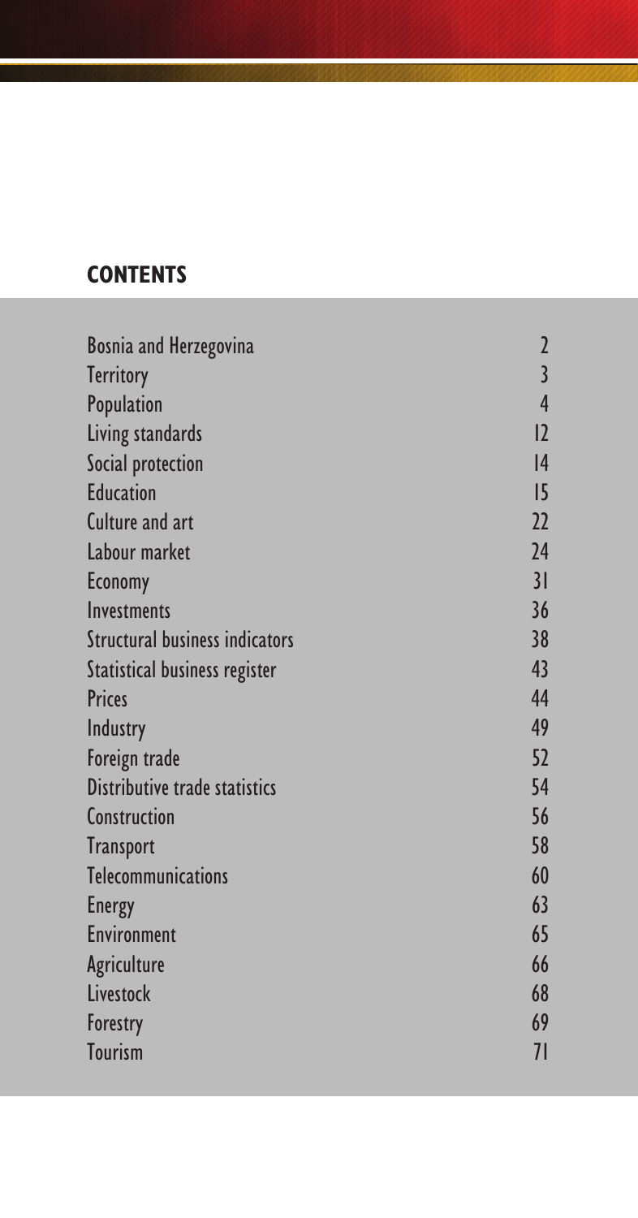## CONTENTS

| | |
|---|---|
| Bosnia and Herzegovina | 2 |
| Territory | 3 |
| Population | 4 |
| Living standards | 12 |
| Social protection | 14 |
| Education | 15 |
| Culture and art | 22 |
| Labour market | 24 |
| Economy | 31 |
| Investments | 36 |
| Structural business indicators | 38 |
| Statistical business register | 43 |
| Prices | 44 |
| Industry | 49 |
| Foreign trade | 52 |
| Distributive trade statistics | 54 |
| Construction | 56 |
| Transport | 58 |
| Telecommunications | 60 |
| Energy | 63 |
| Environment | 65 |
| Agriculture | 66 |
| Livestock | 68 |
| Forestry | 69 |
| Tourism | 71 |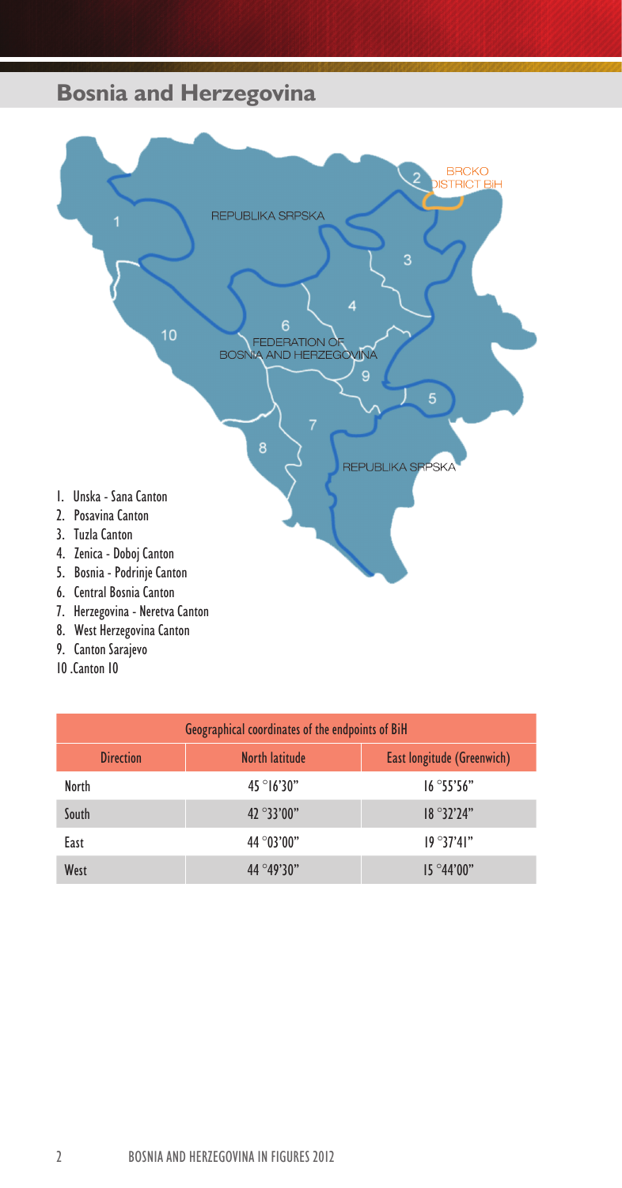# Bosnia and Herzegovina

1. Unska - Sana Canton
2. Posavina Canton
3. Tuzla Canton
4. Zenica - Doboj Canton
5. Bosnia - Podrinje Canton
6. Central Bosnia Canton
7. Herzegovina - Neretva Canton
8. West Herzegovina Canton
9. Canton Sarajevo
10. Canton 10

| Geographical coordinates of the endpoints of BiH | | |
|---|---|---|
| Direction | North latitude | East longitude (Greenwich) |
| North | 45 °16'30" | 16 °55'56" |
| South | 42 °33'00" | 18 °32'24" |
| East | 44 °03'00" | 19 °37'41" |
| West | 44 °49'30" | 15 °44'00" |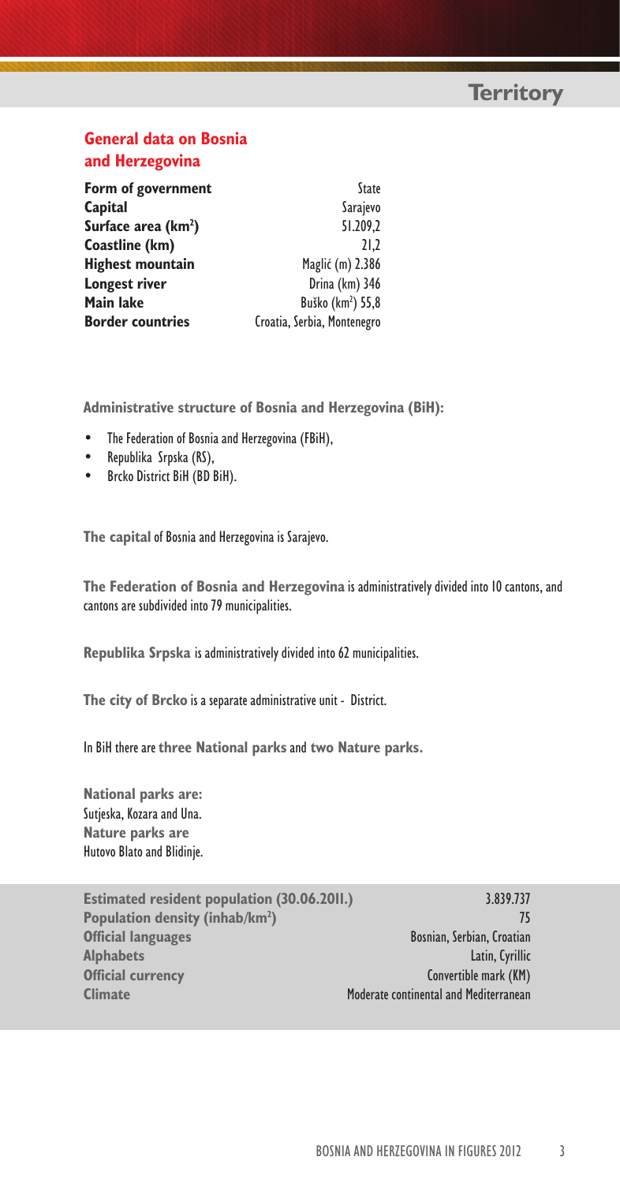## Territory

### General data on Bosnia and Herzegovina

| | |
|---|---|
| **Form of government** | State |
| **Capital** | Sarajevo |
| **Surface area (km$^2$)** | 51.209,2 |
| **Coastline (km)** | 21,2 |
| **Highest mountain** | Maglić (m) 2.386 |
| **Longest river** | Drina (km) 346 |
| **Main lake** | Buško (km$^2$) 55,8 |
| **Border countries** | Croatia, Serbia, Montenegro |

**Administrative structure of Bosnia and Herzegovina (BiH):**

- The Federation of Bosnia and Herzegovina (FBiH),
- Republika Srpska (RS),
- Brcko District BiH (BD BiH).

**The capital** of Bosnia and Herzegovina is Sarajevo.

**The Federation of Bosnia and Herzegovina** is administratively divided into 10 cantons, and cantons are subdivided into 79 municipalities.

**Republika Srpska** is administratively divided into 62 municipalities.

**The city of Brcko** is a separate administrative unit - District.

In BiH there are **three National parks** and **two Nature parks.**

**National parks are:**
Sutjeska, Kozara and Una.
**Nature parks are**
Hutovo Blato and Blidinje.

| | |
|---|---|
| **Estimated resident population (30.06.2011.)** | 3.839.737 |
| **Population density (inhab/km$^2$)** | 75 |
| **Official languages** | Bosnian, Serbian, Croatian |
| **Alphabets** | Latin, Cyrillic |
| **Official currency** | Convertible mark (KM) |
| **Climate** | Moderate continental and Mediterranean |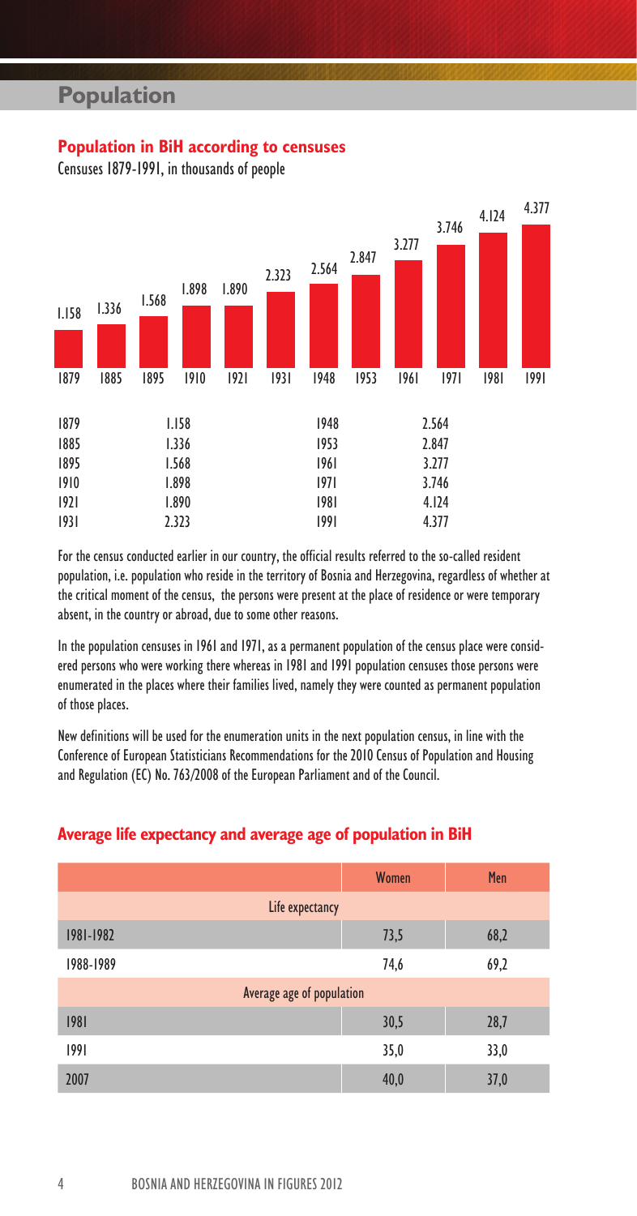# Population

## Population in BiH according to censuses

Censuses 1879-1991, in thousands of people

| 1879 | 1885 | 1895 | 1910 | 1921 | 1931 | 1948 | 1953 | 1961 | 1971 | 1981 | 1991 |
|---|---|---|---|---|---|---|---|---|---|---|---|
| 1.158 | 1.336 | 1.568 | 1.898 | 1.890 | 2.323 | 2.564 | 2.847 | 3.277 | 3.746 | 4.124 | 4.377 |

| | | | |
|---|---|---|---|
| 1879 | 1.158 | 1948 | 2.564 |
| 1885 | 1.336 | 1953 | 2.847 |
| 1895 | 1.568 | 1961 | 3.277 |
| 1910 | 1.898 | 1971 | 3.746 |
| 1921 | 1.890 | 1981 | 4.124 |
| 1931 | 2.323 | 1991 | 4.377 |

For the census conducted earlier in our country, the official results referred to the so-called resident population, i.e. population who reside in the territory of Bosnia and Herzegovina, regardless of whether at the critical moment of the census, the persons were present at the place of residence or were temporary absent, in the country or abroad, due to some other reasons.

In the population censuses in 1961 and 1971, as a permanent population of the census place were considered persons who were working there whereas in 1981 and 1991 population censuses those persons were enumerated in the places where their families lived, namely they were counted as permanent population of those places.

New definitions will be used for the enumeration units in the next population census, in line with the Conference of European Statisticians Recommendations for the 2010 Census of Population and Housing and Regulation (EC) No. 763/2008 of the European Parliament and of the Council.

## Average life expectancy and average age of population in BiH

| | Women | Men |
|---|---|---|
| Life expectancy | | |
| 1981-1982 | 73,5 | 68,2 |
| 1988-1989 | 74,6 | 69,2 |
| Average age of population | | |
| 1981 | 30,5 | 28,7 |
| 1991 | 35,0 | 33,0 |
| 2007 | 40,0 | 37,0 |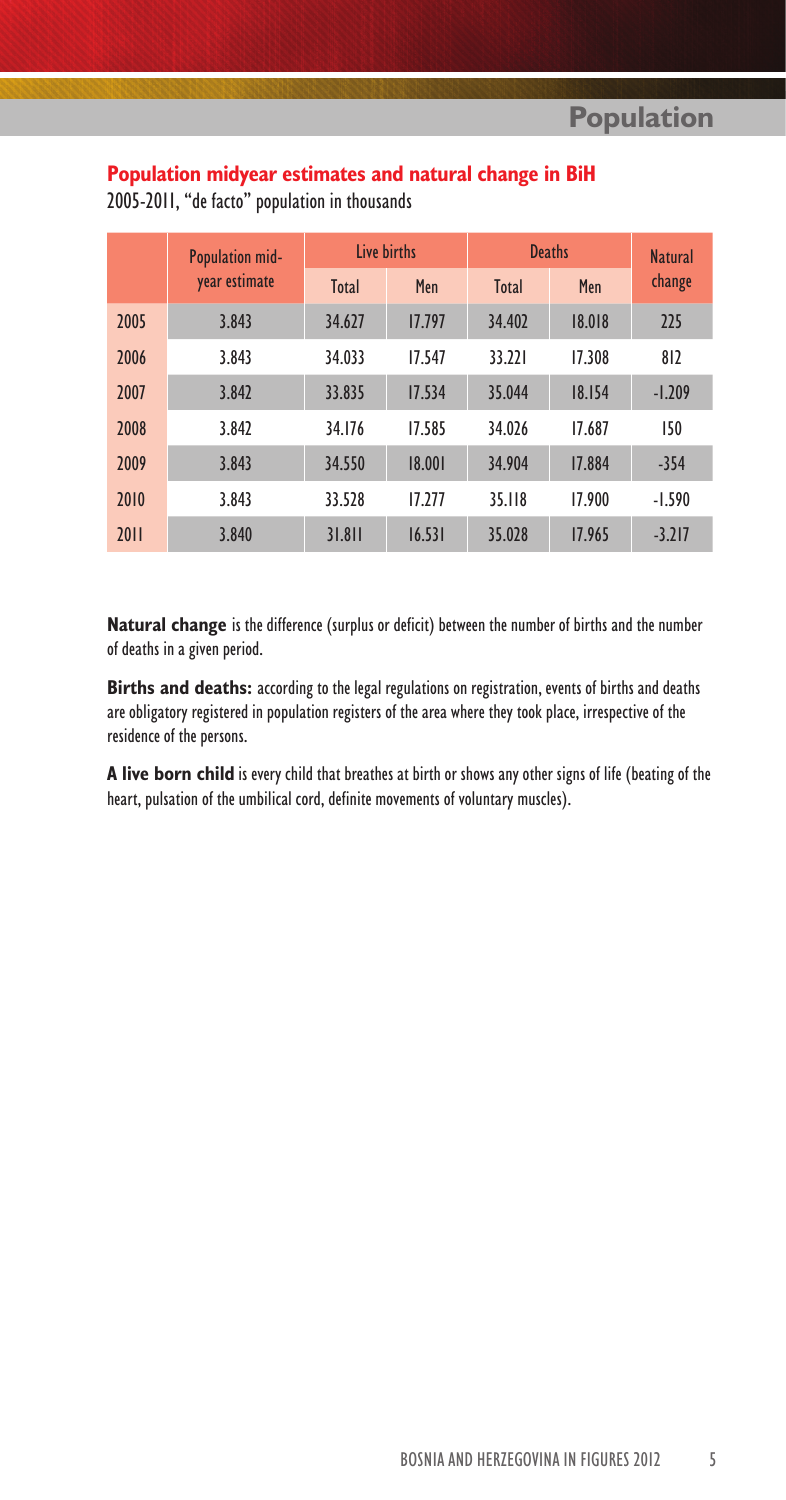# Population

## Population midyear estimates and natural change in BiH

2005-2011, "de facto" population in thousands

| | Population mid-year estimate | Live births | | Deaths | | Natural change |
|---|---|---|---|---|---|---|
| | | Total | Men | Total | Men | |
| 2005 | 3.843 | 34.627 | 17.797 | 34.402 | 18.018 | 225 |
| 2006 | 3.843 | 34.033 | 17.547 | 33.221 | 17.308 | 812 |
| 2007 | 3.842 | 33.835 | 17.534 | 35.044 | 18.154 | -1.209 |
| 2008 | 3.842 | 34.176 | 17.585 | 34.026 | 17.687 | 150 |
| 2009 | 3.843 | 34.550 | 18.001 | 34.904 | 17.884 | -354 |
| 2010 | 3.843 | 33.528 | 17.277 | 35.118 | 17.900 | -1.590 |
| 2011 | 3.840 | 31.811 | 16.531 | 35.028 | 17.965 | -3.217 |

**Natural change** is the difference (surplus or deficit) between the number of births and the number of deaths in a given period.

**Births and deaths:** according to the legal regulations on registration, events of births and deaths are obligatory registered in population registers of the area where they took place, irrespective of the residence of the persons.

**A live born child** is every child that breathes at birth or shows any other signs of life (beating of the heart, pulsation of the umbilical cord, definite movements of voluntary muscles).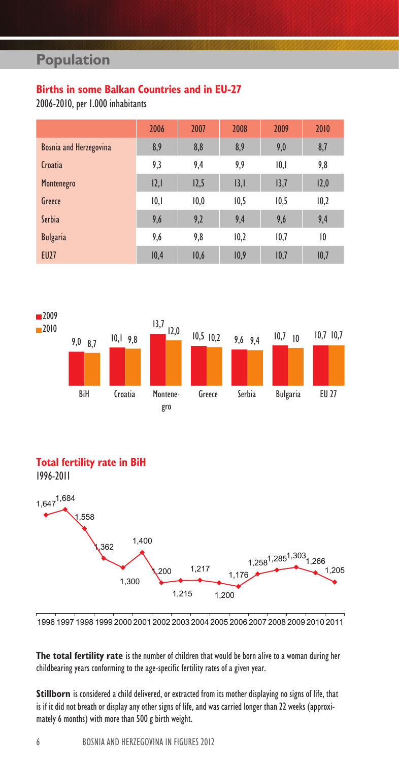# Population

## Births in some Balkan Countries and in EU-27

2006-2010, per 1.000 inhabitants

| | 2006 | 2007 | 2008 | 2009 | 2010 |
|---|---|---|---|---|---|
| Bosnia and Herzegovina | 8,9 | 8,8 | 8,9 | 9,0 | 8,7 |
| Croatia | 9,3 | 9,4 | 9,9 | 10,1 | 9,8 |
| Montenegro | 12,1 | 12,5 | 13,1 | 13,7 | 12,0 |
| Greece | 10,1 | 10,0 | 10,5 | 10,5 | 10,2 |
| Serbia | 9,6 | 9,2 | 9,4 | 9,6 | 9,4 |
| Bulgaria | 9,6 | 9,8 | 10,2 | 10,7 | 10 |
| EU27 | 10,4 | 10,6 | 10,9 | 10,7 | 10,7 |

| | 2009 | 2010 |
|---|---|---|
| BiH | 9,0 | 8,7 |
| Croatia | 10,1 | 9,8 |
| Montenegro | 13,7 | 12,0 |
| Greece | 10,5 | 10,2 |
| Serbia | 9,6 | 9,4 |
| Bulgaria | 10,7 | 10 |
| EU 27 | 10,7 | 10,7 |

## Total fertility rate in BiH

1996-2011

| Year | 1996 | 1997 | 1998 | 1999 | 2000 | 2001 | 2002 | 2003 | 2004 | 2005 | 2006 | 2007 | 2008 | 2009 | 2010 | 2011 |
|---|---|---|---|---|---|---|---|---|---|---|---|---|---|---|---|---|
| Total fertility rate | 1,647 | 1,684 | 1,558 | 1,362 | 1,300 | 1,400 | 1,200 | 1,215 | 1,217 | 1,200 | 1,176 | 1,258 | 1,285 | 1,303 | 1,266 | 1,205 |

**The total fertility rate** is the number of children that would be born alive to a woman during her childbearing years conforming to the age-specific fertility rates of a given year.

**Stillborn** is considered a child delivered, or extracted from its mother displaying no signs of life, that is if it did not breath or display any other signs of life, and was carried longer than 22 weeks (approximately 6 months) with more than 500 g birth weight.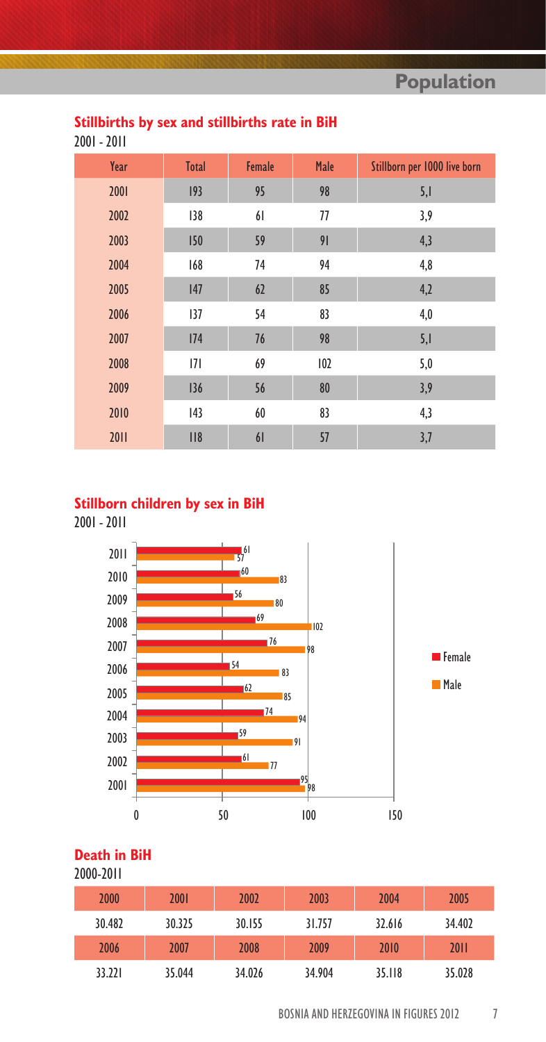## Stillbirths by sex and stillbirths rate in BiH

2001 - 2011

| Year | Total | Female | Male | Stillborn per 1000 live born |
|---|---|---|---|---|
| 2001 | 193 | 95 | 98 | 5,1 |
| 2002 | 138 | 61 | 77 | 3,9 |
| 2003 | 150 | 59 | 91 | 4,3 |
| 2004 | 168 | 74 | 94 | 4,8 |
| 2005 | 147 | 62 | 85 | 4,2 |
| 2006 | 137 | 54 | 83 | 4,0 |
| 2007 | 174 | 76 | 98 | 5,1 |
| 2008 | 171 | 69 | 102 | 5,0 |
| 2009 | 136 | 56 | 80 | 3,9 |
| 2010 | 143 | 60 | 83 | 4,3 |
| 2011 | 118 | 61 | 57 | 3,7 |

## Stillborn children by sex in BiH

2001 - 2011

| Year | Female | Male |
|---|---|---|
| 2011 | 61 | 57 |
| 2010 | 60 | 83 |
| 2009 | 56 | 80 |
| 2008 | 69 | 102 |
| 2007 | 76 | 98 |
| 2006 | 54 | 83 |
| 2005 | 62 | 85 |
| 2004 | 74 | 94 |
| 2003 | 59 | 91 |
| 2002 | 61 | 77 |
| 2001 | 95 | 98 |

## Death in BiH

2000-2011

| 2000 | 2001 | 2002 | 2003 | 2004 | 2005 |
|---|---|---|---|---|---|
| 30.482 | 30.325 | 30.155 | 31.757 | 32.616 | 34.402 |
| **2006** | **2007** | **2008** | **2009** | **2010** | **2011** |
| 33.221 | 35.044 | 34.026 | 34.904 | 35.118 | 35.028 |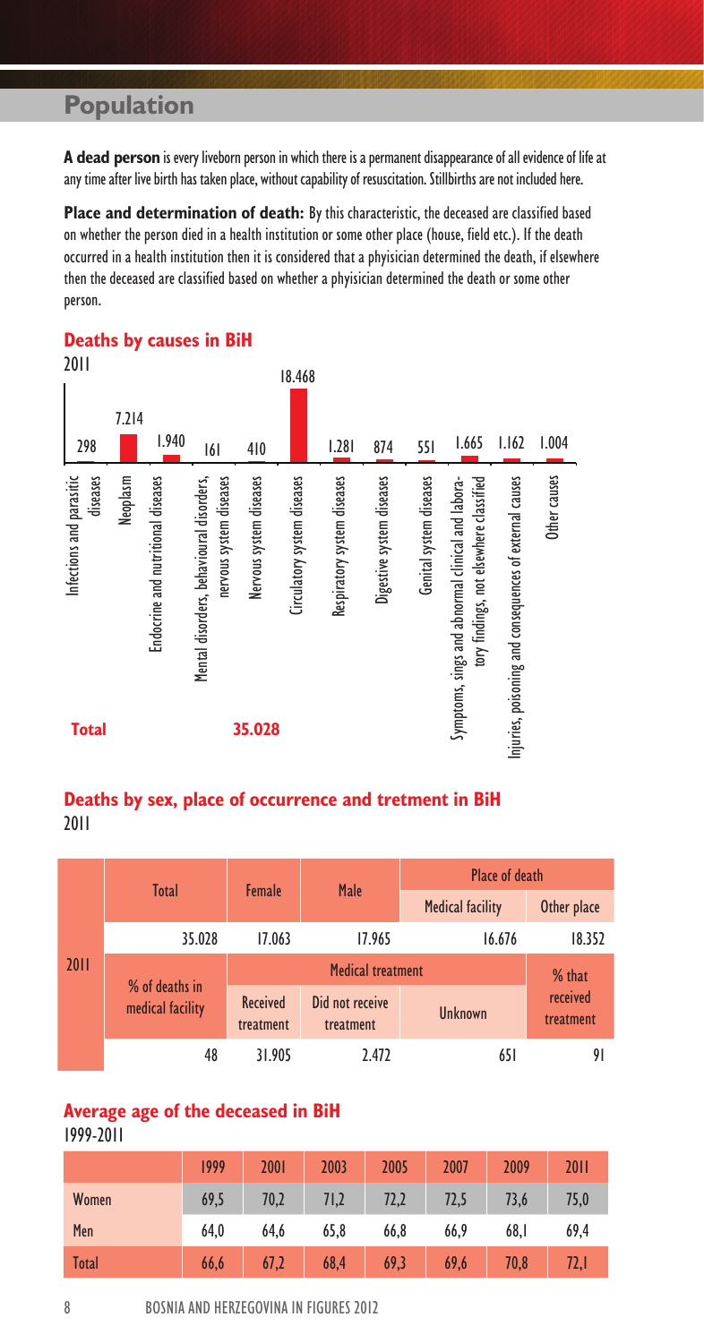# Population

**A dead person** is every liveborn person in which there is a permanent disappearance of all evidence of life at any time after live birth has taken place, without capability of resuscitation. Stillbirths are not included here.

**Place and determination of death:** By this characteristic, the deceased are classified based on whether the person died in a health institution or some other place (house, field etc.). If the death occurred in a health institution then it is considered that a phyisician determined the death, if elsewhere then the deceased are classified based on whether a phyisician determined the death or some other person.

## Deaths by causes in BiH

2011

| Cause | Deaths |
|---|---|
| Infections and parasitic diseases | 298 |
| Neoplasm | 7.214 |
| Endocrine and nutritional diseases | 1.940 |
| Mental disorders, behavioural disorders, nervous system diseases | 161 |
| Nervous system diseases | 410 |
| Circulatory system diseases | 18.468 |
| Respiratory system diseases | 1.281 |
| Digestive system diseases | 874 |
| Genital system diseases | 551 |
| Symptoms, sings and abnormal clinical and laboratory findings, not elsewhere classified | 1.665 |
| Injuries, poisoning and consequences of external causes | 1.162 |
| Other causes | 1.004 |
| **Total** | **35.028** |

## Deaths by sex, place of occurrence and tretment in BiH

2011

| | Total | Female | Male | Place of death | |
|---|---|---|---|---|---|
| | | | | Medical facility | Other place |
| 2011 | 35.028 | 17.063 | 17.965 | 16.676 | 18.352 |
| | % of deaths in medical facility | Medical treatment | | | % that received treatment |
| | | Received treatment | Did not receive treatment | Unknown | |
| | 48 | 31.905 | 2.472 | 651 | 91 |

## Average age of the deceased in BiH

1999-2011

| | 1999 | 2001 | 2003 | 2005 | 2007 | 2009 | 2011 |
|---|---|---|---|---|---|---|---|
| Women | 69,5 | 70,2 | 71,2 | 72,2 | 72,5 | 73,6 | 75,0 |
| Men | 64,0 | 64,6 | 65,8 | 66,8 | 66,9 | 68,1 | 69,4 |
| Total | 66,6 | 67,2 | 68,4 | 69,3 | 69,6 | 70,8 | 72,1 |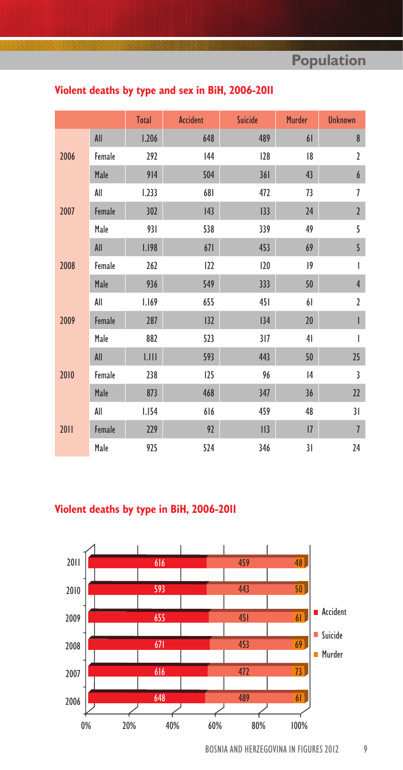# Population

## Violent deaths by type and sex in BiH, 2006-2011

| | | Total | Accident | Suicide | Murder | Unknown |
|---|---|---|---|---|---|---|
| 2006 | All | 1.206 | 648 | 489 | 61 | 8 |
| | Female | 292 | 144 | 128 | 18 | 2 |
| | Male | 914 | 504 | 361 | 43 | 6 |
| 2007 | All | 1.233 | 681 | 472 | 73 | 7 |
| | Female | 302 | 143 | 133 | 24 | 2 |
| | Male | 931 | 538 | 339 | 49 | 5 |
| 2008 | All | 1.198 | 671 | 453 | 69 | 5 |
| | Female | 262 | 122 | 120 | 19 | 1 |
| | Male | 936 | 549 | 333 | 50 | 4 |
| 2009 | All | 1.169 | 655 | 451 | 61 | 2 |
| | Female | 287 | 132 | 134 | 20 | 1 |
| | Male | 882 | 523 | 317 | 41 | 1 |
| 2010 | All | 1.111 | 593 | 443 | 50 | 25 |
| | Female | 238 | 125 | 96 | 14 | 3 |
| | Male | 873 | 468 | 347 | 36 | 22 |
| 2011 | All | 1.154 | 616 | 459 | 48 | 31 |
| | Female | 229 | 92 | 113 | 17 | 7 |
| | Male | 925 | 524 | 346 | 31 | 24 |

## Violent deaths by type in BiH, 2006-2011

| Year | Accident | Suicide | Murder |
|---|---|---|---|
| 2011 | 616 | 459 | 48 |
| 2010 | 593 | 443 | 50 |
| 2009 | 655 | 451 | 61 |
| 2008 | 671 | 453 | 69 |
| 2007 | 616 | 472 | 73 |
| 2006 | 648 | 489 | 61 |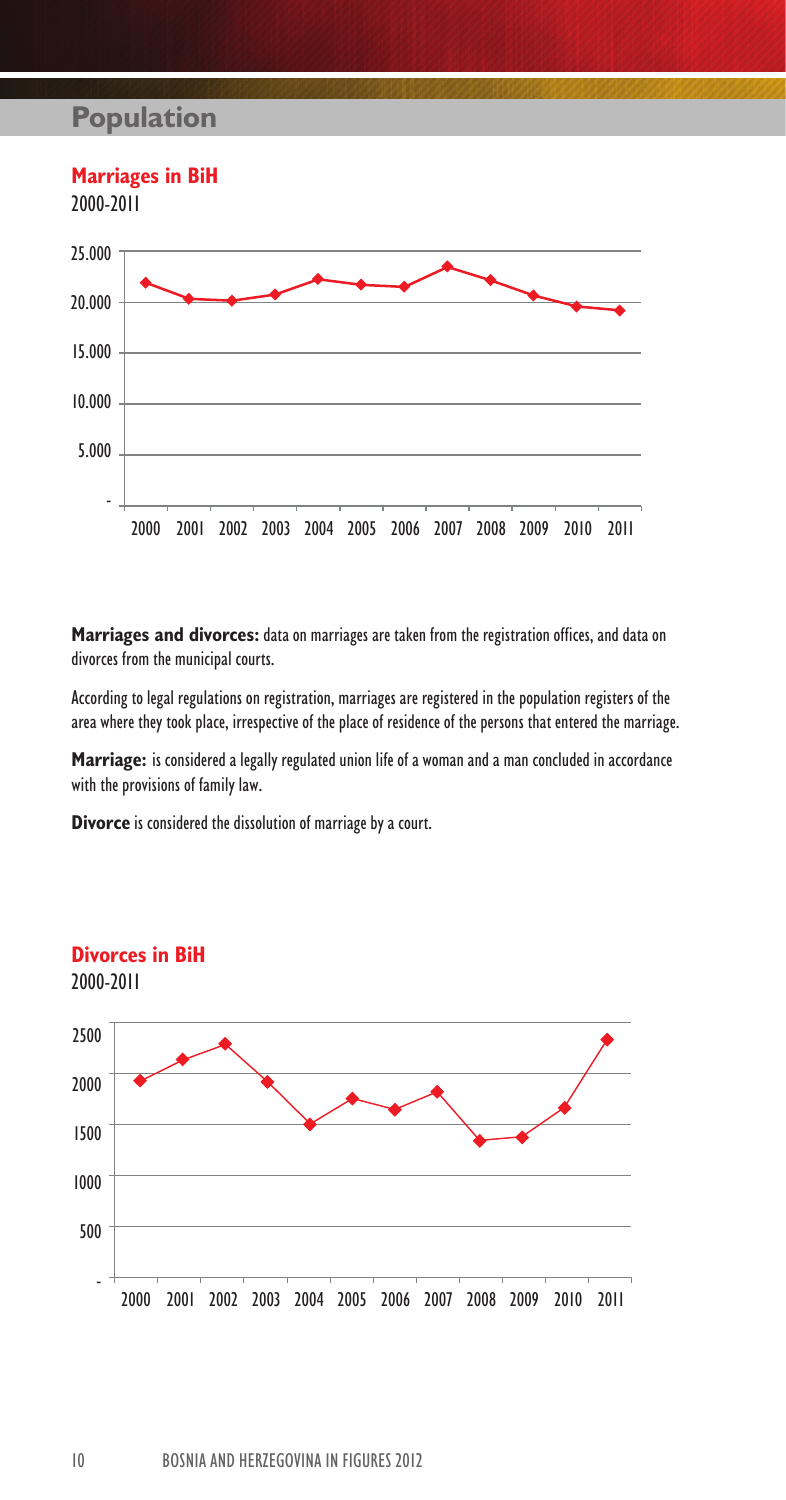# Population

## Marriages in BiH

2000-2011

**Marriages and divorces:** data on marriages are taken from the registration offices, and data on divorces from the municipal courts.

According to legal regulations on registration, marriages are registered in the population registers of the area where they took place, irrespective of the place of residence of the persons that entered the marriage.

**Marriage:** is considered a legally regulated union life of a woman and a man concluded in accordance with the provisions of family law.

**Divorce** is considered the dissolution of marriage by a court.

## Divorces in BiH

2000-2011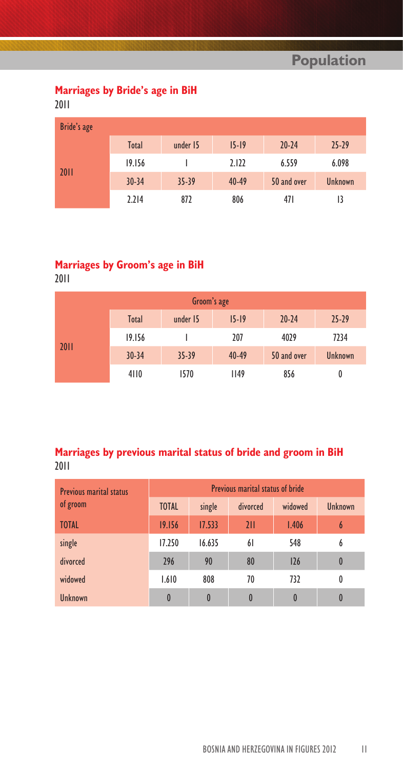## Marriages by Bride's age in BiH

2011

| Bride's age | | | | | |
|---|---|---|---|---|---|
| 2011 | Total | under 15 | 15-19 | 20-24 | 25-29 |
| | 19.156 | 1 | 2.122 | 6.559 | 6.098 |
| | 30-34 | 35-39 | 40-49 | 50 and over | Unknown |
| | 2.214 | 872 | 806 | 471 | 13 |

## Marriages by Groom's age in BiH

2011

| | Groom's age | | | | |
|---|---|---|---|---|---|
| 2011 | Total | under 15 | 15-19 | 20-24 | 25-29 |
| | 19.156 | 1 | 207 | 4029 | 7234 |
| | 30-34 | 35-39 | 40-49 | 50 and over | Unknown |
| | 4110 | 1570 | 1149 | 856 | 0 |

## Marriages by previous marital status of bride and groom in BiH

2011

| Previous marital status of groom | Previous marital status of bride | | | | |
|---|---|---|---|---|---|
| | TOTAL | single | divorced | widowed | Unknown |
| TOTAL | 19.156 | 17.533 | 211 | 1.406 | 6 |
| single | 17.250 | 16.635 | 61 | 548 | 6 |
| divorced | 296 | 90 | 80 | 126 | 0 |
| widowed | 1.610 | 808 | 70 | 732 | 0 |
| Unknown | 0 | 0 | 0 | 0 | 0 |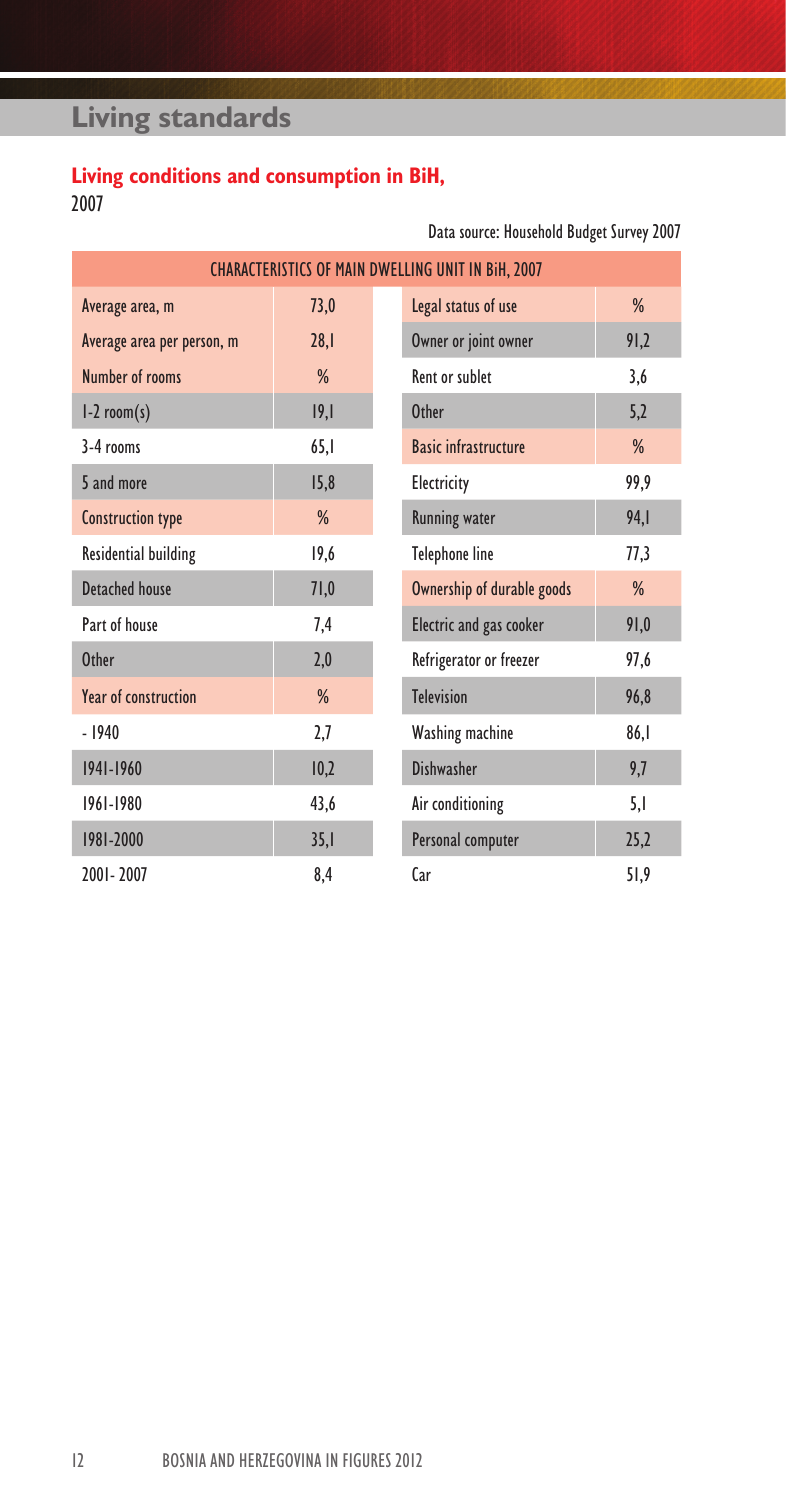# Living standards

## Living conditions and consumption in BiH,
2007

Data source: Household Budget Survey 2007

| CHARACTERISTICS OF MAIN DWELLING UNIT IN BiH, 2007 | | | |
|---|---|---|---|
| Average area, m | 73,0 | Legal status of use | % |
| Average area per person, m | 28,1 | Owner or joint owner | 91,2 |
| Number of rooms | % | Rent or sublet | 3,6 |
| 1-2 room(s) | 19,1 | Other | 5,2 |
| 3-4 rooms | 65,1 | Basic infrastructure | % |
| 5 and more | 15,8 | Electricity | 99,9 |
| Construction type | % | Running water | 94,1 |
| Residential building | 19,6 | Telephone line | 77,3 |
| Detached house | 71,0 | Ownership of durable goods | % |
| Part of house | 7,4 | Electric and gas cooker | 91,0 |
| Other | 2,0 | Refrigerator or freezer | 97,6 |
| Year of construction | % | Television | 96,8 |
| - 1940 | 2,7 | Washing machine | 86,1 |
| 1941-1960 | 10,2 | Dishwasher | 9,7 |
| 1961-1980 | 43,6 | Air conditioning | 5,1 |
| 1981-2000 | 35,1 | Personal computer | 25,2 |
| 2001- 2007 | 8,4 | Car | 51,9 |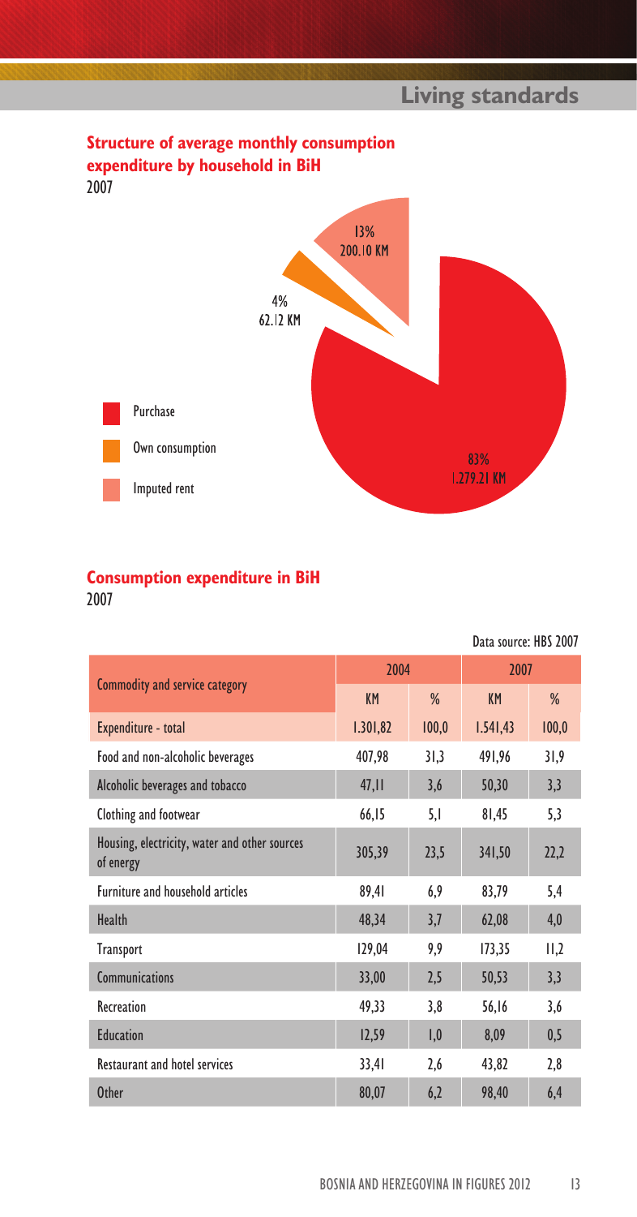## Structure of average monthly consumption expenditure by household in BiH

2007

- Purchase: 83% 1.279.21 KM
- Own consumption: 4% 62.12 KM
- Imputed rent: 13% 200.10 KM

## Consumption expenditure in BiH

2007

Data source: HBS 2007

| Commodity and service category | 2004 | | 2007 | |
|---|---|---|---|---|
| | KM | % | KM | % |
| Expenditure - total | 1.301,82 | 100,0 | 1.541,43 | 100,0 |
| Food and non-alcoholic beverages | 407,98 | 31,3 | 491,96 | 31,9 |
| Alcoholic beverages and tobacco | 47,11 | 3,6 | 50,30 | 3,3 |
| Clothing and footwear | 66,15 | 5,1 | 81,45 | 5,3 |
| Housing, electricity, water and other sources of energy | 305,39 | 23,5 | 341,50 | 22,2 |
| Furniture and household articles | 89,41 | 6,9 | 83,79 | 5,4 |
| Health | 48,34 | 3,7 | 62,08 | 4,0 |
| Transport | 129,04 | 9,9 | 173,35 | 11,2 |
| Communications | 33,00 | 2,5 | 50,53 | 3,3 |
| Recreation | 49,33 | 3,8 | 56,16 | 3,6 |
| Education | 12,59 | 1,0 | 8,09 | 0,5 |
| Restaurant and hotel services | 33,41 | 2,6 | 43,82 | 2,8 |
| Other | 80,07 | 6,2 | 98,40 | 6,4 |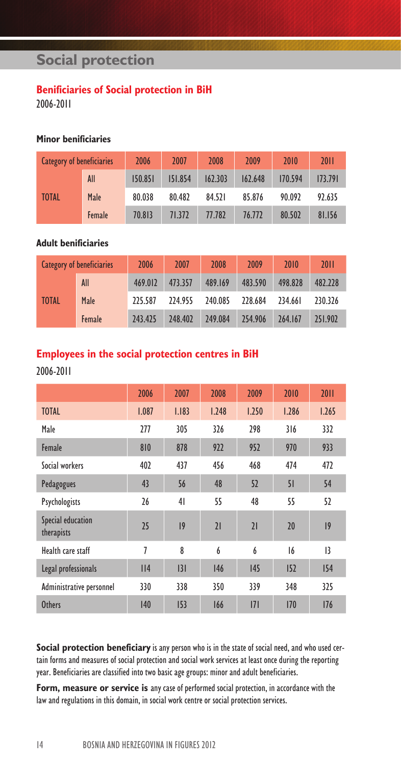# Social protection

## Benificiaries of Social protection in BiH

2006-2011

### Minor benificiaries

| Category of beneficiaries | | 2006 | 2007 | 2008 | 2009 | 2010 | 2011 |
|---|---|---|---|---|---|---|---|
| TOTAL | All | 150.851 | 151.854 | 162.303 | 162.648 | 170.594 | 173.791 |
| | Male | 80.038 | 80.482 | 84.521 | 85.876 | 90.092 | 92.635 |
| | Female | 70.813 | 71.372 | 77.782 | 76.772 | 80.502 | 81.156 |

### Adult benificiaries

| Category of beneficiaries | | 2006 | 2007 | 2008 | 2009 | 2010 | 2011 |
|---|---|---|---|---|---|---|---|
| TOTAL | All | 469.012 | 473.357 | 489.169 | 483.590 | 498.828 | 482.228 |
| | Male | 225.587 | 224.955 | 240.085 | 228.684 | 234.661 | 230.326 |
| | Female | 243.425 | 248.402 | 249.084 | 254.906 | 264.167 | 251.902 |

## Employees in the social protection centres in BiH

2006-2011

| | 2006 | 2007 | 2008 | 2009 | 2010 | 2011 |
|---|---|---|---|---|---|---|
| TOTAL | 1.087 | 1.183 | 1.248 | 1.250 | 1.286 | 1.265 |
| Male | 277 | 305 | 326 | 298 | 316 | 332 |
| Female | 810 | 878 | 922 | 952 | 970 | 933 |
| Social workers | 402 | 437 | 456 | 468 | 474 | 472 |
| Pedagogues | 43 | 56 | 48 | 52 | 51 | 54 |
| Psychologists | 26 | 41 | 55 | 48 | 55 | 52 |
| Special education therapists | 25 | 19 | 21 | 21 | 20 | 19 |
| Health care staff | 7 | 8 | 6 | 6 | 16 | 13 |
| Legal professionals | 114 | 131 | 146 | 145 | 152 | 154 |
| Administrative personnel | 330 | 338 | 350 | 339 | 348 | 325 |
| Others | 140 | 153 | 166 | 171 | 170 | 176 |

**Social protection beneficiary** is any person who is in the state of social need, and who used certain forms and measures of social protection and social work services at least once during the reporting year. Beneficiaries are classified into two basic age groups: minor and adult beneficiaries.

**Form, measure or service is** any case of performed social protection, in accordance with the law and regulations in this domain, in social work centre or social protection services.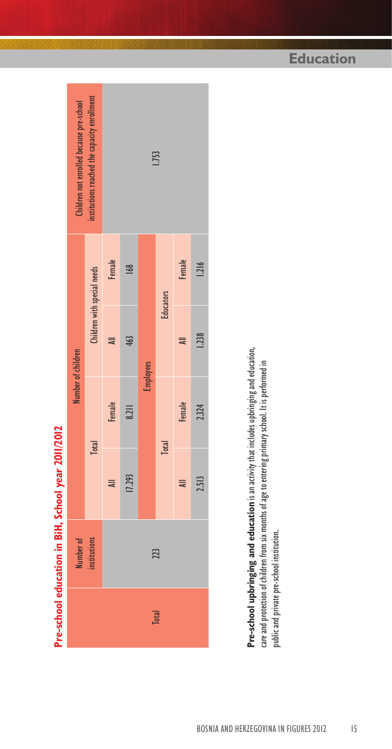## Pre-school education in BiH, School year 2011/2012

| | Number of institutions | Number of children | | | | Children not enrolled because pre-school institutions reached the capacity enrollment |
|---|---|---|---|---|---|---|
| | | Total | | Children with special needs | | |
| | | All | Female | All | Female | |
| Total | 223 | 17.293 | 8.211 | 463 | 168 | 1.753 |
| | | Employees | | | | |
| | | Total | | Educators | | |
| | | All | Female | All | Female | |
| | | 2.513 | 2.324 | 1.238 | 1.216 | |

**Pre-school upbringing and education** is an activity that includes upbringing and education, care and protection of children from six months of age to entering primary school. It is performed in public and private pre-school institution.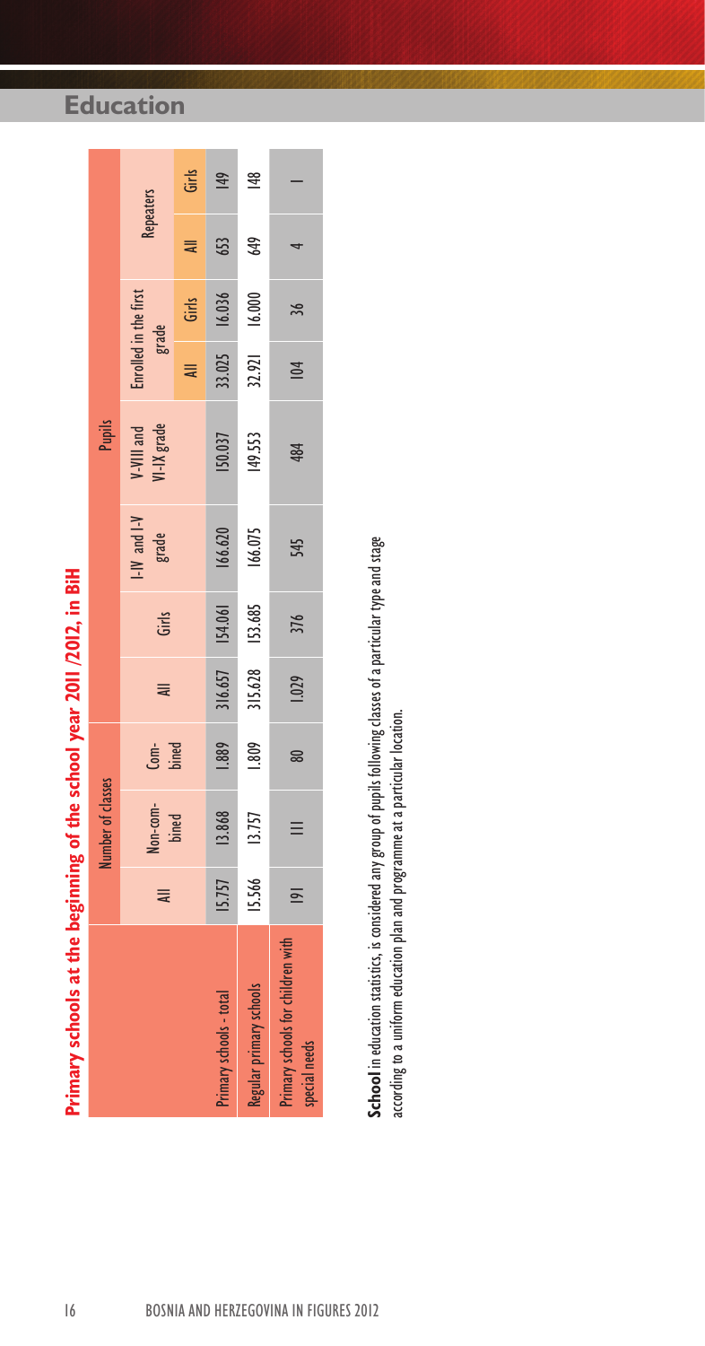## Education

### Primary schools at the beginning of the school year 2011 /2012, in BiH

| | Number of classes | | | Pupils | | | | | | | | |
|---|---|---|---|---|---|---|---|---|---|---|---|---|
| | All | Non-combined | Combined | All | Girls | I-IV and I-V grade | V-VIII and VI-IX grade | Enrolled in the first grade | | Repeaters | |
| | | | | | | | | All | Girls | All | Girls |
| Primary schools - total | 15.757 | 13.868 | 1.889 | 316.657 | 154.061 | 166.620 | 150.037 | 33.025 | 16.036 | 653 | 149 |
| Regular primary schools | 15.566 | 13.757 | 1.809 | 315.628 | 153.685 | 166.075 | 149.553 | 32.921 | 16.000 | 649 | 148 |
| Primary schools for children with special needs | 191 | 111 | 80 | 1.029 | 376 | 545 | 484 | 104 | 36 | 4 | 1 |

**School** in education statistics, is considered any group of pupils following classes of a particular type and stage according to a uniform education plan and programme at a particular location.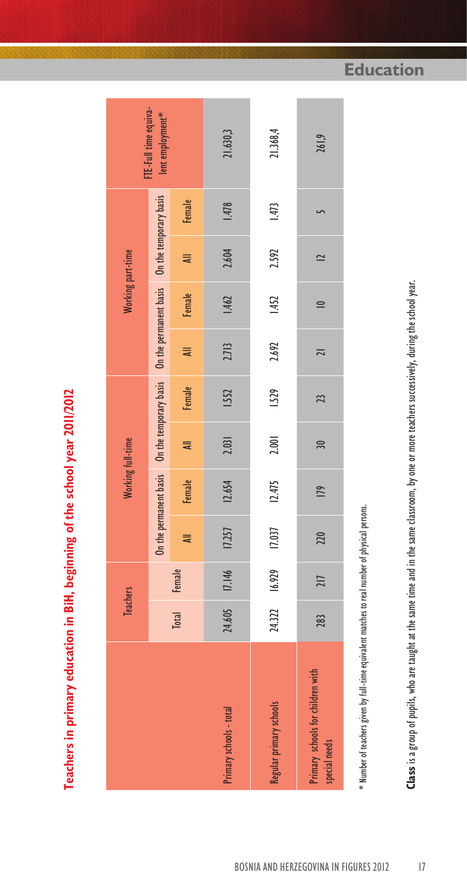## Teachers in primary education in BiH, beginning of the school year 2011/2012

| | Teachers | | Working full-time | | | | Working part-time | | | | FTE-Full time equivalent employment* |
|---|---|---|---|---|---|---|---|---|---|---|---|
| | | | On the permanent basis | | On the temporary basis | | On the permanent basis | | On the temporary basis | | |
| | Total | Female | All | Female | All | Female | All | Female | All | Female | |
| Primary schools - total | 24.605 | 17.146 | 17.257 | 12.654 | 2.031 | 1.552 | 2.713 | 1.462 | 2.604 | 1.478 | 21.630,3 |
| Regular primary schools | 24.322 | 16.929 | 17.037 | 12.475 | 2.001 | 1.529 | 2.692 | 1.452 | 2.592 | 1.473 | 21.368,4 |
| Primary schools for children with special needs | 283 | 217 | 220 | 179 | 30 | 23 | 21 | 10 | 12 | 5 | 261,9 |

* Number of teachers given by full-time equivalent matches to real number of physical persons.

**Class** is a group of pupils, who are taught at the same time and in the same classroom, by one or more teachers successively, during the school year.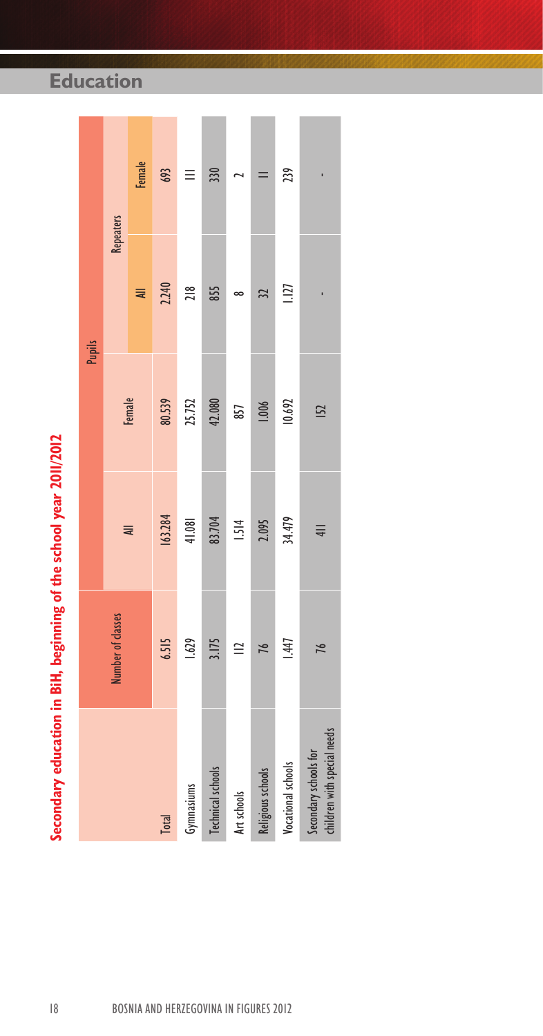# Education

## Secondary education in BiH, beginning of the school year 2011/2012

| | Number of classes | Pupils | | | |
|---|---|---|---|---|---|
| | | All | Female | Repeaters | |
| | | | | All | Female |
| Total | 6.515 | 163.284 | 80.539 | 2.240 | 693 |
| Gymnasiums | 1.629 | 41.081 | 25.752 | 218 | 111 |
| Technical schools | 3.175 | 83.704 | 42.080 | 855 | 330 |
| Art schools | 112 | 1.514 | 857 | 8 | 2 |
| Religious schools | 76 | 2.095 | 1.006 | 32 | 11 |
| Vocational schools | 1.447 | 34.479 | 10.692 | 1.127 | 239 |
| Secondary schools for children with special needs | 76 | 411 | 152 | - | - |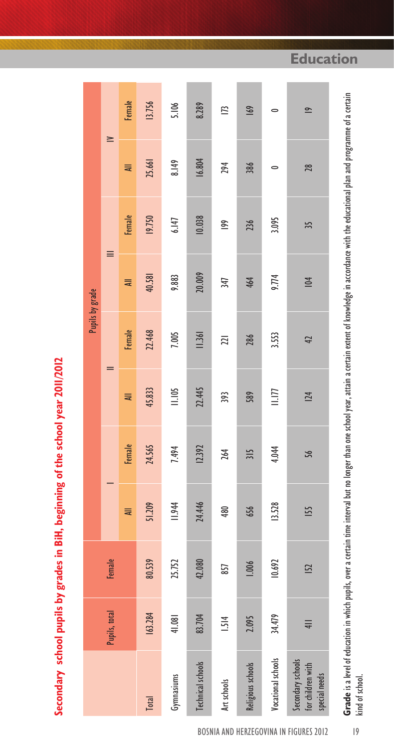## Secondary school pupils by grades in BiH, beginning of the school year 2011/2012

| | Pupils, total | Female | Pupils by grade | | | | | | | |
|---|---|---|---|---|---|---|---|---|---|---|
| | | | I | | II | | III | | IV | |
| | | | All | Female | All | Female | All | Female | All | Female |
| Total | 163.284 | 80.539 | 51.209 | 24.565 | 45.833 | 22.468 | 40.581 | 19.750 | 25.661 | 13.756 |
| Gymnasiums | 41.081 | 25.752 | 11.944 | 7.494 | 11.105 | 7.005 | 9.883 | 6.147 | 8.149 | 5.106 |
| Technical schools | 83.704 | 42.080 | 24.446 | 12392 | 22.445 | 11.361 | 20.009 | 10.038 | 16.804 | 8.289 |
| Art schools | 1.514 | 857 | 480 | 264 | 393 | 221 | 347 | 199 | 294 | 173 |
| Religious schools | 2.095 | 1.006 | 656 | 315 | 589 | 286 | 464 | 236 | 386 | 169 |
| Vocational schools | 34.479 | 10.692 | 13.528 | 4.044 | 11.177 | 3.553 | 9.774 | 3.095 | 0 | 0 |
| Secondary schools for children with special needs | 411 | 152 | 155 | 56 | 124 | 42 | 104 | 35 | 28 | 19 |

**Grade** is a level of education in which pupils, over a certain time interval but no longer than one school year, attain a certain extent of knowledge in accordance with the educational plan and programme of a certain kind of school.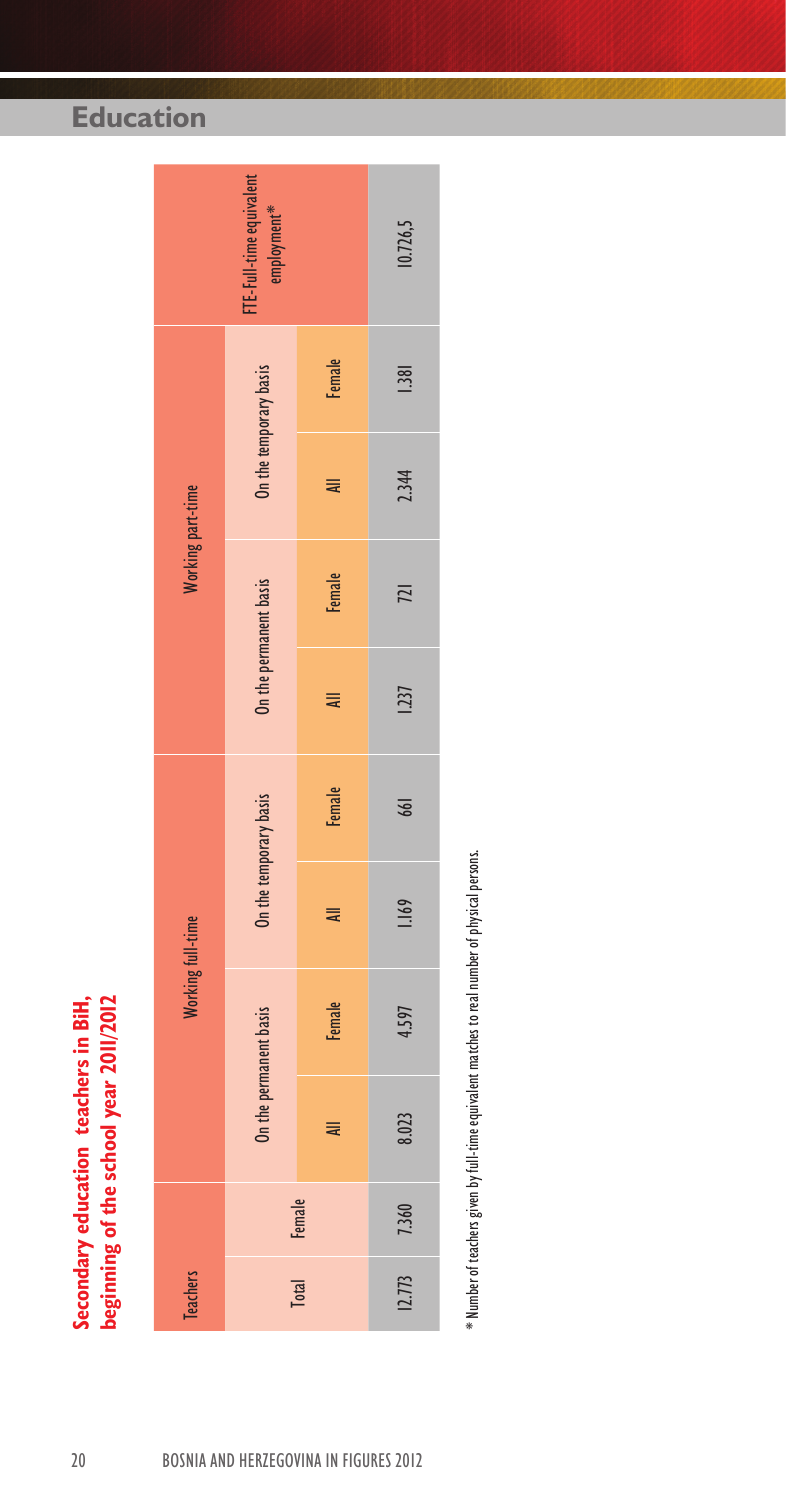# Education

## Secondary education teachers in BiH, beginning of the school year 2011/2012

| Teachers | | Working full-time | | | | Working part-time | | | | FTE-Full-time equivalent employment* |
|---|---|---|---|---|---|---|---|---|---|---|
| | | On the permanent basis | | On the temporary basis | | On the permanent basis | | On the temporary basis | | |
| Total | Female | All | Female | All | Female | All | Female | All | Female | |
| 12.773 | 7.360 | 8.023 | 4.597 | 1.169 | 661 | 1.237 | 721 | 2.344 | 1.381 | 10.726,5 |

\* Number of teachers given by full-time equivalent matches to real number of physical persons.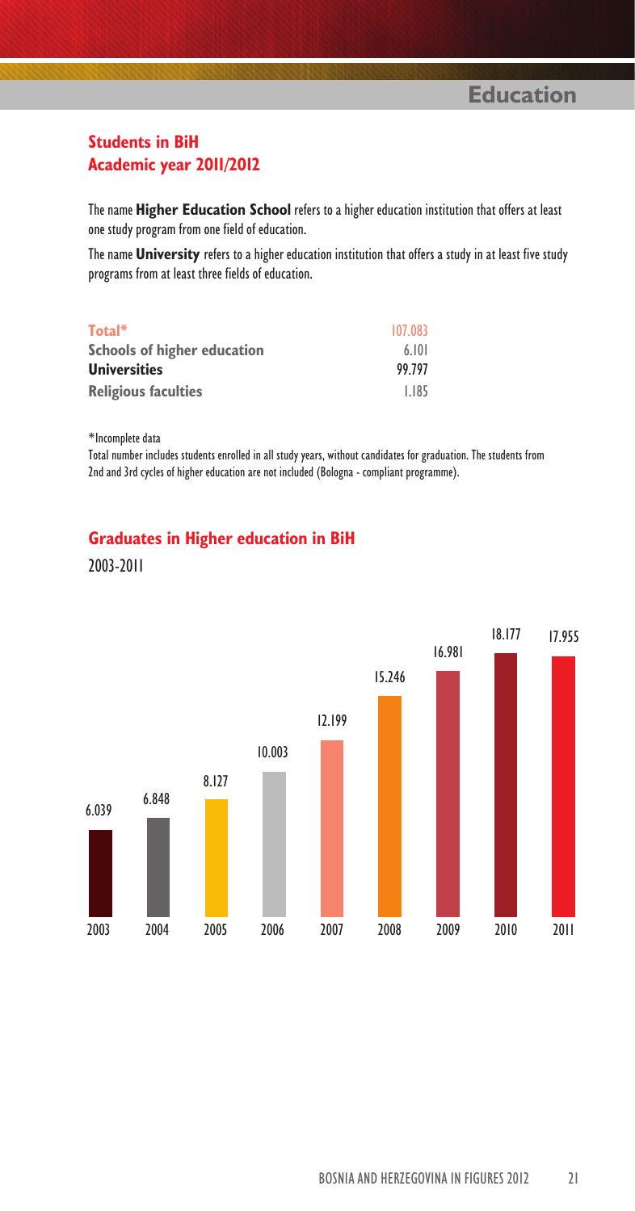## Education

### Students in BiH
### Academic year 2011/2012

The name **Higher Education School** refers to a higher education institution that offers at least one study program from one field of education.

The name **University** refers to a higher education institution that offers a study in at least five study programs from at least three fields of education.

| | |
|---|---|
| **Total*** | 107.083 |
| **Schools of higher education** | 6.101 |
| **Universities** | 99.797 |
| **Religious faculties** | 1.185 |

*Incomplete data

Total number includes students enrolled in all study years, without candidates for graduation. The students from 2nd and 3rd cycles of higher education are not included (Bologna - compliant programme).

### Graduates in Higher education in BiH

2003-2011

| 2003 | 2004 | 2005 | 2006 | 2007 | 2008 | 2009 | 2010 | 2011 |
|---|---|---|---|---|---|---|---|---|
| 6.039 | 6.848 | 8.127 | 10.003 | 12.199 | 15.246 | 16.981 | 18.177 | 17.955 |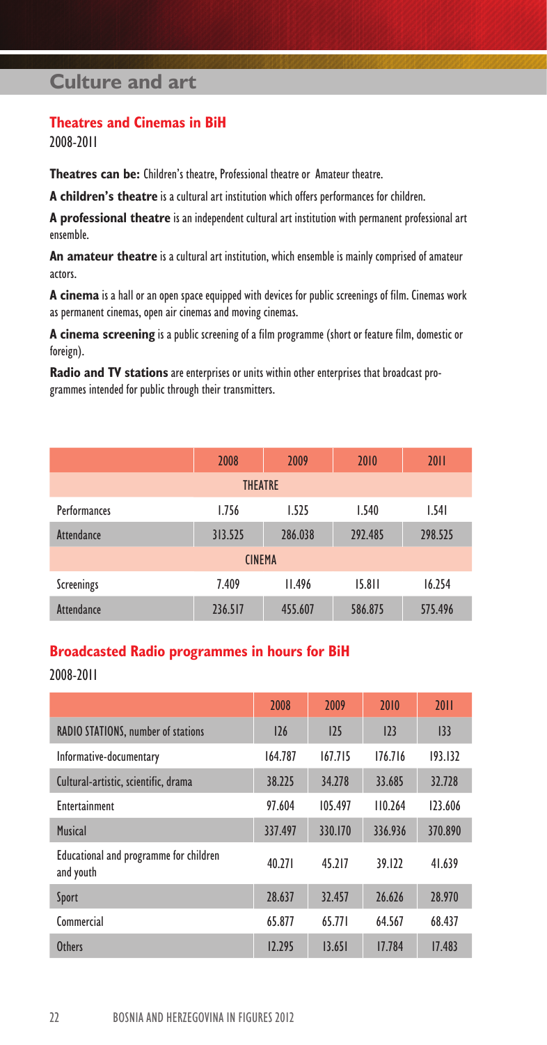# Culture and art

## Theatres and Cinemas in BiH

2008-2011

**Theatres can be:** Children's theatre, Professional theatre or Amateur theatre.

**A children's theatre** is a cultural art institution which offers performances for children.

**A professional theatre** is an independent cultural art institution with permanent professional art ensemble.

**An amateur theatre** is a cultural art institution, which ensemble is mainly comprised of amateur actors.

**A cinema** is a hall or an open space equipped with devices for public screenings of film. Cinemas work as permanent cinemas, open air cinemas and moving cinemas.

**A cinema screening** is a public screening of a film programme (short or feature film, domestic or foreign).

**Radio and TV stations** are enterprises or units within other enterprises that broadcast programmes intended for public through their transmitters.

| | 2008 | 2009 | 2010 | 2011 |
|---|---|---|---|---|
| THEATRE | | | | |
| Performances | 1.756 | 1.525 | 1.540 | 1.541 |
| Attendance | 313.525 | 286.038 | 292.485 | 298.525 |
| CINEMA | | | | |
| Screenings | 7.409 | 11.496 | 15.811 | 16.254 |
| Attendance | 236.517 | 455.607 | 586.875 | 575.496 |

## Broadcasted Radio programmes in hours for BiH

2008-2011

| | 2008 | 2009 | 2010 | 2011 |
|---|---|---|---|---|
| RADIO STATIONS, number of stations | 126 | 125 | 123 | 133 |
| Informative-documentary | 164.787 | 167.715 | 176.716 | 193.132 |
| Cultural-artistic, scientific, drama | 38.225 | 34.278 | 33.685 | 32.728 |
| Entertainment | 97.604 | 105.497 | 110.264 | 123.606 |
| Musical | 337.497 | 330.170 | 336.936 | 370.890 |
| Educational and programme for children and youth | 40.271 | 45.217 | 39.122 | 41.639 |
| Sport | 28.637 | 32.457 | 26.626 | 28.970 |
| Commercial | 65.877 | 65.771 | 64.567 | 68.437 |
| Others | 12.295 | 13.651 | 17.784 | 17.483 |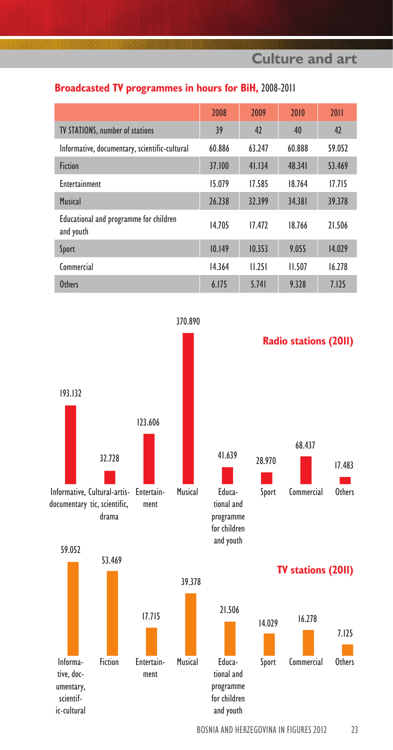## Broadcasted TV programmes in hours for BiH, 2008-2011

| | 2008 | 2009 | 2010 | 2011 |
|---|---|---|---|---|
| TV STATIONS, number of stations | 39 | 42 | 40 | 42 |
| Informative, documentary, scientific-cultural | 60.886 | 63.247 | 60.888 | 59.052 |
| Fiction | 37.100 | 41.134 | 48.341 | 53.469 |
| Entertainment | 15.079 | 17.585 | 18.764 | 17.715 |
| Musical | 26.238 | 32.399 | 34.381 | 39.378 |
| Educational and programme for children and youth | 14.705 | 17.472 | 18.766 | 21.506 |
| Sport | 10.149 | 10.353 | 9.055 | 14.029 |
| Commercial | 14.364 | 11.251 | 11.507 | 16.278 |
| Others | 6.175 | 5.741 | 9.328 | 7.125 |

**Radio stations (2011)**

| Informative, documentary | Cultural-artistic, scientific, drama | Entertainment | Musical | Educational and programme for children and youth | Sport | Commercial | Others |
|---|---|---|---|---|---|---|---|
| 193.132 | 32.728 | 123.606 | 370.890 | 41.639 | 28.970 | 68.437 | 17.483 |

**TV stations (2011)**

| Informative, documentary, scientific-cultural | Fiction | Entertainment | Musical | Educational and programme for children and youth | Sport | Commercial | Others |
|---|---|---|---|---|---|---|---|
| 59.052 | 53.469 | 17.715 | 39.378 | 21.506 | 14.029 | 16.278 | 7.125 |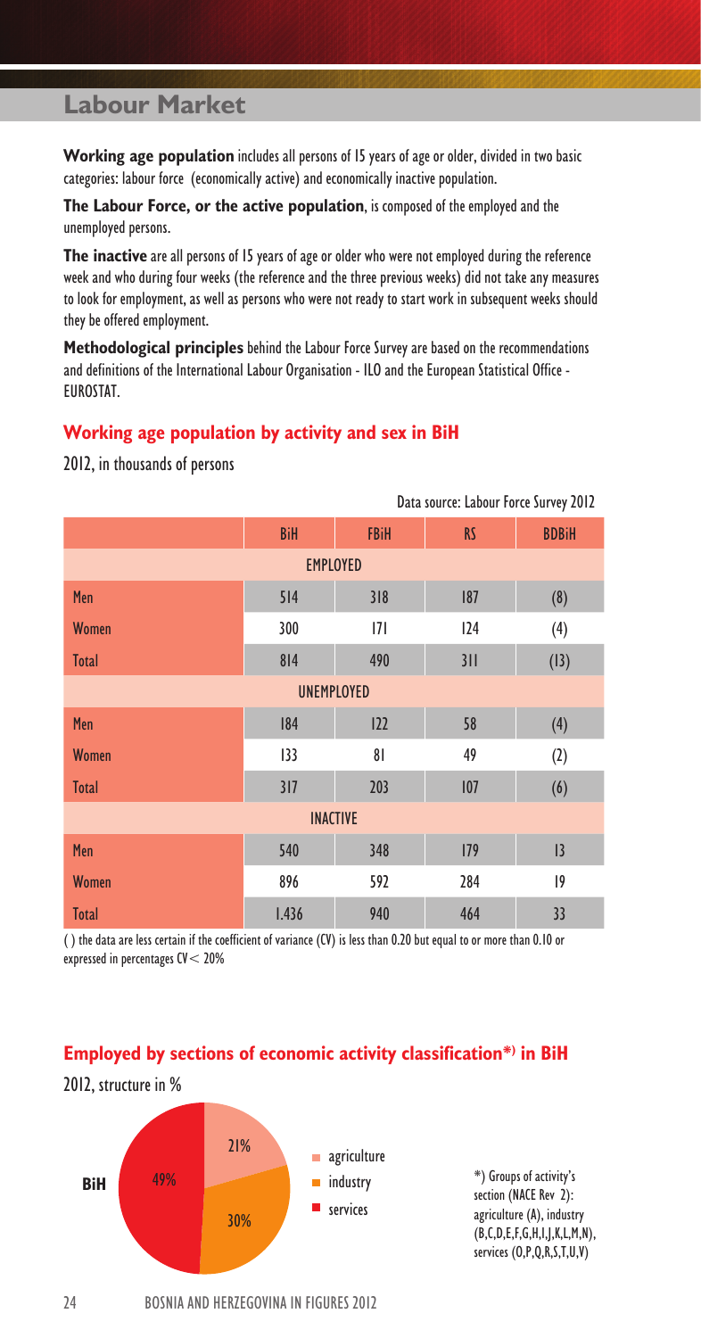# Labour Market

**Working age population** includes all persons of 15 years of age or older, divided in two basic categories: labour force (economically active) and economically inactive population.

**The Labour Force, or the active population**, is composed of the employed and the unemployed persons.

**The inactive** are all persons of 15 years of age or older who were not employed during the reference week and who during four weeks (the reference and the three previous weeks) did not take any measures to look for employment, as well as persons who were not ready to start work in subsequent weeks should they be offered employment.

**Methodological principles** behind the Labour Force Survey are based on the recommendations and definitions of the International Labour Organisation - ILO and the European Statistical Office - EUROSTAT.

## Working age population by activity and sex in BiH

2012, in thousands of persons

Data source: Labour Force Survey 2012

| | BiH | FBiH | RS | BDBiH |
|---|---|---|---|---|
| **EMPLOYED** | | | | |
| Men | 514 | 318 | 187 | (8) |
| Women | 300 | 171 | 124 | (4) |
| Total | 814 | 490 | 311 | (13) |
| **UNEMPLOYED** | | | | |
| Men | 184 | 122 | 58 | (4) |
| Women | 133 | 81 | 49 | (2) |
| Total | 317 | 203 | 107 | (6) |
| **INACTIVE** | | | | |
| Men | 540 | 348 | 179 | 13 |
| Women | 896 | 592 | 284 | 19 |
| Total | 1.436 | 940 | 464 | 33 |

( ) the data are less certain if the coefficient of variance (CV) is less than 0.20 but equal to or more than 0.10 or expressed in percentages CV < 20%

## Employed by sections of economic activity classification*) in BiH

2012, structure in %

BiH

| | % |
|---|---|
| agriculture | 21% |
| industry | 30% |
| services | 49% |

*) Groups of activity's section (NACE Rev 2): agriculture (A), industry (B,C,D,E,F,G,H,I,J,K,L,M,N), services (O,P,Q,R,S,T,U,V)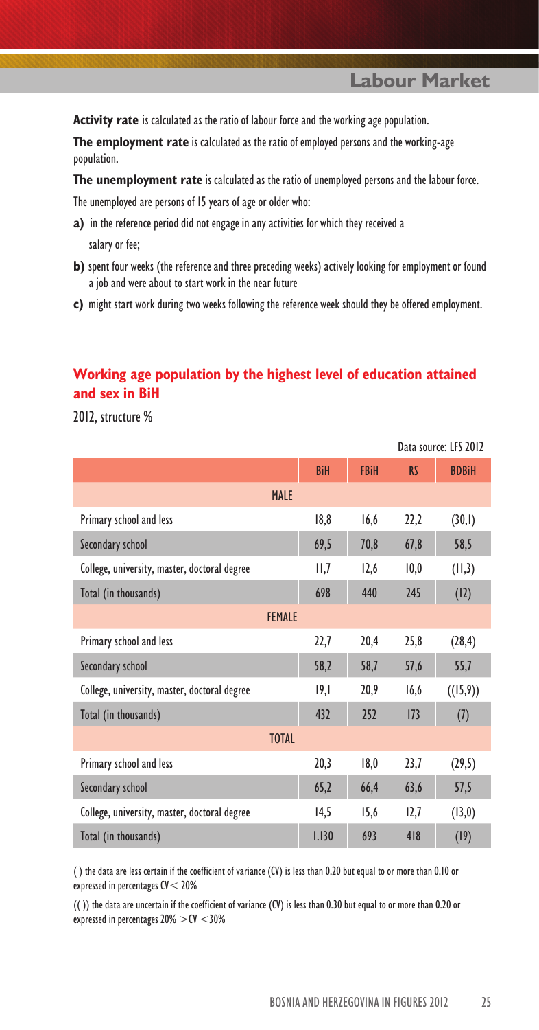**Activity rate** is calculated as the ratio of labour force and the working age population.

**The employment rate** is calculated as the ratio of employed persons and the working-age population.

**The unemployment rate** is calculated as the ratio of unemployed persons and the labour force.

The unemployed are persons of 15 years of age or older who:

**a)** in the reference period did not engage in any activities for which they received a salary or fee;

**b)** spent four weeks (the reference and three preceding weeks) actively looking for employment or found a job and were about to start work in the near future

**c)** might start work during two weeks following the reference week should they be offered employment.

## Working age population by the highest level of education attained and sex in BiH

2012, structure %

Data source: LFS 2012

| | BiH | FBiH | RS | BDBiH |
|---|---|---|---|---|
| **MALE** | | | | |
| Primary school and less | 18,8 | 16,6 | 22,2 | (30,1) |
| Secondary school | 69,5 | 70,8 | 67,8 | 58,5 |
| College, university, master, doctoral degree | 11,7 | 12,6 | 10,0 | (11,3) |
| Total (in thousands) | 698 | 440 | 245 | (12) |
| **FEMALE** | | | | |
| Primary school and less | 22,7 | 20,4 | 25,8 | (28,4) |
| Secondary school | 58,2 | 58,7 | 57,6 | 55,7 |
| College, university, master, doctoral degree | 19,1 | 20,9 | 16,6 | ((15,9)) |
| Total (in thousands) | 432 | 252 | 173 | (7) |
| **TOTAL** | | | | |
| Primary school and less | 20,3 | 18,0 | 23,7 | (29,5) |
| Secondary school | 65,2 | 66,4 | 63,6 | 57,5 |
| College, university, master, doctoral degree | 14,5 | 15,6 | 12,7 | (13,0) |
| Total (in thousands) | 1.130 | 693 | 418 | (19) |

( ) the data are less certain if the coefficient of variance (CV) is less than 0.20 but equal to or more than 0.10 or expressed in percentages CV< 20%

(( )) the data are uncertain if the coefficient of variance (CV) is less than 0.30 but equal to or more than 0.20 or expressed in percentages 20% >CV <30%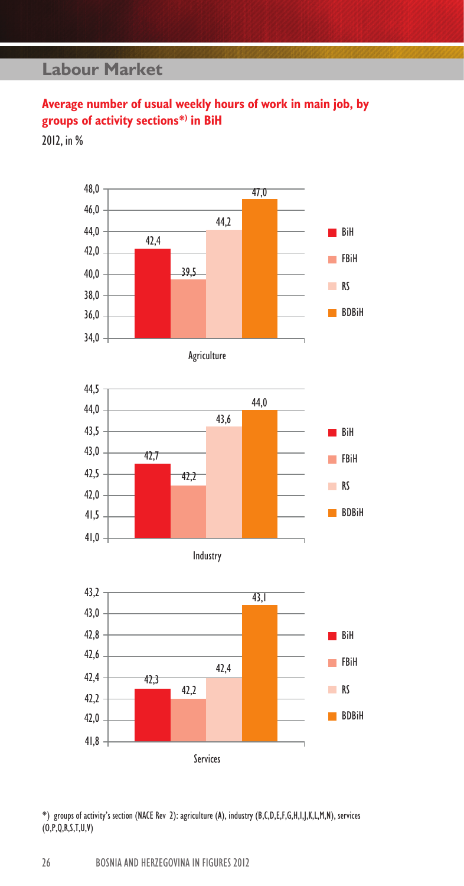## Labour Market

### Average number of usual weekly hours of work in main job, by groups of activity sections*) in BiH

2012, in %

**Agriculture**

| | BiH | FBiH | RS | BDBiH |
|---|---|---|---|---|
| Agriculture | 42,4 | 39,5 | 44,2 | 47,0 |

**Industry**

| | BiH | FBiH | RS | BDBiH |
|---|---|---|---|---|
| Industry | 42,7 | 42,2 | 43,6 | 44,0 |

**Services**

| | BiH | FBiH | RS | BDBiH |
|---|---|---|---|---|
| Services | 42,3 | 42,2 | 42,4 | 43,1 |

*) groups of activity's section (NACE Rev 2): agriculture (A), industry (B,C,D,E,F,G,H,I,J,K,L,M,N), services (O,P,Q,R,S,T,U,V)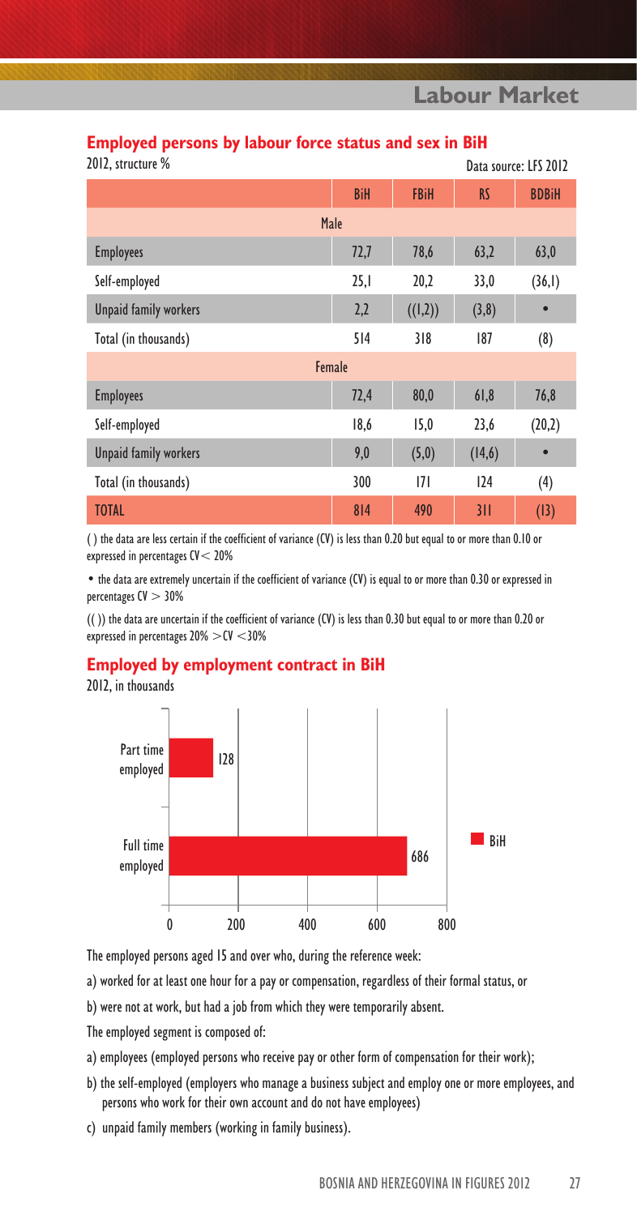## Employed persons by labour force status and sex in BiH

2012, structure %

Data source: LFS 2012

| | BiH | FBiH | RS | BDBiH |
|---|---|---|---|---|
| **Male** | | | | |
| Employees | 72,7 | 78,6 | 63,2 | 63,0 |
| Self-employed | 25,1 | 20,2 | 33,0 | (36,1) |
| Unpaid family workers | 2,2 | ((1,2)) | (3,8) | • |
| Total (in thousands) | 514 | 318 | 187 | (8) |
| **Female** | | | | |
| Employees | 72,4 | 80,0 | 61,8 | 76,8 |
| Self-employed | 18,6 | 15,0 | 23,6 | (20,2) |
| Unpaid family workers | 9,0 | (5,0) | (14,6) | • |
| Total (in thousands) | 300 | 171 | 124 | (4) |
| TOTAL | 814 | 490 | 311 | (13) |

( ) the data are less certain if the coefficient of variance (CV) is less than 0.20 but equal to or more than 0.10 or expressed in percentages CV < 20%

• the data are extremely uncertain if the coefficient of variance (CV) is equal to or more than 0.30 or expressed in percentages CV > 30%

(( )) the data are uncertain if the coefficient of variance (CV) is less than 0.30 but equal to or more than 0.20 or expressed in percentages 20% > CV < 30%

## Employed by employment contract in BiH

2012, in thousands

| | BiH |
|---|---|
| Part time employed | 128 |
| Full time employed | 686 |

The employed persons aged 15 and over who, during the reference week:

a) worked for at least one hour for a pay or compensation, regardless of their formal status, or

b) were not at work, but had a job from which they were temporarily absent.

The employed segment is composed of:

a) employees (employed persons who receive pay or other form of compensation for their work);

b) the self-employed (employers who manage a business subject and employ one or more employees, and persons who work for their own account and do not have employees)

c) unpaid family members (working in family business).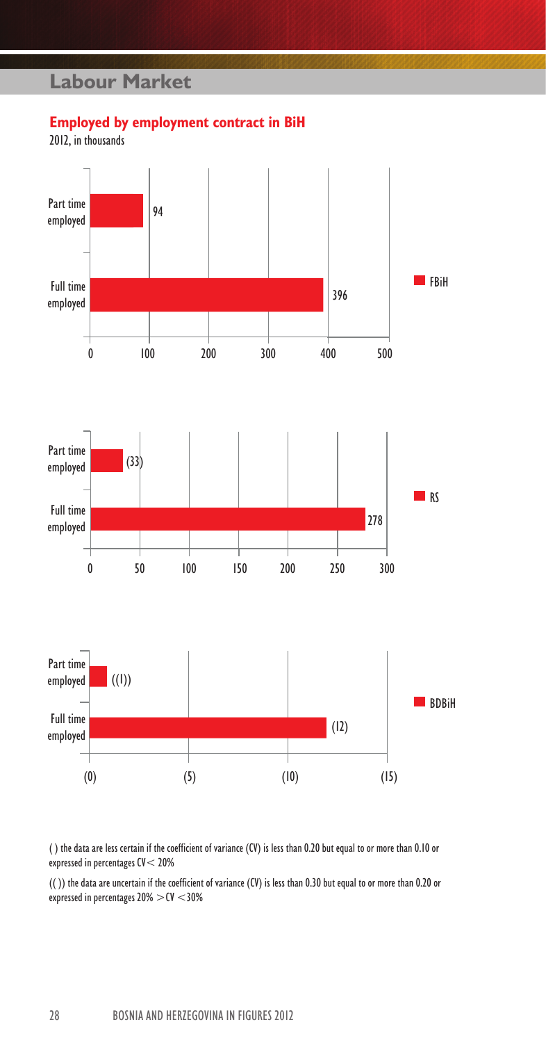# Labour Market

## Employed by employment contract in BiH

2012, in thousands

| | FBiH | RS | BDBiH |
|---|---|---|---|
| Part time employed | 94 | (33) | ((1)) |
| Full time employed | 396 | 278 | (12) |

( ) the data are less certain if the coefficient of variance (CV) is less than 0.20 but equal to or more than 0.10 or expressed in percentages CV< 20%

(( )) the data are uncertain if the coefficient of variance (CV) is less than 0.30 but equal to or more than 0.20 or expressed in percentages 20% >CV <30%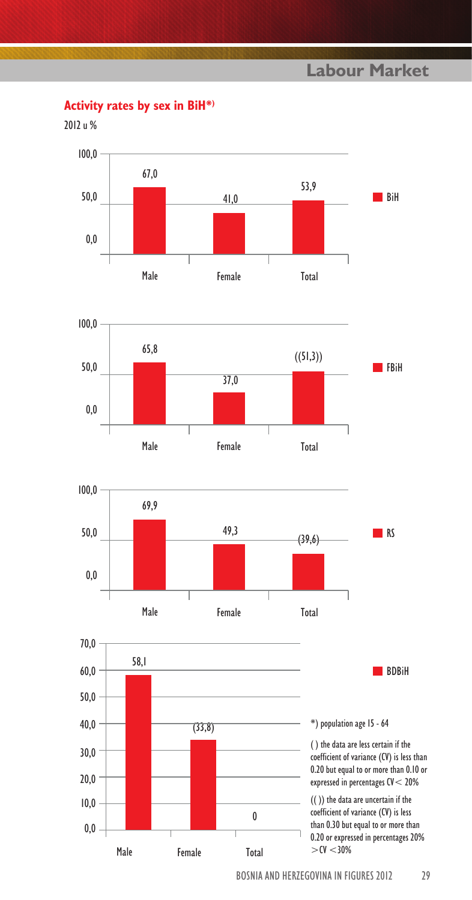## Activity rates by sex in BiH*)

2012 u %

| | Male | Female | Total |
|---|---|---|---|
| BiH | 67,0 | 41,0 | 53,9 |
| FBiH | 65,8 | 37,0 | ((51,3)) |
| RS | 69,9 | 49,3 | (39,6) |
| BDBiH | 58,1 | (33,8) | 0 |

*) population age 15 - 64

( ) the data are less certain if the coefficient of variance (CV) is less than 0.20 but equal to or more than 0.10 or expressed in percentages CV < 20%

(( )) the data are uncertain if the coefficient of variance (CV) is less than 0.30 but equal to or more than 0.20 or expressed in percentages 20% > CV < 30%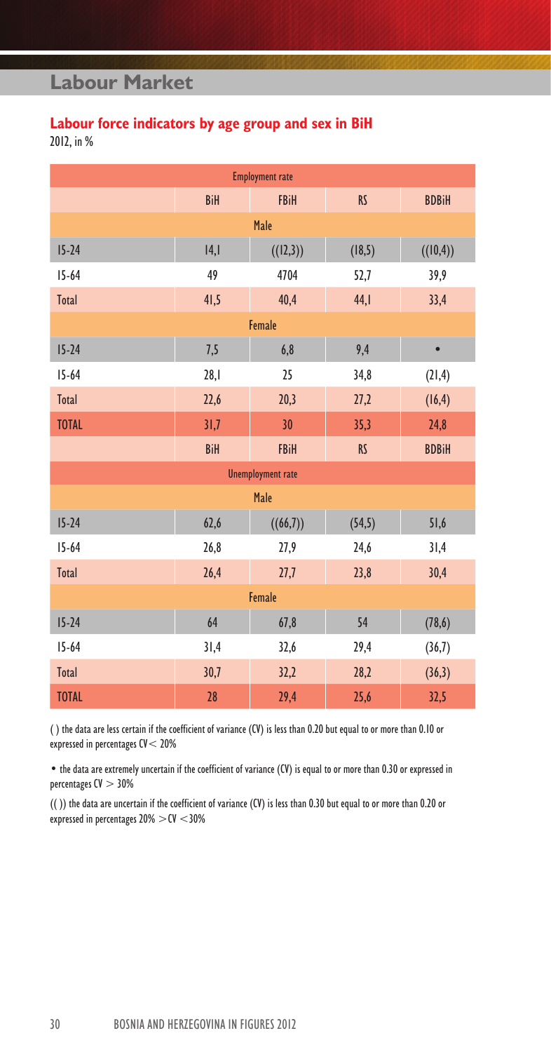## Labour Market

### Labour force indicators by age group and sex in BiH

2012, in %

| Employment rate | | | | |
|---|---|---|---|---|
| | BiH | FBiH | RS | BDBiH |
| Male | | | | |
| 15-24 | 14,1 | ((12,3)) | (18,5) | ((10,4)) |
| 15-64 | 49 | 4704 | 52,7 | 39,9 |
| Total | 41,5 | 40,4 | 44,1 | 33,4 |
| Female | | | | |
| 15-24 | 7,5 | 6,8 | 9,4 | • |
| 15-64 | 28,1 | 25 | 34,8 | (21,4) |
| Total | 22,6 | 20,3 | 27,2 | (16,4) |
| TOTAL | 31,7 | 30 | 35,3 | 24,8 |
| | BiH | FBiH | RS | BDBiH |
| Unemployment rate | | | | |
| Male | | | | |
| 15-24 | 62,6 | ((66,7)) | (54,5) | 51,6 |
| 15-64 | 26,8 | 27,9 | 24,6 | 31,4 |
| Total | 26,4 | 27,7 | 23,8 | 30,4 |
| Female | | | | |
| 15-24 | 64 | 67,8 | 54 | (78,6) |
| 15-64 | 31,4 | 32,6 | 29,4 | (36,7) |
| Total | 30,7 | 32,2 | 28,2 | (36,3) |
| TOTAL | 28 | 29,4 | 25,6 | 32,5 |

( ) the data are less certain if the coefficient of variance (CV) is less than 0.20 but equal to or more than 0.10 or expressed in percentages CV< 20%

• the data are extremely uncertain if the coefficient of variance (CV) is equal to or more than 0.30 or expressed in percentages CV > 30%

(( )) the data are uncertain if the coefficient of variance (CV) is less than 0.30 but equal to or more than 0.20 or expressed in percentages 20% >CV <30%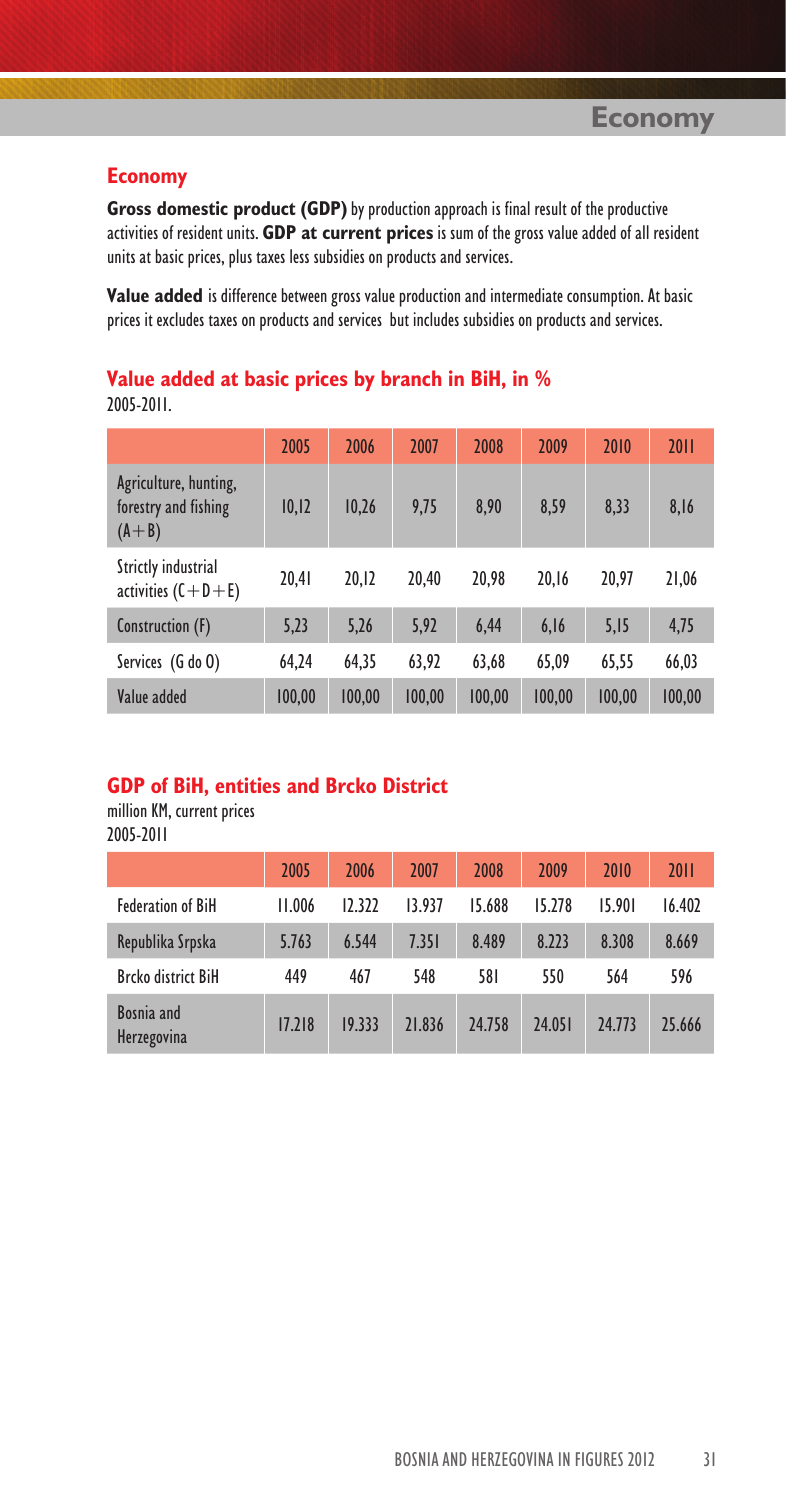## Economy

**Gross domestic product (GDP)** by production approach is final result of the productive activities of resident units. **GDP at current prices** is sum of the gross value added of all resident units at basic prices, plus taxes less subsidies on products and services.

**Value added** is difference between gross value production and intermediate consumption. At basic prices it excludes taxes on products and services but includes subsidies on products and services.

### Value added at basic prices by branch in BiH, in %

2005-2011.

| | 2005 | 2006 | 2007 | 2008 | 2009 | 2010 | 2011 |
|---|---|---|---|---|---|---|---|
| Agriculture, hunting, forestry and fishing (A+B) | 10,12 | 10,26 | 9,75 | 8,90 | 8,59 | 8,33 | 8,16 |
| Strictly industrial activities (C+D+E) | 20,41 | 20,12 | 20,40 | 20,98 | 20,16 | 20,97 | 21,06 |
| Construction (F) | 5,23 | 5,26 | 5,92 | 6,44 | 6,16 | 5,15 | 4,75 |
| Services (G do O) | 64,24 | 64,35 | 63,92 | 63,68 | 65,09 | 65,55 | 66,03 |
| Value added | 100,00 | 100,00 | 100,00 | 100,00 | 100,00 | 100,00 | 100,00 |

### GDP of BiH, entities and Brcko District

million KM, current prices
2005-2011

| | 2005 | 2006 | 2007 | 2008 | 2009 | 2010 | 2011 |
|---|---|---|---|---|---|---|---|
| Federation of BiH | 11.006 | 12.322 | 13.937 | 15.688 | 15.278 | 15.901 | 16.402 |
| Republika Srpska | 5.763 | 6.544 | 7.351 | 8.489 | 8.223 | 8.308 | 8.669 |
| Brcko district BiH | 449 | 467 | 548 | 581 | 550 | 564 | 596 |
| Bosnia and Herzegovina | 17.218 | 19.333 | 21.836 | 24.758 | 24.051 | 24.773 | 25.666 |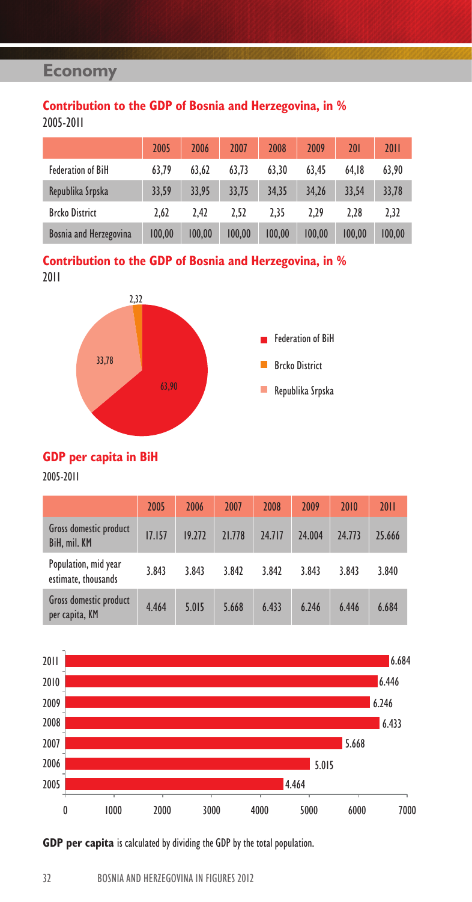# Economy

## Contribution to the GDP of Bosnia and Herzegovina, in %

2005-2011

| | 2005 | 2006 | 2007 | 2008 | 2009 | 201 | 2011 |
|---|---|---|---|---|---|---|---|
| Federation of BiH | 63,79 | 63,62 | 63,73 | 63,30 | 63,45 | 64,18 | 63,90 |
| Republika Srpska | 33,59 | 33,95 | 33,75 | 34,35 | 34,26 | 33,54 | 33,78 |
| Brcko District | 2,62 | 2,42 | 2,52 | 2,35 | 2,29 | 2,28 | 2,32 |
| Bosnia and Herzegovina | 100,00 | 100,00 | 100,00 | 100,00 | 100,00 | 100,00 | 100,00 |

## Contribution to the GDP of Bosnia and Herzegovina, in %

2011

| | % |
|---|---|
| Federation of BiH | 63,90 |
| Brcko District | 2,32 |
| Republika Srpska | 33,78 |

## GDP per capita in BiH

2005-2011

| | 2005 | 2006 | 2007 | 2008 | 2009 | 2010 | 2011 |
|---|---|---|---|---|---|---|---|
| Gross domestic product BiH, mil. KM | 17.157 | 19.272 | 21.778 | 24.717 | 24.004 | 24.773 | 25.666 |
| Population, mid year estimate, thousands | 3.843 | 3.843 | 3.842 | 3.842 | 3.843 | 3.843 | 3.840 |
| Gross domestic product per capita, KM | 4.464 | 5.015 | 5.668 | 6.433 | 6.246 | 6.446 | 6.684 |

| Year | GDP per capita, KM |
|---|---|
| 2011 | 6.684 |
| 2010 | 6.446 |
| 2009 | 6.246 |
| 2008 | 6.433 |
| 2007 | 5.668 |
| 2006 | 5.015 |
| 2005 | 4.464 |

**GDP per capita** is calculated by dividing the GDP by the total population.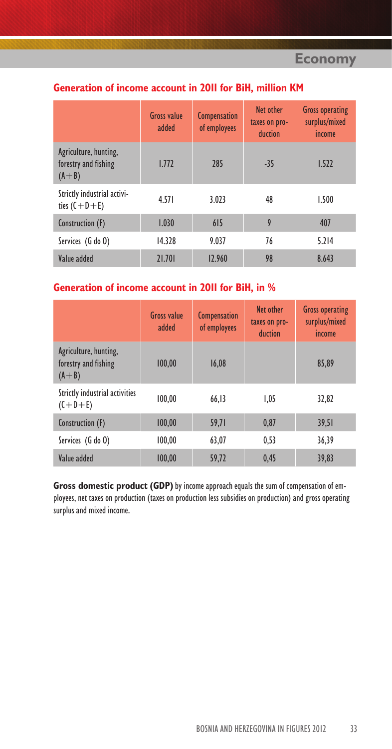## Generation of income account in 2011 for BiH, million KM

| | Gross value added | Compensation of employees | Net other taxes on production | Gross operating surplus/mixed income |
|---|---|---|---|---|
| Agriculture, hunting, forestry and fishing (A+B) | 1.772 | 285 | -35 | 1.522 |
| Strictly industrial activities (C+D+E) | 4.571 | 3.023 | 48 | 1.500 |
| Construction (F) | 1.030 | 615 | 9 | 407 |
| Services (G do O) | 14.328 | 9.037 | 76 | 5.214 |
| Value added | 21.701 | 12.960 | 98 | 8.643 |

## Generation of income account in 2011 for BiH, in %

| | Gross value added | Compensation of employees | Net other taxes on production | Gross operating surplus/mixed income |
|---|---|---|---|---|
| Agriculture, hunting, forestry and fishing (A+B) | 100,00 | 16,08 | | 85,89 |
| Strictly industrial activities (C+D+E) | 100,00 | 66,13 | 1,05 | 32,82 |
| Construction (F) | 100,00 | 59,71 | 0,87 | 39,51 |
| Services (G do O) | 100,00 | 63,07 | 0,53 | 36,39 |
| Value added | 100,00 | 59,72 | 0,45 | 39,83 |

**Gross domestic product (GDP)** by income approach equals the sum of compensation of employees, net taxes on production (taxes on production less subsidies on production) and gross operating surplus and mixed income.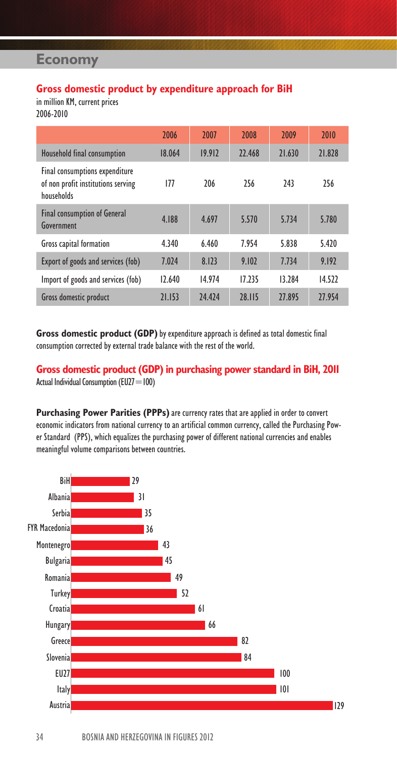# Economy

## Gross domestic product by expenditure approach for BiH

in million KM, current prices
2006-2010

| | 2006 | 2007 | 2008 | 2009 | 2010 |
|---|---|---|---|---|---|
| Household final consumption | 18.064 | 19.912 | 22.468 | 21.630 | 21.828 |
| Final consumptions expenditure of non profit institutions serving households | 177 | 206 | 256 | 243 | 256 |
| Final consumption of General Government | 4.188 | 4.697 | 5.570 | 5.734 | 5.780 |
| Gross capital formation | 4.340 | 6.460 | 7.954 | 5.838 | 5.420 |
| Export of goods and services (fob) | 7.024 | 8.123 | 9.102 | 7.734 | 9.192 |
| Import of goods and services (fob) | 12.640 | 14.974 | 17.235 | 13.284 | 14.522 |
| Gross domestic product | 21.153 | 24.424 | 28.115 | 27.895 | 27.954 |

**Gross domestic product (GDP)** by expenditure approach is defined as total domestic final consumption corrected by external trade balance with the rest of the world.

## Gross domestic product (GDP) in purchasing power standard in BiH, 2011

Actual Individual Consumption (EU27=100)

**Purchasing Power Parities (PPPs)** are currency rates that are applied in order to convert economic indicators from national currency to an artificial common currency, called the Purchasing Power Standard (PPS), which equalizes the purchasing power of different national currencies and enables meaningful volume comparisons between countries.

| Country | Value |
|---|---|
| BiH | 29 |
| Albania | 31 |
| Serbia | 35 |
| FYR Macedonia | 36 |
| Montenegro | 43 |
| Bulgaria | 45 |
| Romania | 49 |
| Turkey | 52 |
| Croatia | 61 |
| Hungary | 66 |
| Greece | 82 |
| Slovenia | 84 |
| EU27 | 100 |
| Italy | 101 |
| Austria | 129 |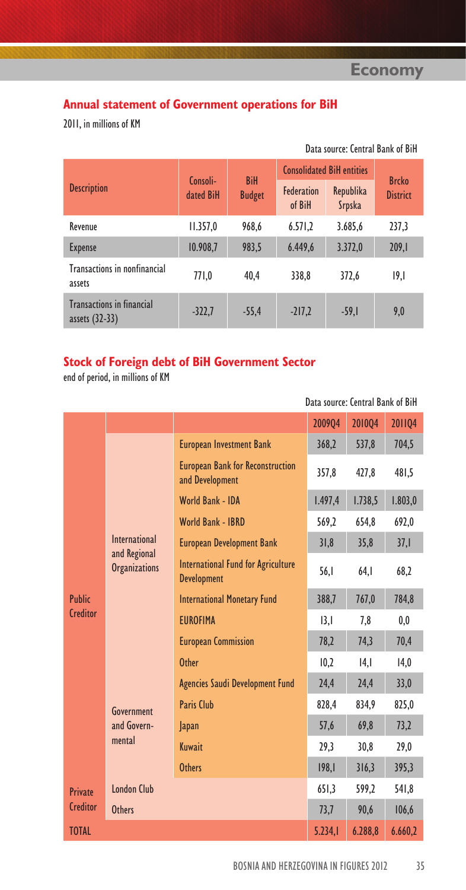## Annual statement of Government operations for BiH

2011, in millions of KM

Data source: Central Bank of BiH

| Description | Consoli-dated BiH | BiH Budget | Consolidated BiH entities | | Brcko District |
|---|---|---|---|---|---|
| | | | Federation of BiH | Republika Srpska | |
| Revenue | 11.357,0 | 968,6 | 6.571,2 | 3.685,6 | 237,3 |
| Expense | 10.908,7 | 983,5 | 6.449,6 | 3.372,0 | 209,1 |
| Transactions in nonfinancial assets | 771,0 | 40,4 | 338,8 | 372,6 | 19,1 |
| Transactions in financial assets (32-33) | -322,7 | -55,4 | -217,2 | -59,1 | 9,0 |

## Stock of Foreign debt of BiH Government Sector

end of period, in millions of KM

Data source: Central Bank of BiH

| | | | 2009Q4 | 2010Q4 | 2011Q4 |
|---|---|---|---|---|---|
| Public Creditor | International and Regional Organizations | European Investment Bank | 368,2 | 537,8 | 704,5 |
| | | European Bank for Reconstruction and Development | 357,8 | 427,8 | 481,5 |
| | | World Bank - IDA | 1.497,4 | 1.738,5 | 1.803,0 |
| | | World Bank - IBRD | 569,2 | 654,8 | 692,0 |
| | | European Development Bank | 31,8 | 35,8 | 37,1 |
| | | International Fund for Agriculture Development | 56,1 | 64,1 | 68,2 |
| | | International Monetary Fund | 388,7 | 767,0 | 784,8 |
| | | EUROFIMA | 13,1 | 7,8 | 0,0 |
| | | European Commission | 78,2 | 74,3 | 70,4 |
| | | Other | 10,2 | 14,1 | 14,0 |
| | Government and Govern-mental | Agencies Saudi Development Fund | 24,4 | 24,4 | 33,0 |
| | | Paris Club | 828,4 | 834,9 | 825,0 |
| | | Japan | 57,6 | 69,8 | 73,2 |
| | | Kuwait | 29,3 | 30,8 | 29,0 |
| | | Others | 198,1 | 316,3 | 395,3 |
| Private Creditor | London Club | | 651,3 | 599,2 | 541,8 |
| | Others | | 73,7 | 90,6 | 106,6 |
| TOTAL | | | 5.234,1 | 6.288,8 | 6.660,2 |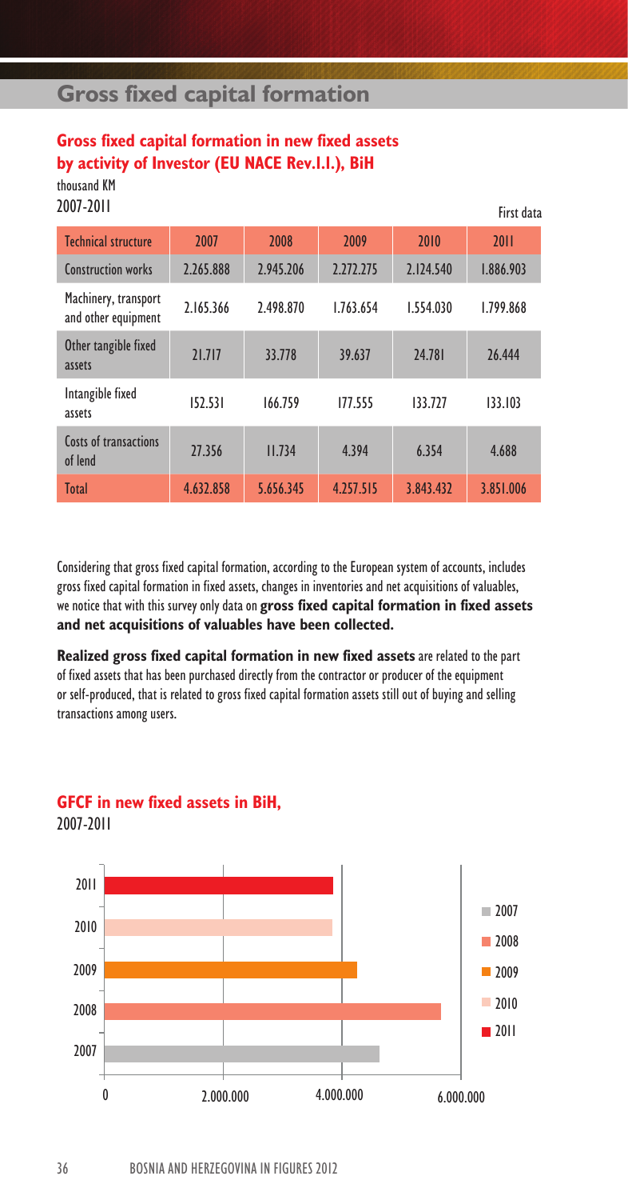# Gross fixed capital formation

## Gross fixed capital formation in new fixed assets by activity of Investor (EU NACE Rev.1.1.), BiH

thousand KM

2007-2011

First data

| Technical structure | 2007 | 2008 | 2009 | 2010 | 2011 |
|---|---|---|---|---|---|
| Construction works | 2.265.888 | 2.945.206 | 2.272.275 | 2.124.540 | 1.886.903 |
| Machinery, transport and other equipment | 2.165.366 | 2.498.870 | 1.763.654 | 1.554.030 | 1.799.868 |
| Other tangible fixed assets | 21.717 | 33.778 | 39.637 | 24.781 | 26.444 |
| Intangible fixed assets | 152.531 | 166.759 | 177.555 | 133.727 | 133.103 |
| Costs of transactions of lend | 27.356 | 11.734 | 4.394 | 6.354 | 4.688 |
| Total | 4.632.858 | 5.656.345 | 4.257.515 | 3.843.432 | 3.851.006 |

Considering that gross fixed capital formation, according to the European system of accounts, includes gross fixed capital formation in fixed assets, changes in inventories and net acquisitions of valuables, we notice that with this survey only data on **gross fixed capital formation in fixed assets and net acquisitions of valuables have been collected.**

**Realized gross fixed capital formation in new fixed assets** are related to the part of fixed assets that has been purchased directly from the contractor or producer of the equipment or self-produced, that is related to gross fixed capital formation assets still out of buying and selling transactions among users.

## GFCF in new fixed assets in BiH,

2007-2011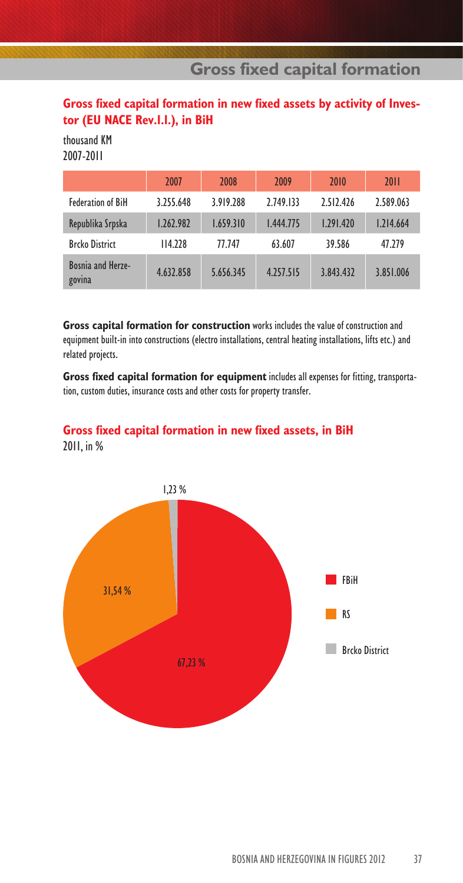# Gross fixed capital formation

## Gross fixed capital formation in new fixed assets by activity of Investor (EU NACE Rev.1.1.), in BiH

thousand KM
2007-2011

| | 2007 | 2008 | 2009 | 2010 | 2011 |
|---|---|---|---|---|---|
| Federation of BiH | 3.255.648 | 3.919.288 | 2.749.133 | 2.512.426 | 2.589.063 |
| Republika Srpska | 1.262.982 | 1.659.310 | 1.444.775 | 1.291.420 | 1.214.664 |
| Brcko District | 114.228 | 77.747 | 63.607 | 39.586 | 47.279 |
| Bosnia and Herzegovina | 4.632.858 | 5.656.345 | 4.257.515 | 3.843.432 | 3.851.006 |

**Gross capital formation for construction** works includes the value of construction and equipment built-in into constructions (electro installations, central heating installations, lifts etc.) and related projects.

**Gross fixed capital formation for equipment** includes all expenses for fitting, transportation, custom duties, insurance costs and other costs for property transfer.

## Gross fixed capital formation in new fixed assets, in BiH

2011, in %

| | % |
|---|---|
| FBiH | 67,23 % |
| RS | 31,54 % |
| Brcko District | 1,23 % |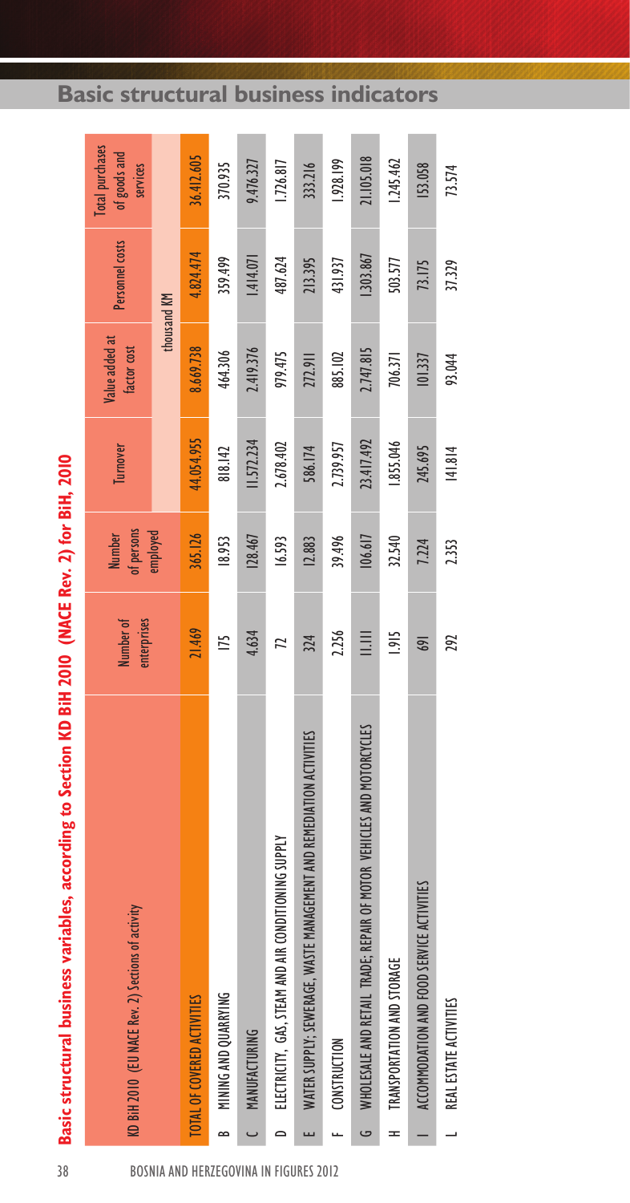## Basic structural business indicators

**Basic structural business variables, according to Section KD BiH 2010 (NACE Rev. 2) for BiH, 2010**

| | KD BiH 2010 (EU NACE Rev. 2) Sections of activity | Number of enterprises | Number of persons employed | Turnover | Value added at factor cost | Personnel costs | Total purchases of goods and services |
|---|---|---|---|---|---|---|---|
| | | | | thousand KM | | | |
| | TOTAL OF COVERED ACTIVITIES | 21.469 | 365.126 | 44.054.955 | 8.669.738 | 4.824.474 | 36.412.605 |
| B | MINING AND QUARRYING | 175 | 18.953 | 818.142 | 464.306 | 359.499 | 370.935 |
| C | MANUFACTURING | 4.634 | 128.467 | 11.572.234 | 2.419.376 | 1.414.071 | 9.476.327 |
| D | ELECTRICITY, GAS, STEAM AND AIR CONDITIONING SUPPLY | 72 | 16.593 | 2.678.402 | 979.475 | 487.624 | 1.726.817 |
| E | WATER SUPPLY; SEWERAGE, WASTE MANAGEMENT AND REMEDIATION ACTIVITIES | 324 | 12.883 | 586.174 | 272.911 | 213.395 | 333.216 |
| F | CONSTRUCTION | 2.256 | 39.496 | 2.739.957 | 885.102 | 431.937 | 1.928.199 |
| G | WHOLESALE AND RETAIL TRADE; REPAIR OF MOTOR VEHICLES AND MOTORCYCLES | 11.111 | 106.617 | 23.417.492 | 2.747.815 | 1.303.867 | 21.105.018 |
| H | TRANSPORTATION AND STORAGE | 1.915 | 32.540 | 1.855.046 | 706.371 | 503.577 | 1.245.462 |
| I | ACCOMMODATION AND FOOD SERVICE ACTIVITIES | 691 | 7.224 | 245.695 | 101.337 | 73.175 | 153.058 |
| L | REAL ESTATE ACTIVITIES | 292 | 2.353 | 141.814 | 93.044 | 37.329 | 73.574 |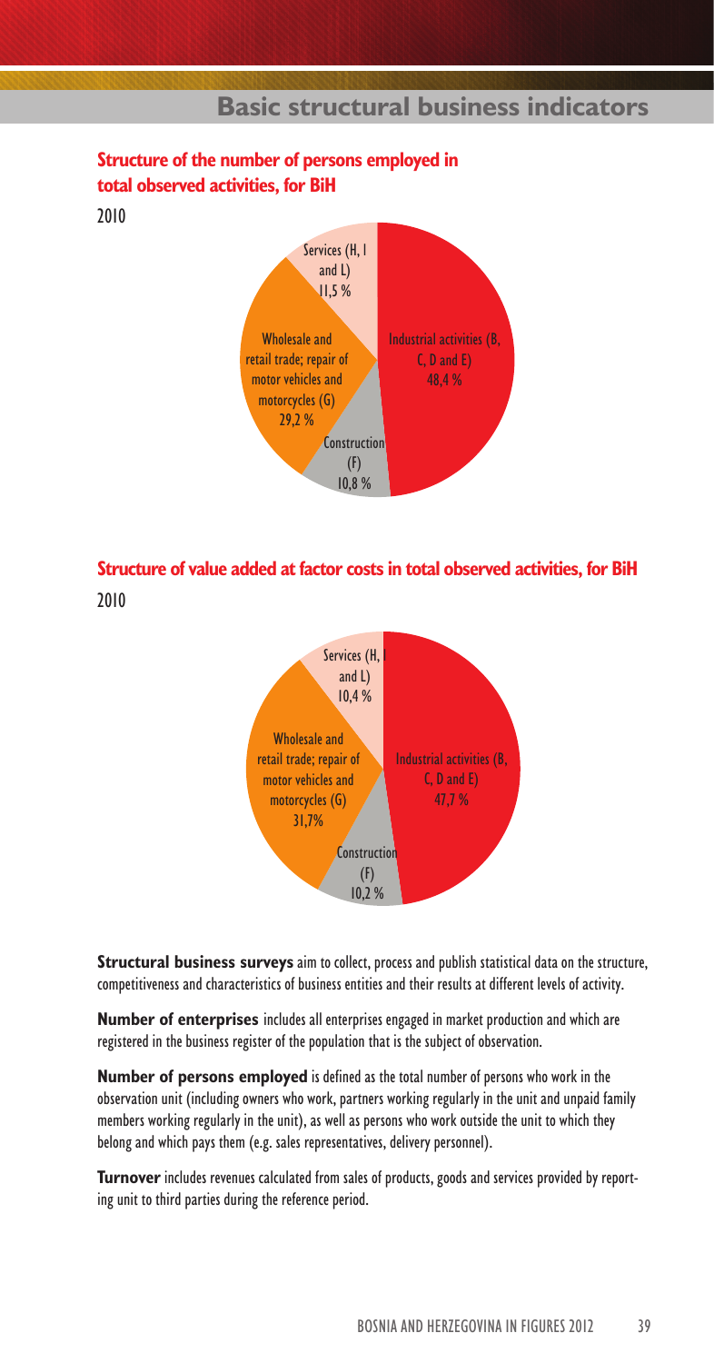## Basic structural business indicators

### Structure of the number of persons employed in total observed activities, for BiH

2010

Services (H, I and L) 11,5 %

Wholesale and retail trade; repair of motor vehicles and motorcycles (G) 29,2 %

Construction (F) 10,8 %

Industrial activities (B, C, D and E) 48,4 %

### Structure of value added at factor costs in total observed activities, for BiH

2010

Services (H, I and L) 10,4 %

Wholesale and retail trade; repair of motor vehicles and motorcycles (G) 31,7%

Construction (F) 10,2 %

Industrial activities (B, C, D and E) 47,7 %

**Structural business surveys** aim to collect, process and publish statistical data on the structure, competitiveness and characteristics of business entities and their results at different levels of activity.

**Number of enterprises** includes all enterprises engaged in market production and which are registered in the business register of the population that is the subject of observation.

**Number of persons employed** is defined as the total number of persons who work in the observation unit (including owners who work, partners working regularly in the unit and unpaid family members working regularly in the unit), as well as persons who work outside the unit to which they belong and which pays them (e.g. sales representatives, delivery personnel).

**Turnover** includes revenues calculated from sales of products, goods and services provided by reporting unit to third parties during the reference period.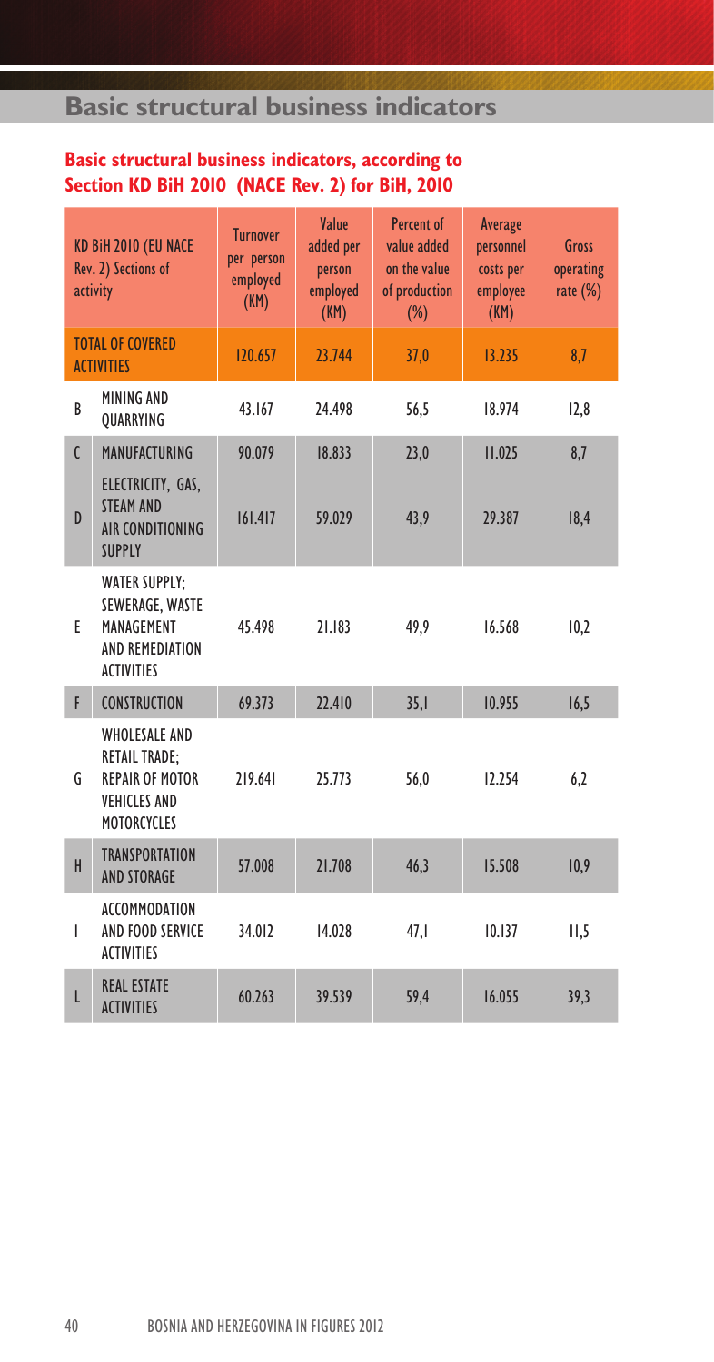## Basic structural business indicators

### Basic structural business indicators, according to Section KD BiH 2010 (NACE Rev. 2) for BiH, 2010

| | KD BiH 2010 (EU NACE Rev. 2) Sections of activity | Turnover per person employed (KM) | Value added per person employed (KM) | Percent of value added on the value of production (%) | Average personnel costs per employee (KM) | Gross operating rate (%) |
|---|---|---|---|---|---|---|
| | TOTAL OF COVERED ACTIVITIES | 120.657 | 23.744 | 37,0 | 13.235 | 8,7 |
| B | MINING AND QUARRYING | 43.167 | 24.498 | 56,5 | 18.974 | 12,8 |
| C | MANUFACTURING | 90.079 | 18.833 | 23,0 | 11.025 | 8,7 |
| D | ELECTRICITY, GAS, STEAM AND AIR CONDITIONING SUPPLY | 161.417 | 59.029 | 43,9 | 29.387 | 18,4 |
| E | WATER SUPPLY; SEWERAGE, WASTE MANAGEMENT AND REMEDIATION ACTIVITIES | 45.498 | 21.183 | 49,9 | 16.568 | 10,2 |
| F | CONSTRUCTION | 69.373 | 22.410 | 35,1 | 10.955 | 16,5 |
| G | WHOLESALE AND RETAIL TRADE; REPAIR OF MOTOR VEHICLES AND MOTORCYCLES | 219.641 | 25.773 | 56,0 | 12.254 | 6,2 |
| H | TRANSPORTATION AND STORAGE | 57.008 | 21.708 | 46,3 | 15.508 | 10,9 |
| I | ACCOMMODATION AND FOOD SERVICE ACTIVITIES | 34.012 | 14.028 | 47,1 | 10.137 | 11,5 |
| L | REAL ESTATE ACTIVITIES | 60.263 | 39.539 | 59,4 | 16.055 | 39,3 |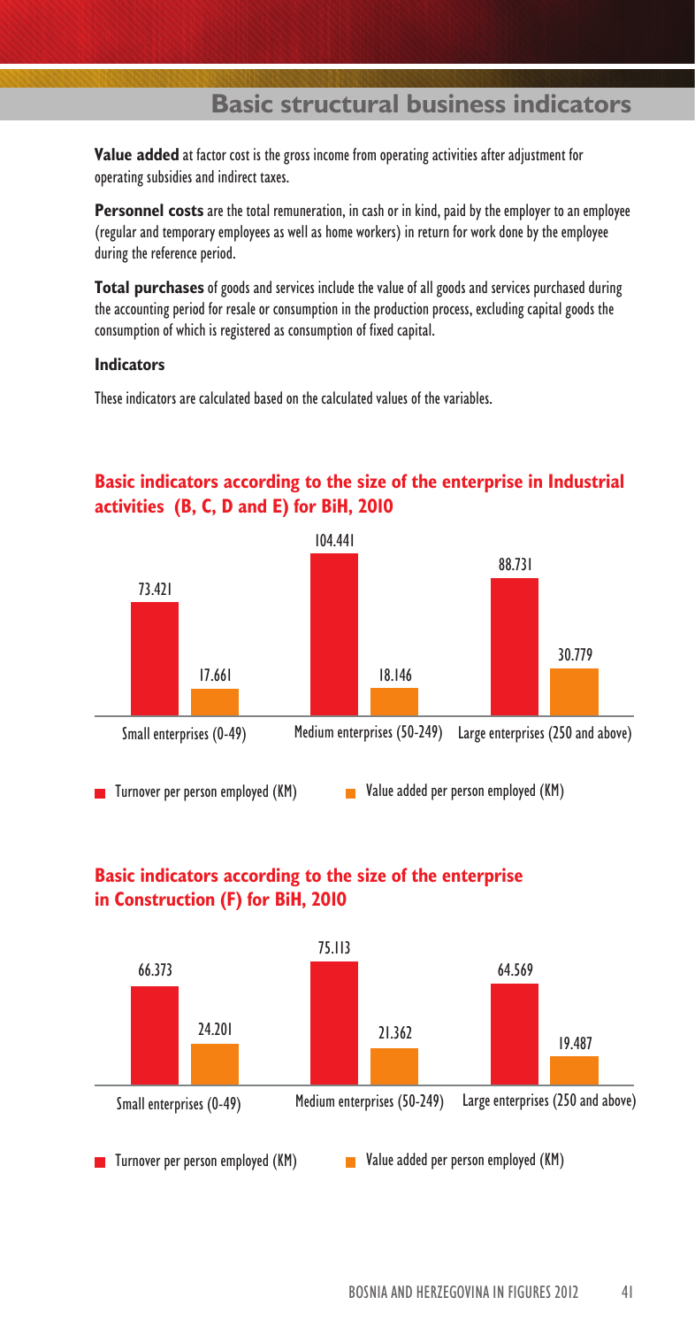## Basic structural business indicators

**Value added** at factor cost is the gross income from operating activities after adjustment for operating subsidies and indirect taxes.

**Personnel costs** are the total remuneration, in cash or in kind, paid by the employer to an employee (regular and temporary employees as well as home workers) in return for work done by the employee during the reference period.

**Total purchases** of goods and services include the value of all goods and services purchased during the accounting period for resale or consumption in the production process, excluding capital goods the consumption of which is registered as consumption of fixed capital.

**Indicators**

These indicators are calculated based on the calculated values of the variables.

### Basic indicators according to the size of the enterprise in Industrial activities (B, C, D and E) for BiH, 2010

| | Turnover per person employed (KM) | Value added per person employed (KM) |
|---|---|---|
| Small enterprises (0-49) | 73.421 | 17.661 |
| Medium enterprises (50-249) | 104.441 | 18.146 |
| Large enterprises (250 and above) | 88.731 | 30.779 |

### Basic indicators according to the size of the enterprise in Construction (F) for BiH, 2010

| | Turnover per person employed (KM) | Value added per person employed (KM) |
|---|---|---|
| Small enterprises (0-49) | 66.373 | 24.201 |
| Medium enterprises (50-249) | 75.113 | 21.362 |
| Large enterprises (250 and above) | 64.569 | 19.487 |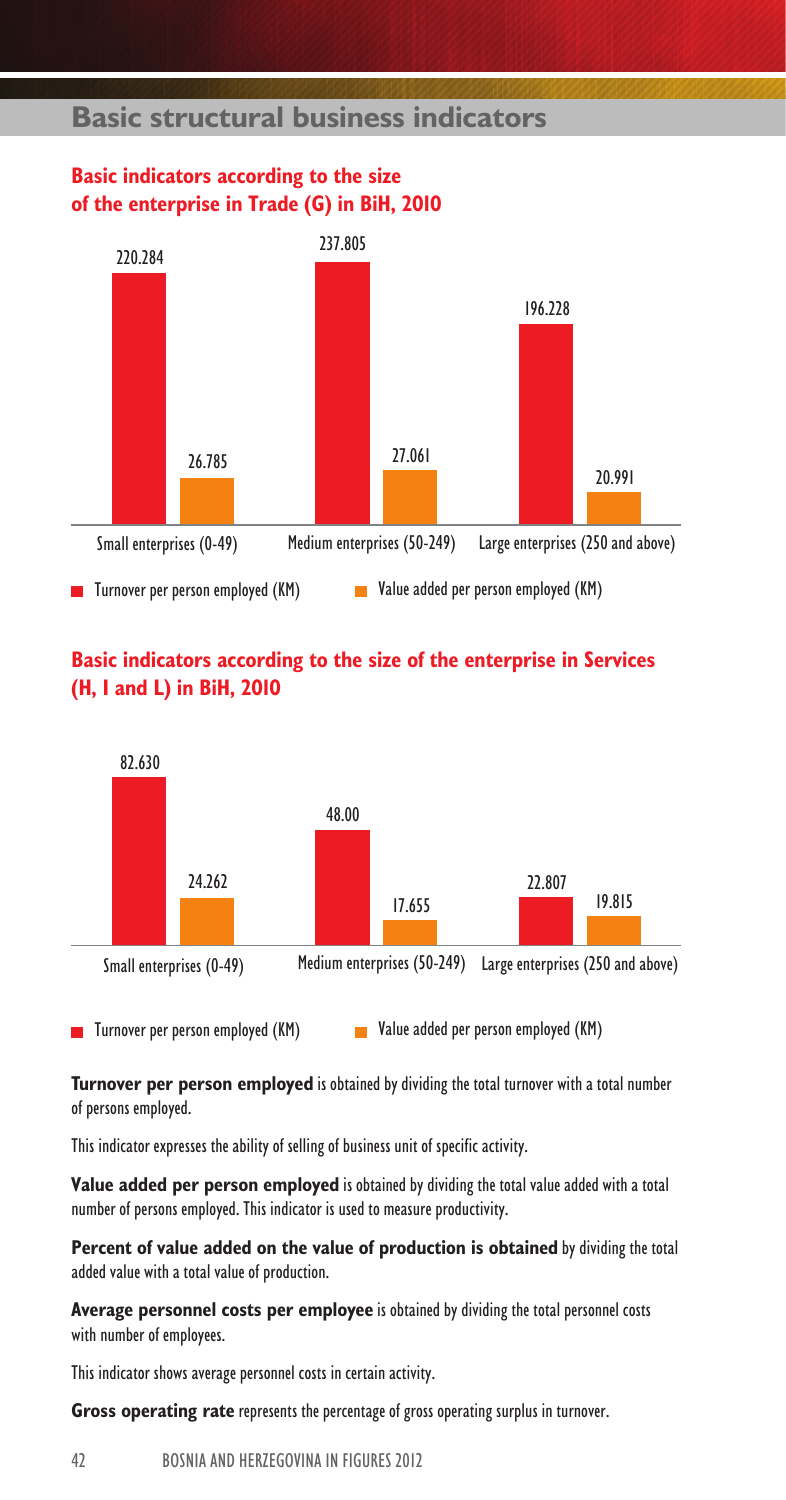## Basic structural business indicators

### Basic indicators according to the size of the enterprise in Trade (G) in BiH, 2010

| | Turnover per person employed (KM) | Value added per person employed (KM) |
|---|---|---|
| Small enterprises (0-49) | 220.284 | 26.785 |
| Medium enterprises (50-249) | 237.805 | 27.061 |
| Large enterprises (250 and above) | 196.228 | 20.991 |

### Basic indicators according to the size of the enterprise in Services (H, I and L) in BiH, 2010

| | Turnover per person employed (KM) | Value added per person employed (KM) |
|---|---|---|
| Small enterprises (0-49) | 82.630 | 24.262 |
| Medium enterprises (50-249) | 48.00 | 17.655 |
| Large enterprises (250 and above) | 22.807 | 19.815 |

**Turnover per person employed** is obtained by dividing the total turnover with a total number of persons employed.

This indicator expresses the ability of selling of business unit of specific activity.

**Value added per person employed** is obtained by dividing the total value added with a total number of persons employed. This indicator is used to measure productivity.

**Percent of value added on the value of production is obtained** by dividing the total added value with a total value of production.

**Average personnel costs per employee** is obtained by dividing the total personnel costs with number of employees.

This indicator shows average personnel costs in certain activity.

**Gross operating rate** represents the percentage of gross operating surplus in turnover.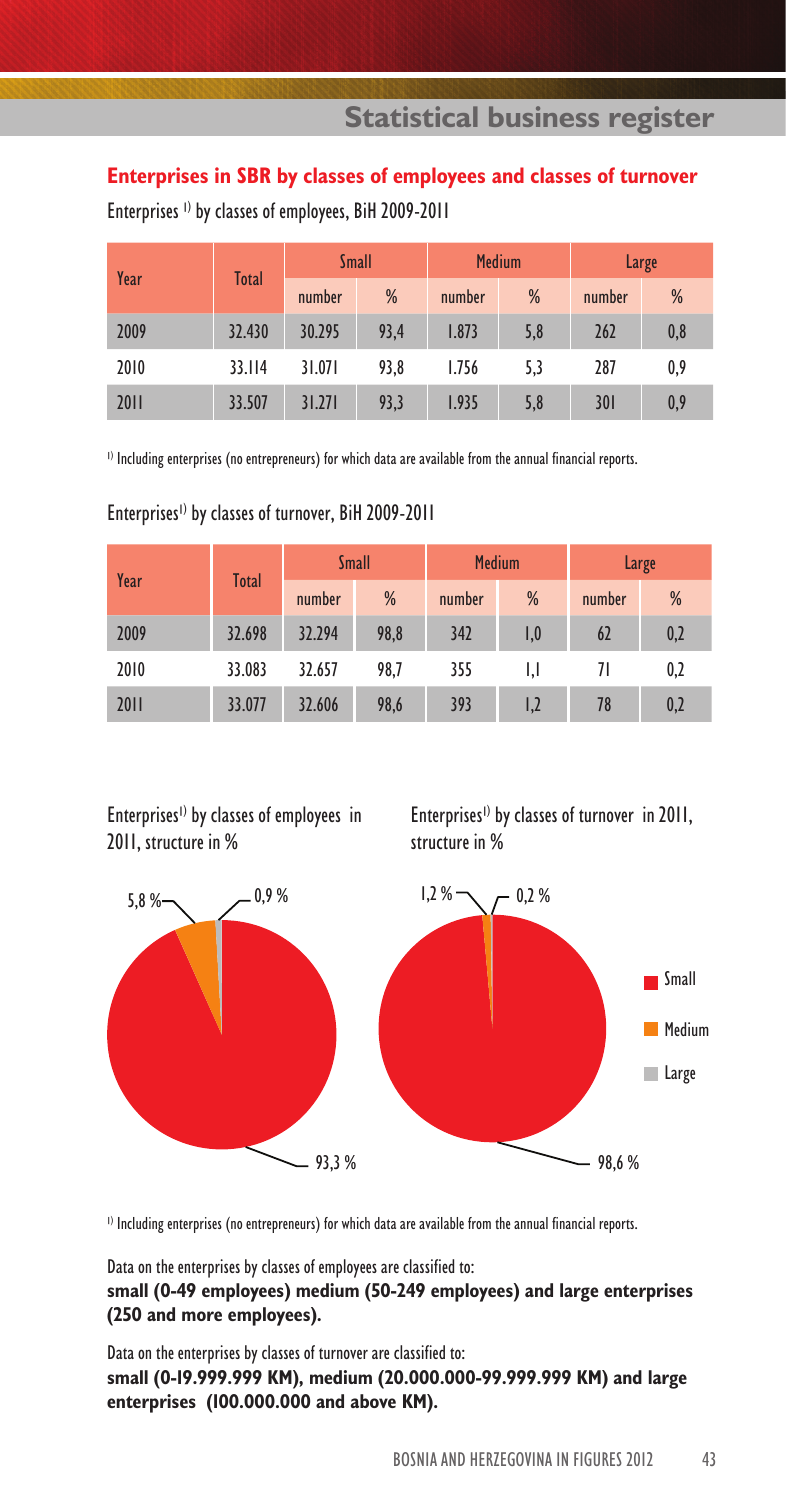## Statistical business register

### Enterprises in SBR by classes of employees and classes of turnover

Enterprises [1] by classes of employees, BiH 2009-2011

| Year | Total | Small | | Medium | | Large | |
|---|---|---|---|---|---|---|---|
| | | number | % | number | % | number | % |
| 2009 | 32.430 | 30.295 | 93,4 | 1.873 | 5,8 | 262 | 0,8 |
| 2010 | 33.114 | 31.071 | 93,8 | 1.756 | 5,3 | 287 | 0,9 |
| 2011 | 33.507 | 31.271 | 93,3 | 1.935 | 5,8 | 301 | 0,9 |

[1] Including enterprises (no entrepreneurs) for which data are available from the annual financial reports.

Enterprises[1] by classes of turnover, BiH 2009-2011

| Year | Total | Small | | Medium | | Large | |
|---|---|---|---|---|---|---|---|
| | | number | % | number | % | number | % |
| 2009 | 32.698 | 32.294 | 98,8 | 342 | 1,0 | 62 | 0,2 |
| 2010 | 33.083 | 32.657 | 98,7 | 355 | 1,1 | 71 | 0,2 |
| 2011 | 33.077 | 32.606 | 98,6 | 393 | 1,2 | 78 | 0,2 |

Enterprises[1] by classes of employees in 2011, structure in %

Enterprises[1] by classes of turnover in 2011, structure in %

[1] Including enterprises (no entrepreneurs) for which data are available from the annual financial reports.

Data on the enterprises by classes of employees are classified to:
**small (0-49 employees) medium (50-249 employees) and large enterprises (250 and more employees).**

Data on the enterprises by classes of turnover are classified to:
**small (0-19.999.999 KM), medium (20.000.000-99.999.999 KM) and large enterprises (100.000.000 and above KM).**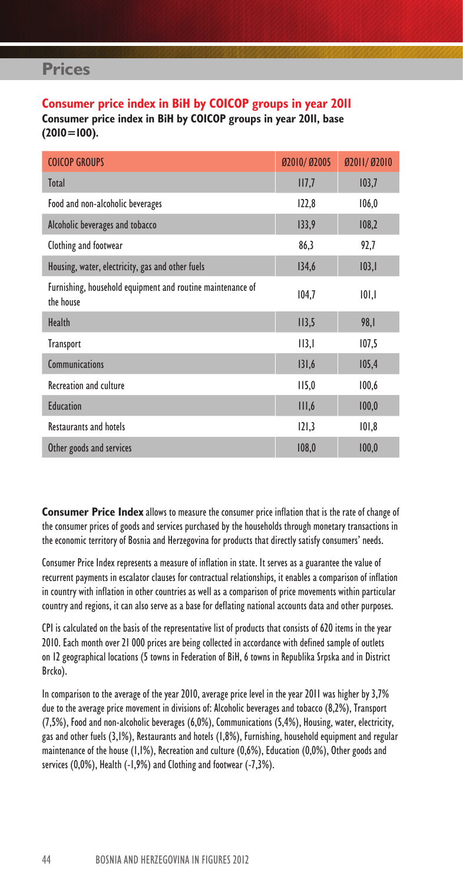# Prices

## Consumer price index in BiH by COICOP groups in year 2011

**Consumer price index in BiH by COICOP groups in year 2011, base (2010=100).**

| COICOP GROUPS | Ø2010/ Ø2005 | Ø2011/ Ø2010 |
|---|---|---|
| Total | 117,7 | 103,7 |
| Food and non-alcoholic beverages | 122,8 | 106,0 |
| Alcoholic beverages and tobacco | 133,9 | 108,2 |
| Clothing and footwear | 86,3 | 92,7 |
| Housing, water, electricity, gas and other fuels | 134,6 | 103,1 |
| Furnishing, household equipment and routine maintenance of the house | 104,7 | 101,1 |
| Health | 113,5 | 98,1 |
| Transport | 113,1 | 107,5 |
| Communications | 131,6 | 105,4 |
| Recreation and culture | 115,0 | 100,6 |
| Education | 111,6 | 100,0 |
| Restaurants and hotels | 121,3 | 101,8 |
| Other goods and services | 108,0 | 100,0 |

**Consumer Price Index** allows to measure the consumer price inflation that is the rate of change of the consumer prices of goods and services purchased by the households through monetary transactions in the economic territory of Bosnia and Herzegovina for products that directly satisfy consumers' needs.

Consumer Price Index represents a measure of inflation in state. It serves as a guarantee the value of recurrent payments in escalator clauses for contractual relationships, it enables a comparison of inflation in country with inflation in other countries as well as a comparison of price movements within particular country and regions, it can also serve as a base for deflating national accounts data and other purposes.

CPI is calculated on the basis of the representative list of products that consists of 620 items in the year 2010. Each month over 21 000 prices are being collected in accordance with defined sample of outlets on 12 geographical locations (5 towns in Federation of BiH, 6 towns in Republika Srpska and in District Brcko).

In comparison to the average of the year 2010, average price level in the year 2011 was higher by 3,7% due to the average price movement in divisions of: Alcoholic beverages and tobacco (8,2%), Transport (7,5%), Food and non-alcoholic beverages (6,0%), Communications (5,4%), Housing, water, electricity, gas and other fuels (3,1%), Restaurants and hotels (1,8%), Furnishing, household equipment and regular maintenance of the house (1,1%), Recreation and culture (0,6%), Education (0,0%), Other goods and services (0,0%), Health (-1,9%) and Clothing and footwear (-7,3%).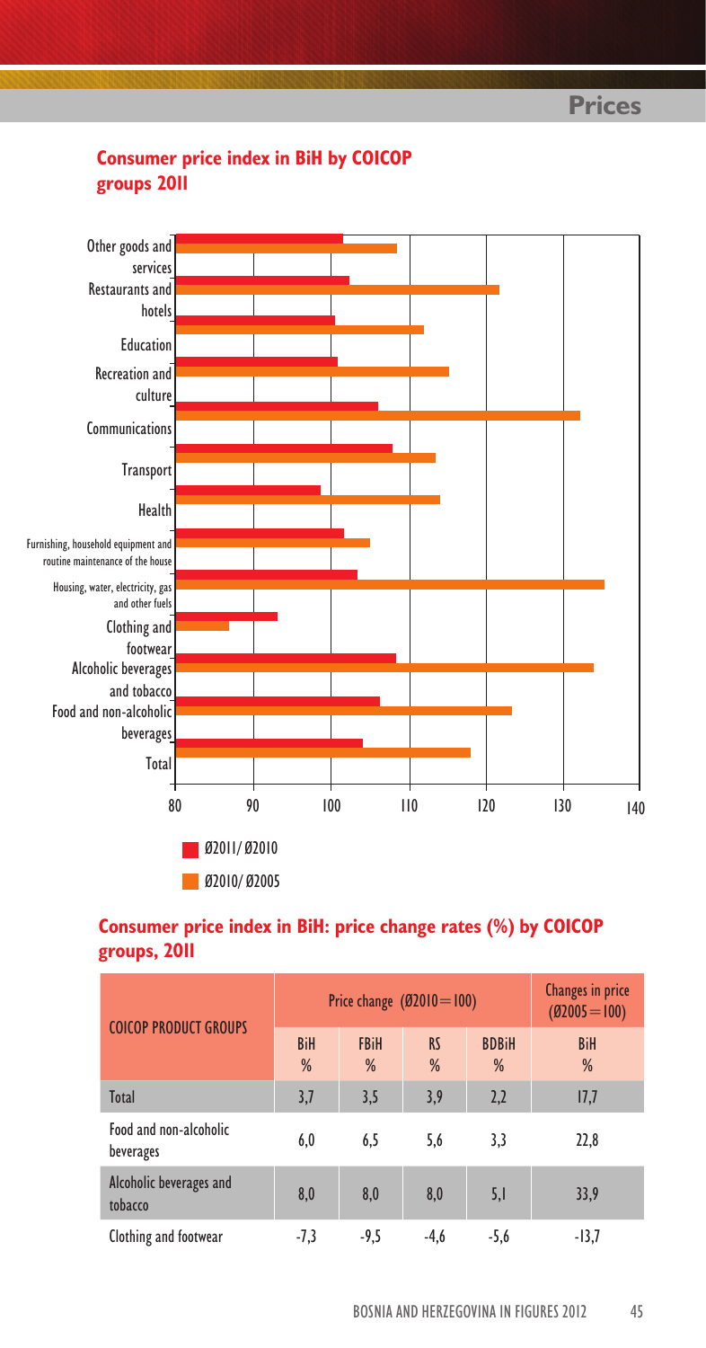## Consumer price index in BiH by COICOP groups 2011

Other goods and services
Restaurants and hotels
Education
Recreation and culture
Communications
Transport
Health
Furnishing, household equipment and routine maintenance of the house
Housing, water, electricity, gas and other fuels
Clothing and footwear
Alcoholic beverages and tobacco
Food and non-alcoholic beverages
Total

80 90 100 110 120 130 140

Ø2011/ Ø2010

Ø2010/ Ø2005

## Consumer price index in BiH: price change rates (%) by COICOP groups, 2011

| COICOP PRODUCT GROUPS | Price change (Ø2010=100) | | | | Changes in price (Ø2005=100) |
|---|---|---|---|---|---|
| | BiH % | FBiH % | RS % | BDBiH % | BiH % |
| Total | 3,7 | 3,5 | 3,9 | 2,2 | 17,7 |
| Food and non-alcoholic beverages | 6,0 | 6,5 | 5,6 | 3,3 | 22,8 |
| Alcoholic beverages and tobacco | 8,0 | 8,0 | 8,0 | 5,1 | 33,9 |
| Clothing and footwear | -7,3 | -9,5 | -4,6 | -5,6 | -13,7 |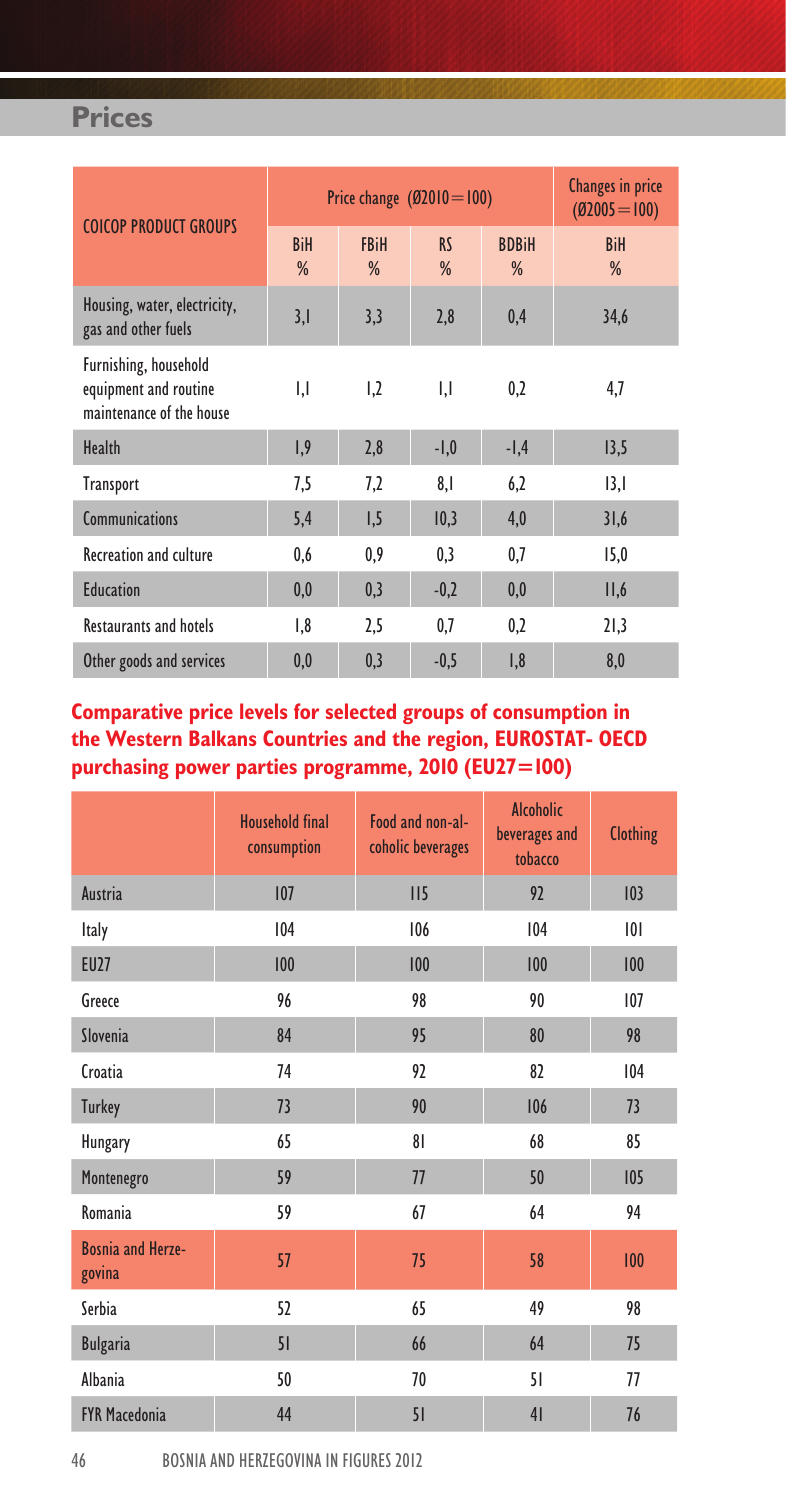## Prices

| COICOP PRODUCT GROUPS | Price change (Ø2010=100) | | | | Changes in price (Ø2005=100) |
|---|---|---|---|---|---|
| | BiH % | FBiH % | RS % | BDBiH % | BiH % |
| Housing, water, electricity, gas and other fuels | 3,1 | 3,3 | 2,8 | 0,4 | 34,6 |
| Furnishing, household equipment and routine maintenance of the house | 1,1 | 1,2 | 1,1 | 0,2 | 4,7 |
| Health | 1,9 | 2,8 | -1,0 | -1,4 | 13,5 |
| Transport | 7,5 | 7,2 | 8,1 | 6,2 | 13,1 |
| Communications | 5,4 | 1,5 | 10,3 | 4,0 | 31,6 |
| Recreation and culture | 0,6 | 0,9 | 0,3 | 0,7 | 15,0 |
| Education | 0,0 | 0,3 | -0,2 | 0,0 | 11,6 |
| Restaurants and hotels | 1,8 | 2,5 | 0,7 | 0,2 | 21,3 |
| Other goods and services | 0,0 | 0,3 | -0,5 | 1,8 | 8,0 |

### Comparative price levels for selected groups of consumption in the Western Balkans Countries and the region, EUROSTAT- OECD purchasing power parties programme, 2010 (EU27=100)

| | Household final consumption | Food and non-alcoholic beverages | Alcoholic beverages and tobacco | Clothing |
|---|---|---|---|---|
| Austria | 107 | 115 | 92 | 103 |
| Italy | 104 | 106 | 104 | 101 |
| EU27 | 100 | 100 | 100 | 100 |
| Greece | 96 | 98 | 90 | 107 |
| Slovenia | 84 | 95 | 80 | 98 |
| Croatia | 74 | 92 | 82 | 104 |
| Turkey | 73 | 90 | 106 | 73 |
| Hungary | 65 | 81 | 68 | 85 |
| Montenegro | 59 | 77 | 50 | 105 |
| Romania | 59 | 67 | 64 | 94 |
| Bosnia and Herzegovina | 57 | 75 | 58 | 100 |
| Serbia | 52 | 65 | 49 | 98 |
| Bulgaria | 51 | 66 | 64 | 75 |
| Albania | 50 | 70 | 51 | 77 |
| FYR Macedonia | 44 | 51 | 41 | 76 |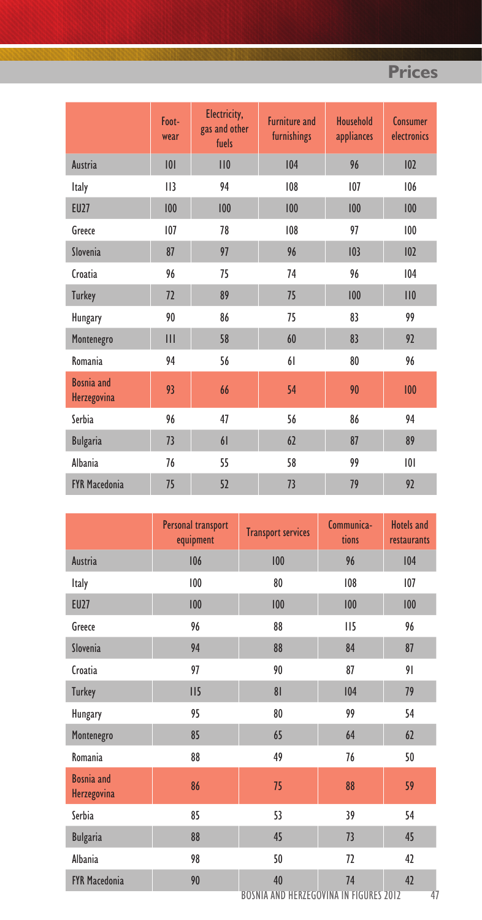# Prices

| | Foot-wear | Electricity, gas and other fuels | Furniture and furnishings | Household appliances | Consumer electronics |
|---|---|---|---|---|---|
| Austria | 101 | 110 | 104 | 96 | 102 |
| Italy | 113 | 94 | 108 | 107 | 106 |
| EU27 | 100 | 100 | 100 | 100 | 100 |
| Greece | 107 | 78 | 108 | 97 | 100 |
| Slovenia | 87 | 97 | 96 | 103 | 102 |
| Croatia | 96 | 75 | 74 | 96 | 104 |
| Turkey | 72 | 89 | 75 | 100 | 110 |
| Hungary | 90 | 86 | 75 | 83 | 99 |
| Montenegro | 111 | 58 | 60 | 83 | 92 |
| Romania | 94 | 56 | 61 | 80 | 96 |
| Bosnia and Herzegovina | 93 | 66 | 54 | 90 | 100 |
| Serbia | 96 | 47 | 56 | 86 | 94 |
| Bulgaria | 73 | 61 | 62 | 87 | 89 |
| Albania | 76 | 55 | 58 | 99 | 101 |
| FYR Macedonia | 75 | 52 | 73 | 79 | 92 |

| | Personal transport equipment | Transport services | Communica-tions | Hotels and restaurants |
|---|---|---|---|---|
| Austria | 106 | 100 | 96 | 104 |
| Italy | 100 | 80 | 108 | 107 |
| EU27 | 100 | 100 | 100 | 100 |
| Greece | 96 | 88 | 115 | 96 |
| Slovenia | 94 | 88 | 84 | 87 |
| Croatia | 97 | 90 | 87 | 91 |
| Turkey | 115 | 81 | 104 | 79 |
| Hungary | 95 | 80 | 99 | 54 |
| Montenegro | 85 | 65 | 64 | 62 |
| Romania | 88 | 49 | 76 | 50 |
| Bosnia and Herzegovina | 86 | 75 | 88 | 59 |
| Serbia | 85 | 53 | 39 | 54 |
| Bulgaria | 88 | 45 | 73 | 45 |
| Albania | 98 | 50 | 72 | 42 |
| FYR Macedonia | 90 | 40 | 74 | 42 |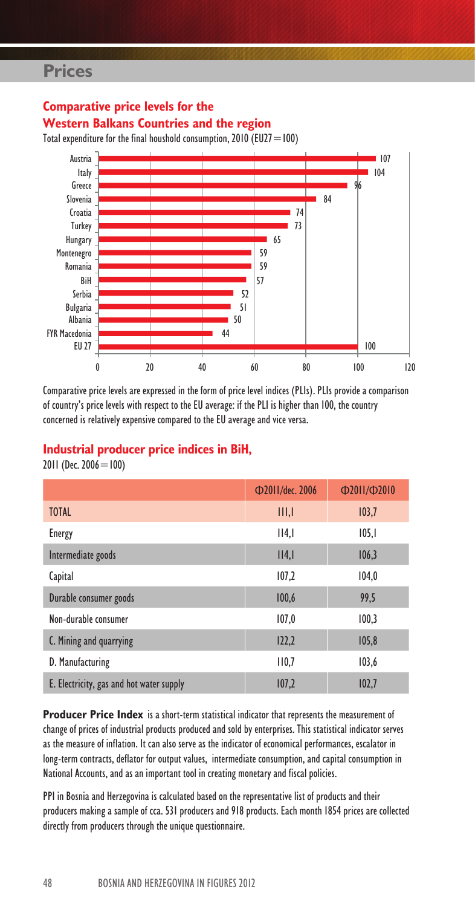## Prices

### Comparative price levels for the Western Balkans Countries and the region

Total expenditure for the final houshold consumption, 2010 (EU27=100)

| Country | PLI |
|---|---|
| Austria | 107 |
| Italy | 104 |
| Greece | 96 |
| Slovenia | 84 |
| Croatia | 74 |
| Turkey | 73 |
| Hungary | 65 |
| Montenegro | 59 |
| Romania | 59 |
| BiH | 57 |
| Serbia | 52 |
| Bulgaria | 51 |
| Albania | 50 |
| FYR Macedonia | 44 |
| EU 27 | 100 |

Comparative price levels are expressed in the form of price level indices (PLIs). PLIs provide a comparison of country's price levels with respect to the EU average: if the PLI is higher than 100, the country concerned is relatively expensive compared to the EU average and vice versa.

### Industrial producer price indices in BiH,

2011 (Dec. 2006=100)

| | Φ2011/dec. 2006 | Φ2011/Φ2010 |
|---|---|---|
| TOTAL | 111,1 | 103,7 |
| Energy | 114,1 | 105,1 |
| Intermediate goods | 114,1 | 106,3 |
| Capital | 107,2 | 104,0 |
| Durable consumer goods | 100,6 | 99,5 |
| Non-durable consumer | 107,0 | 100,3 |
| C. Mining and quarrying | 122,2 | 105,8 |
| D. Manufacturing | 110,7 | 103,6 |
| E. Electricity, gas and hot water supply | 107,2 | 102,7 |

**Producer Price Index** is a short-term statistical indicator that represents the measurement of change of prices of industrial products produced and sold by enterprises. This statistical indicator serves as the measure of inflation. It can also serve as the indicator of economical performances, escalator in long-term contracts, deflator for output values, intermediate consumption, and capital consumption in National Accounts, and as an important tool in creating monetary and fiscal policies.

PPI in Bosnia and Herzegovina is calculated based on the representative list of products and their producers making a sample of cca. 531 producers and 918 products. Each month 1854 prices are collected directly from producers through the unique questionnaire.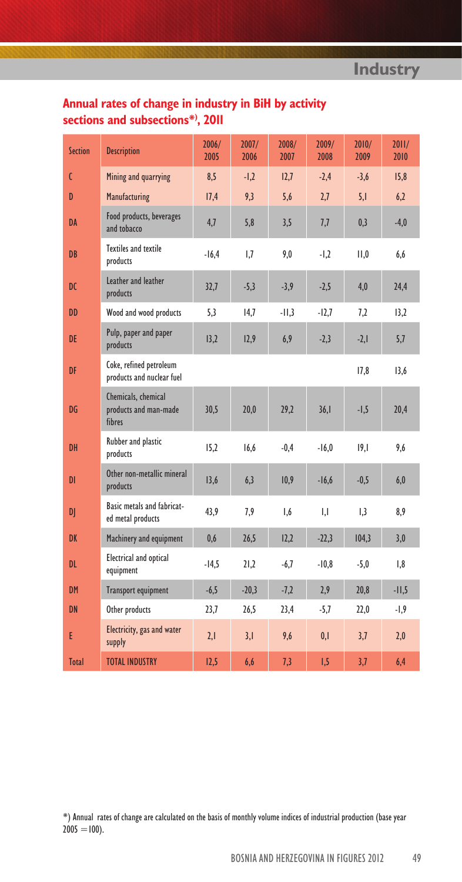## Annual rates of change in industry in BiH by activity sections and subsections*), 2011

| Section | Description | 2006/ 2005 | 2007/ 2006 | 2008/ 2007 | 2009/ 2008 | 2010/ 2009 | 2011/ 2010 |
|---|---|---|---|---|---|---|---|
| C | Mining and quarrying | 8,5 | -1,2 | 12,7 | -2,4 | -3,6 | 15,8 |
| D | Manufacturing | 17,4 | 9,3 | 5,6 | 2,7 | 5,1 | 6,2 |
| DA | Food products, beverages and tobacco | 4,7 | 5,8 | 3,5 | 7,7 | 0,3 | -4,0 |
| DB | Textiles and textile products | -16,4 | 1,7 | 9,0 | -1,2 | 11,0 | 6,6 |
| DC | Leather and leather products | 32,7 | -5,3 | -3,9 | -2,5 | 4,0 | 24,4 |
| DD | Wood and wood products | 5,3 | 14,7 | -11,3 | -12,7 | 7,2 | 13,2 |
| DE | Pulp, paper and paper products | 13,2 | 12,9 | 6,9 | -2,3 | -2,1 | 5,7 |
| DF | Coke, refined petroleum products and nuclear fuel | | | | | 17,8 | 13,6 |
| DG | Chemicals, chemical products and man-made fibres | 30,5 | 20,0 | 29,2 | 36,1 | -1,5 | 20,4 |
| DH | Rubber and plastic products | 15,2 | 16,6 | -0,4 | -16,0 | 19,1 | 9,6 |
| DI | Other non-metallic mineral products | 13,6 | 6,3 | 10,9 | -16,6 | -0,5 | 6,0 |
| DJ | Basic metals and fabricated metal products | 43,9 | 7,9 | 1,6 | 1,1 | 1,3 | 8,9 |
| DK | Machinery and equipment | 0,6 | 26,5 | 12,2 | -22,3 | 104,3 | 3,0 |
| DL | Electrical and optical equipment | -14,5 | 21,2 | -6,7 | -10,8 | -5,0 | 1,8 |
| DM | Transport equipment | -6,5 | -20,3 | -7,2 | 2,9 | 20,8 | -11,5 |
| DN | Other products | 23,7 | 26,5 | 23,4 | -5,7 | 22,0 | -1,9 |
| E | Electricity, gas and water supply | 2,1 | 3,1 | 9,6 | 0,1 | 3,7 | 2,0 |
| Total | TOTAL INDUSTRY | 12,5 | 6,6 | 7,3 | 1,5 | 3,7 | 6,4 |

*) Annual rates of change are calculated on the basis of monthly volume indices of industrial production (base year 2005 = 100).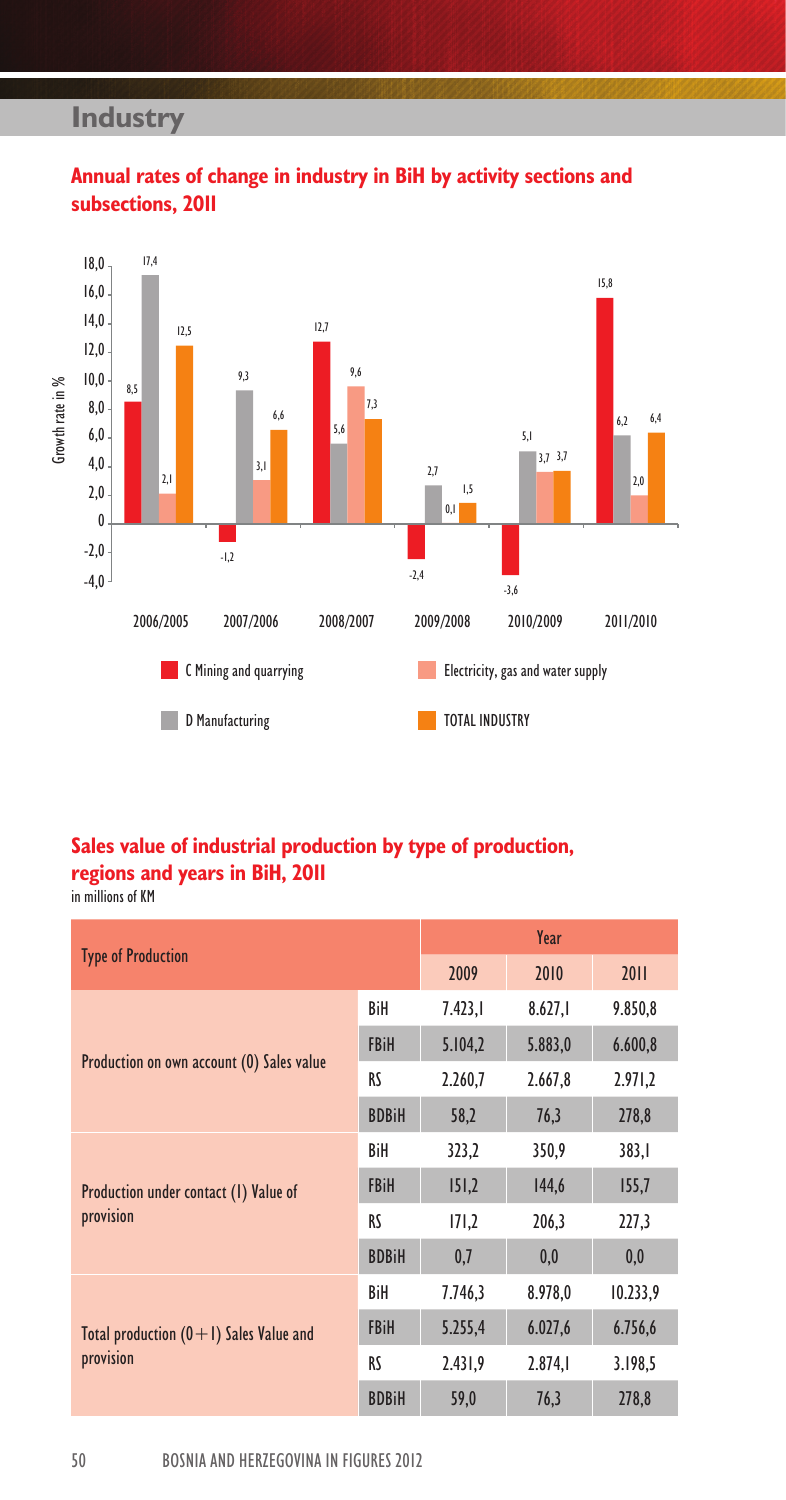# Industry

## Annual rates of change in industry in BiH by activity sections and subsections, 2011

Growth rate in %

| | 2006/2005 | 2007/2006 | 2008/2007 | 2009/2008 | 2010/2009 | 2011/2010 |
|---|---|---|---|---|---|---|
| C Mining and quarrying | 8,5 | -1,2 | 12,7 | -2,4 | -3,6 | 15,8 |
| D Manufacturing | 17,4 | 9,3 | 5,6 | 2,7 | 5,1 | 6,2 |
| Electricity, gas and water supply | 2,1 | 3,1 | 9,6 | 0,1 | 3,7 | 2,0 |
| TOTAL INDUSTRY | 12,5 | 6,6 | 7,3 | 1,5 | 3,7 | 6,4 |

## Sales value of industrial production by type of production, regions and years in BiH, 2011

in millions of KM

| Type of Production | | Year | | |
|---|---|---|---|---|
| | | 2009 | 2010 | 2011 |
| Production on own account (0) Sales value | BiH | 7.423,1 | 8.627,1 | 9.850,8 |
| | FBiH | 5.104,2 | 5.883,0 | 6.600,8 |
| | RS | 2.260,7 | 2.667,8 | 2.971,2 |
| | BDBiH | 58,2 | 76,3 | 278,8 |
| Production under contact (1) Value of provision | BiH | 323,2 | 350,9 | 383,1 |
| | FBiH | 151,2 | 144,6 | 155,7 |
| | RS | 171,2 | 206,3 | 227,3 |
| | BDBiH | 0,7 | 0,0 | 0,0 |
| Total production (0+1) Sales Value and provision | BiH | 7.746,3 | 8.978,0 | 10.233,9 |
| | FBiH | 5.255,4 | 6.027,6 | 6.756,6 |
| | RS | 2.431,9 | 2.874,1 | 3.198,5 |
| | BDBiH | 59,0 | 76,3 | 278,8 |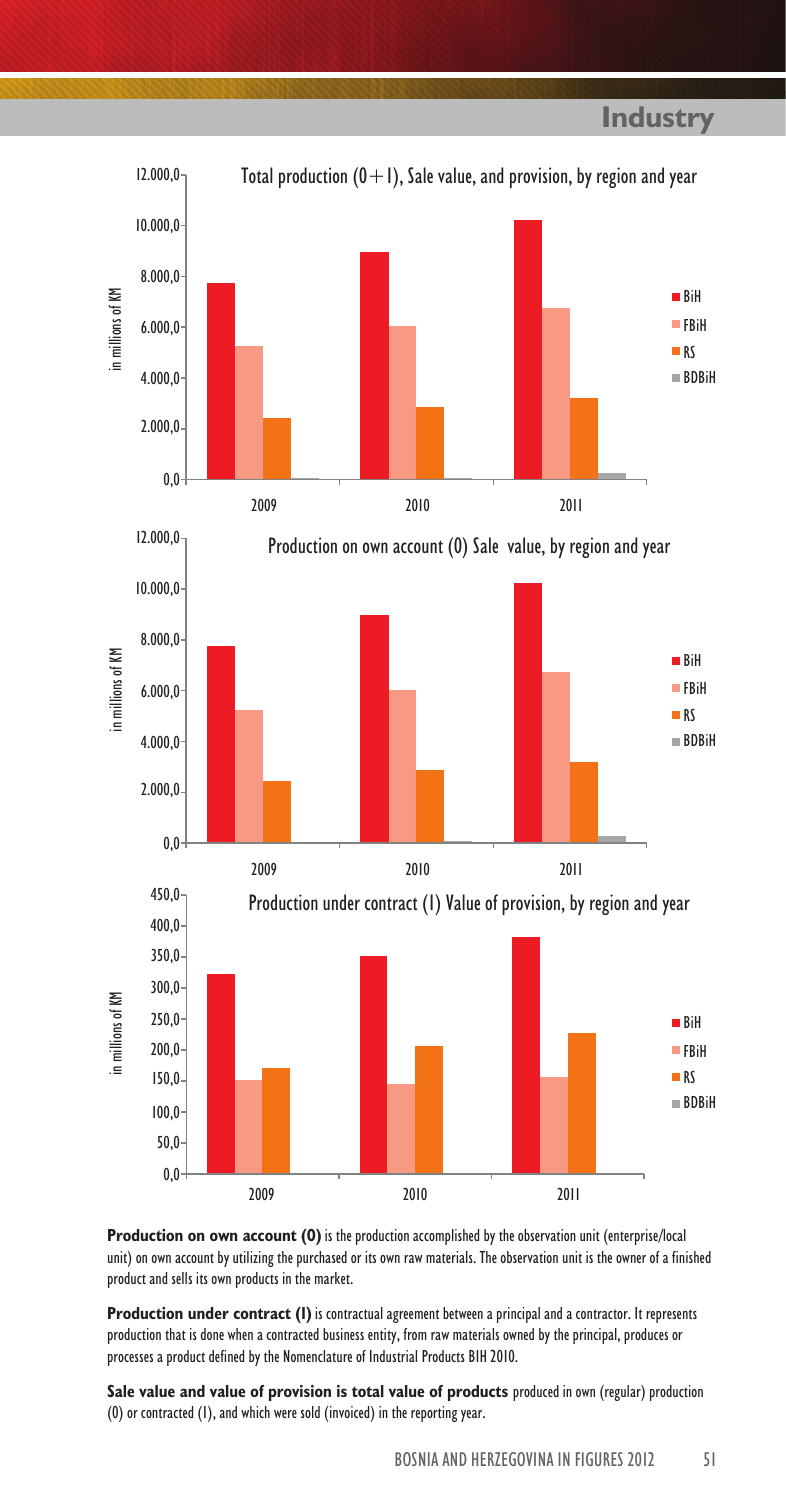# Industry

Total production (0+I), Sale value, and provision, by region and year

in millions of KM

BiH | FBiH | RS | BDBiH

2009 | 2010 | 2011

Production on own account (0) Sale value, by region and year

in millions of KM

BiH | FBiH | RS | BDBiH

2009 | 2010 | 2011

Production under contract (I) Value of provision, by region and year

in millions of KM

BiH | FBiH | RS | BDBiH

2009 | 2010 | 2011

**Production on own account (0)** is the production accomplished by the observation unit (enterprise/local unit) on own account by utilizing the purchased or its own raw materials. The observation unit is the owner of a finished product and sells its own products in the market.

**Production under contract (I)** is contractual agreement between a principal and a contractor. It represents production that is done when a contracted business entity, from raw materials owned by the principal, produces or processes a product defined by the Nomenclature of Industrial Products BIH 2010.

**Sale value and value of provision is total value of products** produced in own (regular) production (0) or contracted (I), and which were sold (invoiced) in the reporting year.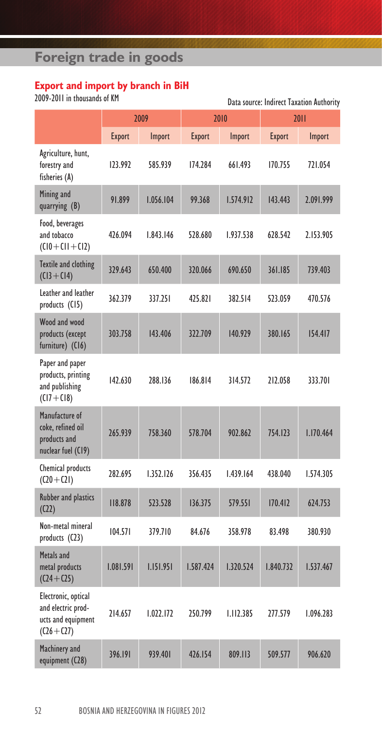# Foreign trade in goods

## Export and import by branch in BiH

2009-2011 in thousands of KM

Data source: Indirect Taxation Authority

| | 2009 | | 2010 | | 2011 | |
|---|---|---|---|---|---|---|
| | Export | Import | Export | Import | Export | Import |
| Agriculture, hunt, forestry and fisheries (A) | 123.992 | 585.939 | 174.284 | 661.493 | 170.755 | 721.054 |
| Mining and quarrying (B) | 91.899 | 1.056.104 | 99.368 | 1.574.912 | 143.443 | 2.091.999 |
| Food, beverages and tobacco (C10+C11+C12) | 426.094 | 1.843.146 | 528.680 | 1.937.538 | 628.542 | 2.153.905 |
| Textile and clothing (C13+C14) | 329.643 | 650.400 | 320.066 | 690.650 | 361.185 | 739.403 |
| Leather and leather products (C15) | 362.379 | 337.251 | 425.821 | 382.514 | 523.059 | 470.576 |
| Wood and wood products (except furniture) (C16) | 303.758 | 143.406 | 322.709 | 140.929 | 380.165 | 154.417 |
| Paper and paper products, printing and publishing (C17+C18) | 142.630 | 288.136 | 186.814 | 314.572 | 212.058 | 333.701 |
| Manufacture of coke, refined oil products and nuclear fuel (C19) | 265.939 | 758.360 | 578.704 | 902.862 | 754.123 | 1.170.464 |
| Chemical products (C20+C21) | 282.695 | 1.352.126 | 356.435 | 1.439.164 | 438.040 | 1.574.305 |
| Rubber and plastics (C22) | 118.878 | 523.528 | 136.375 | 579.551 | 170.412 | 624.753 |
| Non-metal mineral products (C23) | 104.571 | 379.710 | 84.676 | 358.978 | 83.498 | 380.930 |
| Metals and metal products (C24+C25) | 1.081.591 | 1.151.951 | 1.587.424 | 1.320.524 | 1.840.732 | 1.537.467 |
| Electronic, optical and electric products and equipment (C26+C27) | 214.657 | 1.022.172 | 250.799 | 1.112.385 | 277.579 | 1.096.283 |
| Machinery and equipment (C28) | 396.191 | 939.401 | 426.154 | 809.113 | 509.577 | 906.620 |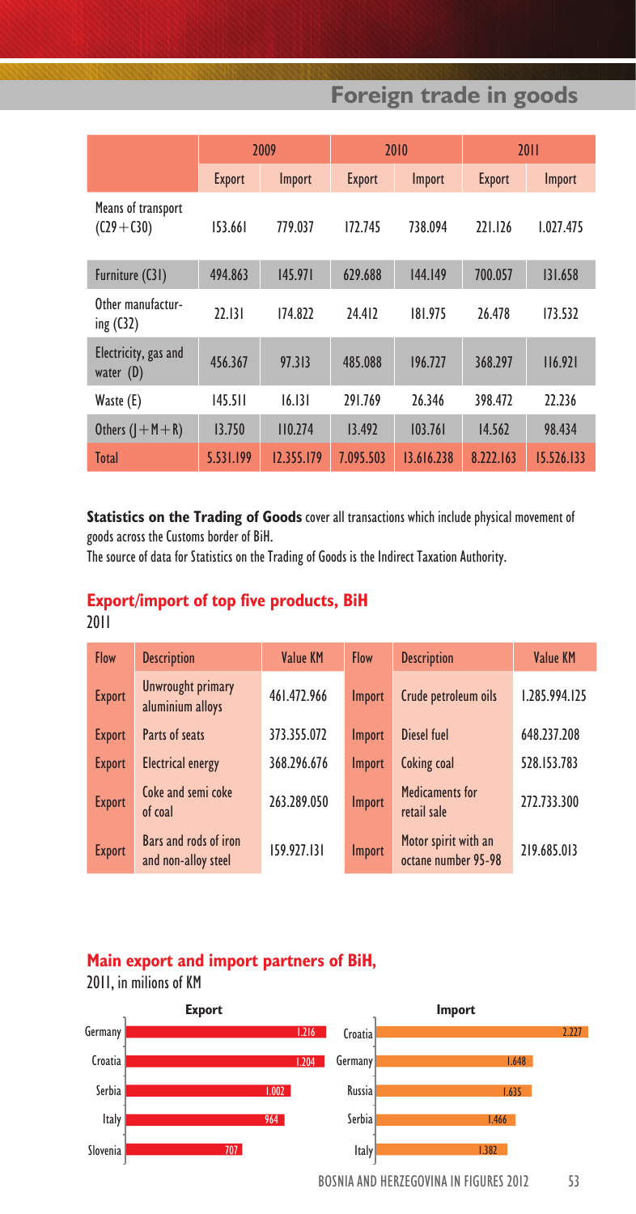# Foreign trade in goods

| | 2009 | | 2010 | | 2011 | |
|---|---|---|---|---|---|---|
| | Export | Import | Export | Import | Export | Import |
| Means of transport (C29+C30) | 153.661 | 779.037 | 172.745 | 738.094 | 221.126 | 1.027.475 |
| Furniture (C31) | 494.863 | 145.971 | 629.688 | 144.149 | 700.057 | 131.658 |
| Other manufacturing (C32) | 22.131 | 174.822 | 24.412 | 181.975 | 26.478 | 173.532 |
| Electricity, gas and water (D) | 456.367 | 97.313 | 485.088 | 196.727 | 368.297 | 116.921 |
| Waste (E) | 145.511 | 16.131 | 291.769 | 26.346 | 398.472 | 22.236 |
| Others (J+M+R) | 13.750 | 110.274 | 13.492 | 103.761 | 14.562 | 98.434 |
| Total | 5.531.199 | 12.355.179 | 7.095.503 | 13.616.238 | 8.222.163 | 15.526.133 |

**Statistics on the Trading of Goods** cover all transactions which include physical movement of goods across the Customs border of BiH.

The source of data for Statistics on the Trading of Goods is the Indirect Taxation Authority.

## Export/import of top five products, BiH

2011

| Flow | Description | Value KM | Flow | Description | Value KM |
|---|---|---|---|---|---|
| Export | Unwrought primary aluminium alloys | 461.472.966 | Import | Crude petroleum oils | 1.285.994.125 |
| Export | Parts of seats | 373.355.072 | Import | Diesel fuel | 648.237.208 |
| Export | Electrical energy | 368.296.676 | Import | Coking coal | 528.153.783 |
| Export | Coke and semi coke of coal | 263.289.050 | Import | Medicaments for retail sale | 272.733.300 |
| Export | Bars and rods of iron and non-alloy steel | 159.927.131 | Import | Motor spirit with an octane number 95-98 | 219.685.013 |

## Main export and import partners of BiH,

2011, in milions of KM

**Export**

| Country | Value |
|---|---|
| Germany | 1.216 |
| Croatia | 1.204 |
| Serbia | 1.002 |
| Italy | 964 |
| Slovenia | 707 |

**Import**

| Country | Value |
|---|---|
| Croatia | 2.227 |
| Germany | 1.648 |
| Russia | 1.635 |
| Serbia | 1.466 |
| Italy | 1.382 |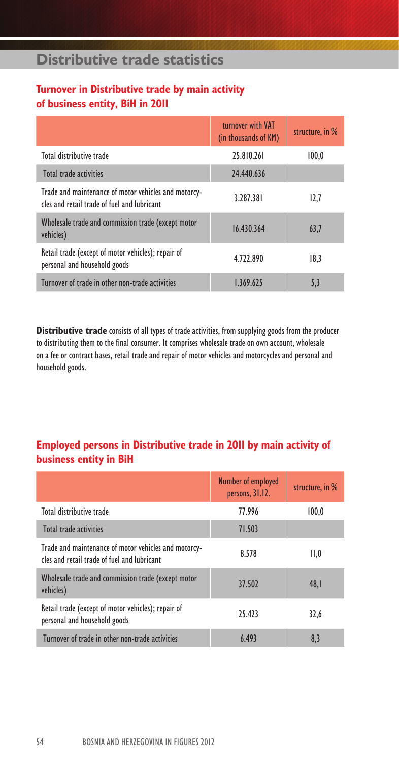# Distributive trade statistics

## Turnover in Distributive trade by main activity of business entity, BiH in 2011

| | turnover with VAT (in thousands of KM) | structure, in % |
|---|---|---|
| Total distributive trade | 25.810.261 | 100,0 |
| Total trade activities | 24.440.636 | |
| Trade and maintenance of motor vehicles and motorcycles and retail trade of fuel and lubricant | 3.287.381 | 12,7 |
| Wholesale trade and commission trade (except motor vehicles) | 16.430.364 | 63,7 |
| Retail trade (except of motor vehicles); repair of personal and household goods | 4.722.890 | 18,3 |
| Turnover of trade in other non-trade activities | 1.369.625 | 5,3 |

**Distributive trade** consists of all types of trade activities, from supplying goods from the producer to distributing them to the final consumer. It comprises wholesale trade on own account, wholesale on a fee or contract bases, retail trade and repair of motor vehicles and motorcycles and personal and household goods.

## Employed persons in Distributive trade in 2011 by main activity of business entity in BiH

| | Number of employed persons, 31.12. | structure, in % |
|---|---|---|
| Total distributive trade | 77.996 | 100,0 |
| Total trade activities | 71.503 | |
| Trade and maintenance of motor vehicles and motorcycles and retail trade of fuel and lubricant | 8.578 | 11,0 |
| Wholesale trade and commission trade (except motor vehicles) | 37.502 | 48,1 |
| Retail trade (except of motor vehicles); repair of personal and household goods | 25.423 | 32,6 |
| Turnover of trade in other non-trade activities | 6.493 | 8,3 |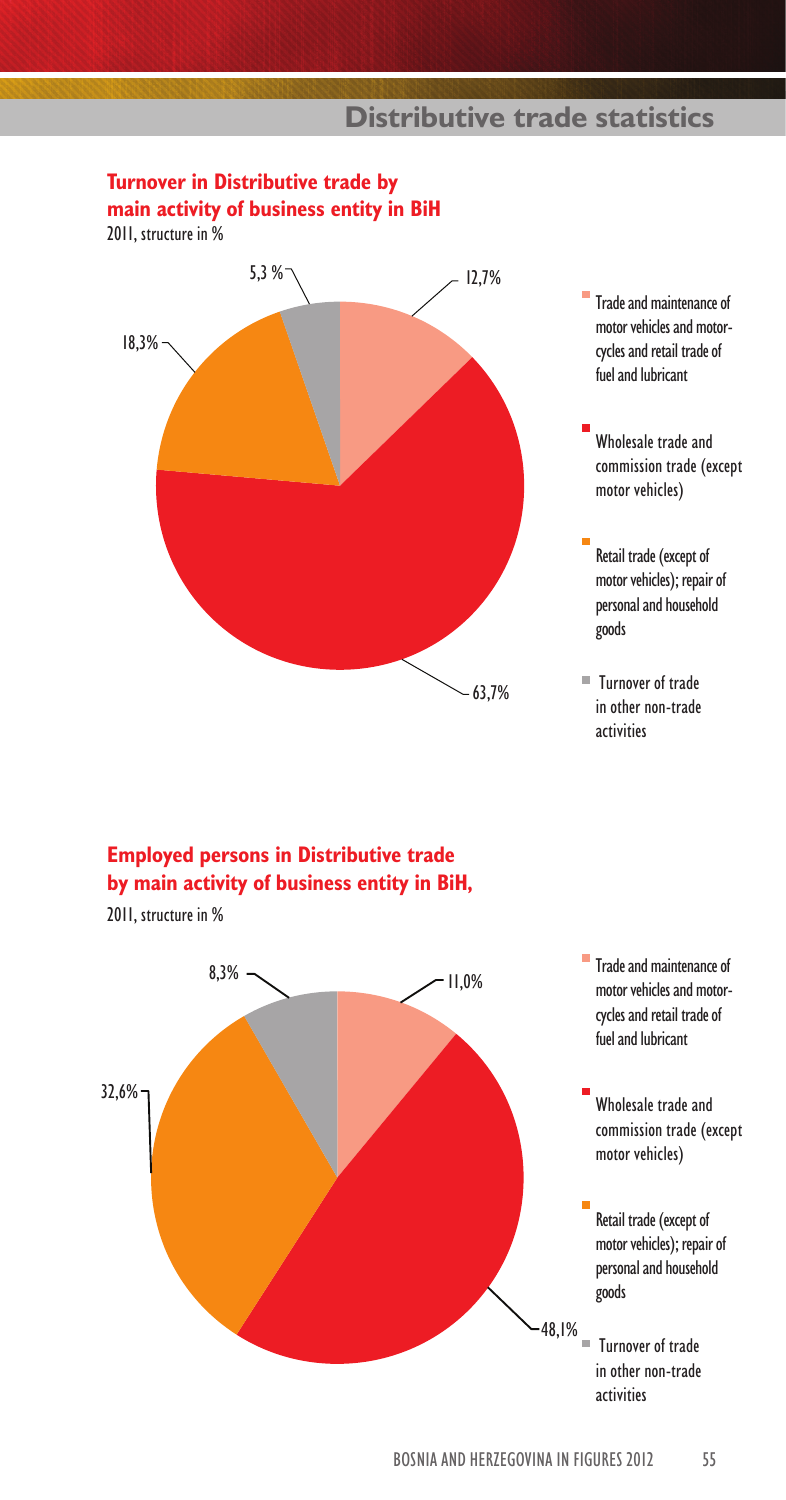## Distributive trade statistics

### Turnover in Distributive trade by main activity of business entity in BiH

2011, structure in %

| Main activity | % |
|---|---|
| Trade and maintenance of motor vehicles and motorcycles and retail trade of fuel and lubricant | 12,7% |
| Wholesale trade and commission trade (except motor vehicles) | 63,7% |
| Retail trade (except of motor vehicles); repair of personal and household goods | 18,3% |
| Turnover of trade in other non-trade activities | 5,3 % |

### Employed persons in Distributive trade by main activity of business entity in BiH,

2011, structure in %

| Main activity | % |
|---|---|
| Trade and maintenance of motor vehicles and motorcycles and retail trade of fuel and lubricant | 11,0% |
| Wholesale trade and commission trade (except motor vehicles) | 48,1% |
| Retail trade (except of motor vehicles); repair of personal and household goods | 32,6% |
| Turnover of trade in other non-trade activities | 8,3% |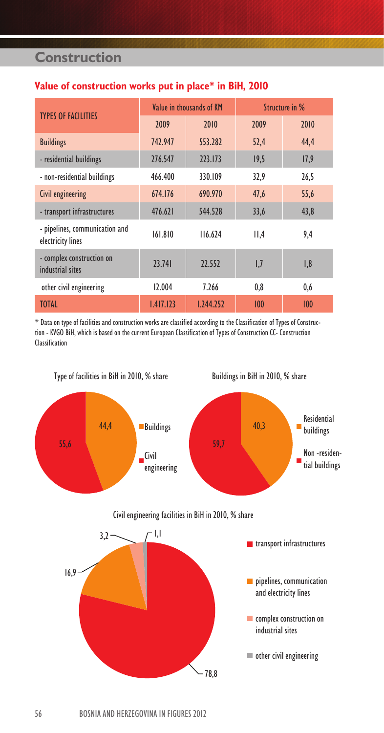# Construction

## Value of construction works put in place* in BiH, 2010

| TYPES OF FACILITIES | Value in thousands of KM | | Structure in % | |
|---|---|---|---|---|
| | 2009 | 2010 | 2009 | 2010 |
| Buildings | 742.947 | 553.282 | 52,4 | 44,4 |
| - residential buildings | 276.547 | 223.173 | 19,5 | 17,9 |
| - non-residential buildings | 466.400 | 330.109 | 32,9 | 26,5 |
| Civil engineering | 674.176 | 690.970 | 47,6 | 55,6 |
| - transport infrastructures | 476.621 | 544.528 | 33,6 | 43,8 |
| - pipelines, communication and electricity lines | 161.810 | 116.624 | 11,4 | 9,4 |
| - complex construction on industrial sites | 23.741 | 22.552 | 1,7 | 1,8 |
| other civil engineering | 12.004 | 7.266 | 0,8 | 0,6 |
| TOTAL | 1.417.123 | 1.244.252 | 100 | 100 |

* Data on type of facilities and construction works are classified according to the Classification of Types of Construction - KVGO BiH, which is based on the current European Classification of Types of Construction CC- Construction Classification

Type of facilities in BiH in 2010, % share

- Buildings: 44,4
- Civil engineering: 55,6

Buildings in BiH in 2010, % share

- Residential buildings: 40,3
- Non -residential buildings: 59,7

Civil engineering facilities in BiH in 2010, % share

- transport infrastructures: 78,8
- pipelines, communication and electricity lines: 16,9
- complex construction on industrial sites: 3,2
- other civil engineering: 1,1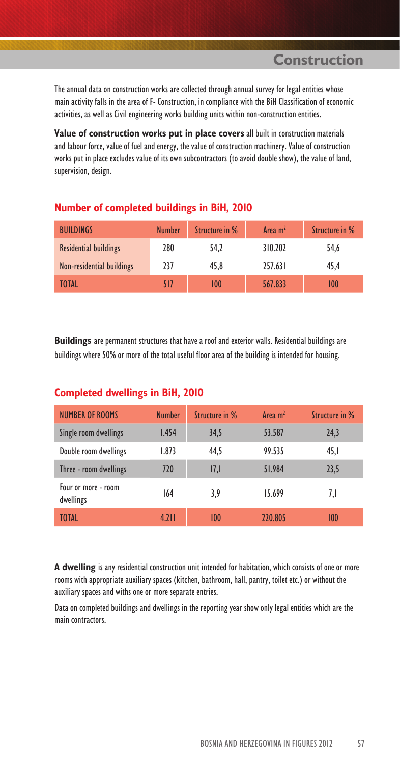# Construction

The annual data on construction works are collected through annual survey for legal entities whose main activity falls in the area of F- Construction, in compliance with the BiH Classification of economic activities, as well as Civil engineering works building units within non-construction entities.

**Value of construction works put in place covers** all built in construction materials and labour force, value of fuel and energy, the value of construction machinery. Value of construction works put in place excludes value of its own subcontractors (to avoid double show), the value of land, supervision, design.

## Number of completed buildings in BiH, 2010

| BUILDINGS | Number | Structure in % | Area m$^2$ | Structure in % |
|---|---|---|---|---|
| Residential buildings | 280 | 54,2 | 310.202 | 54,6 |
| Non-residential buildings | 237 | 45,8 | 257.631 | 45,4 |
| TOTAL | 517 | 100 | 567.833 | 100 |

**Buildings** are permanent structures that have a roof and exterior walls. Residential buildings are buildings where 50% or more of the total useful floor area of the building is intended for housing.

## Completed dwellings in BiH, 2010

| NUMBER OF ROOMS | Number | Structure in % | Area m$^2$ | Structure in % |
|---|---|---|---|---|
| Single room dwellings | 1.454 | 34,5 | 53.587 | 24,3 |
| Double room dwellings | 1.873 | 44,5 | 99.535 | 45,1 |
| Three - room dwellings | 720 | 17,1 | 51.984 | 23,5 |
| Four or more - room dwellings | 164 | 3,9 | 15.699 | 7,1 |
| TOTAL | 4.211 | 100 | 220.805 | 100 |

**A dwelling** is any residential construction unit intended for habitation, which consists of one or more rooms with appropriate auxiliary spaces (kitchen, bathroom, hall, pantry, toilet etc.) or without the auxiliary spaces and withs one or more separate entries.

Data on completed buildings and dwellings in the reporting year show only legal entities which are the main contractors.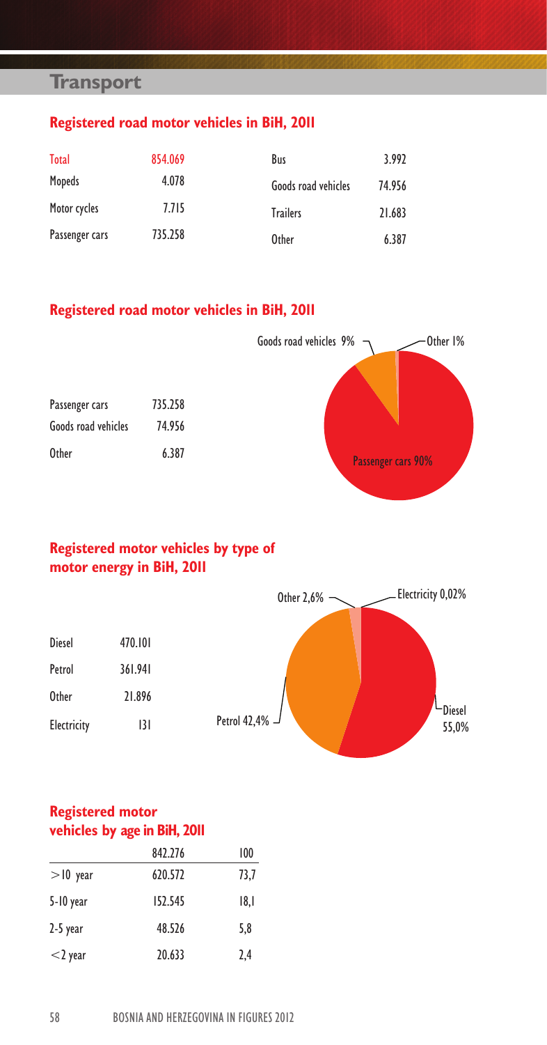# Transport

## Registered road motor vehicles in BiH, 2011

| | | | |
|---|---|---|---|
| Total | 854.069 | Bus | 3.992 |
| Mopeds | 4.078 | Goods road vehicles | 74.956 |
| Motor cycles | 7.715 | Trailers | 21.683 |
| Passenger cars | 735.258 | Other | 6.387 |

## Registered road motor vehicles in BiH, 2011

| | |
|---|---|
| Passenger cars | 735.258 |
| Goods road vehicles | 74.956 |
| Other | 6.387 |

Goods road vehicles 9%
Other 1%
Passenger cars 90%

## Registered motor vehicles by type of motor energy in BiH, 2011

| | |
|---|---|
| Diesel | 470.101 |
| Petrol | 361.941 |
| Other | 21.896 |
| Electricity | 131 |

Other 2,6%
Electricity 0,02%
Petrol 42,4%
Diesel 55,0%

## Registered motor vehicles by age in BiH, 2011

| | 842.276 | 100 |
|---|---|---|
| >10 year | 620.572 | 73,7 |
| 5-10 year | 152.545 | 18,1 |
| 2-5 year | 48.526 | 5,8 |
| <2 year | 20.633 | 2,4 |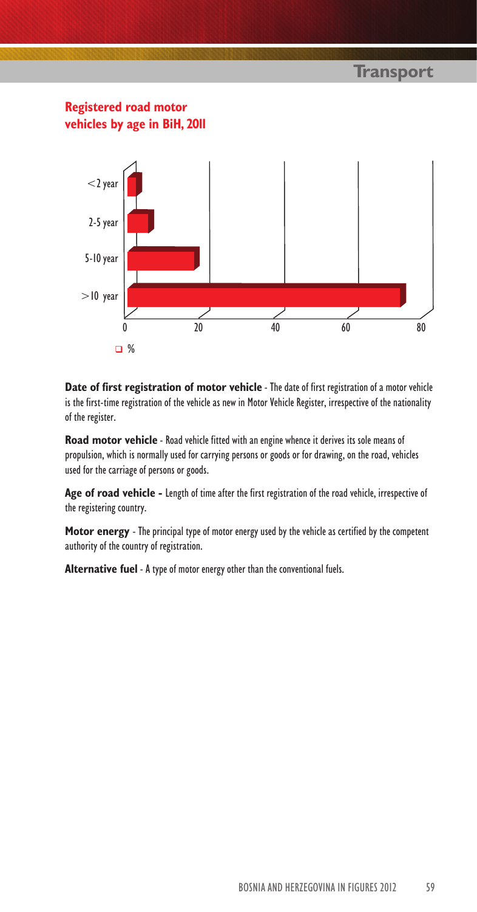## Registered road motor vehicles by age in BiH, 2011

<2 year

2-5 year

5-10 year

>10 year

0 20 40 60 80

%

**Date of first registration of motor vehicle** - The date of first registration of a motor vehicle is the first-time registration of the vehicle as new in Motor Vehicle Register, irrespective of the nationality of the register.

**Road motor vehicle** - Road vehicle fitted with an engine whence it derives its sole means of propulsion, which is normally used for carrying persons or goods or for drawing, on the road, vehicles used for the carriage of persons or goods.

**Age of road vehicle -** Length of time after the first registration of the road vehicle, irrespective of the registering country.

**Motor energy** - The principal type of motor energy used by the vehicle as certified by the competent authority of the country of registration.

**Alternative fuel** - A type of motor energy other than the conventional fuels.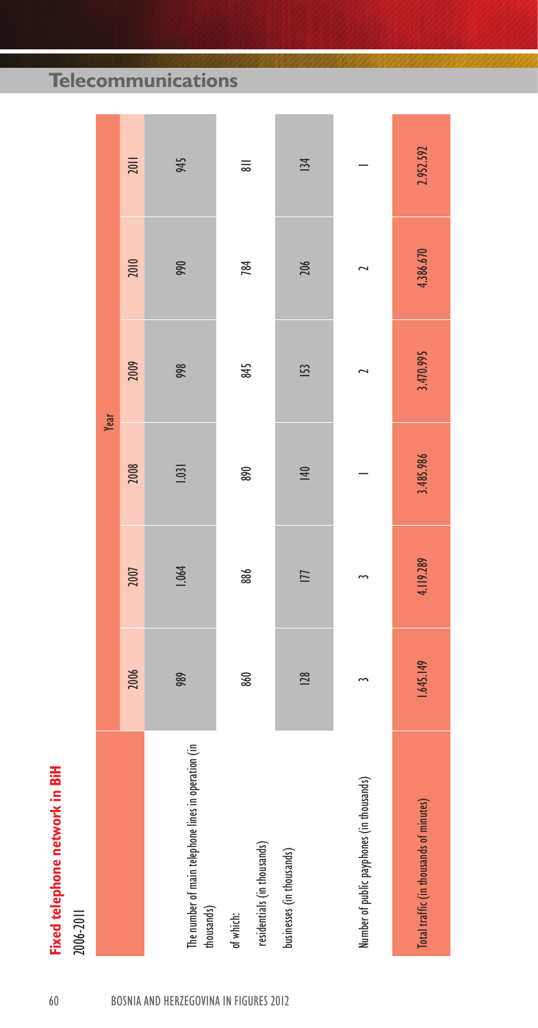# Telecommunications

## Fixed telephone network in BiH

2006-2011

| | Year | | | | | |
|---|---|---|---|---|---|---|
| | 2006 | 2007 | 2008 | 2009 | 2010 | 2011 |
| The number of main telephone lines in operation (in thousands) | 989 | 1.064 | 1.031 | 998 | 990 | 945 |
| of which: residentials (in thousands) | 860 | 886 | 890 | 845 | 784 | 811 |
| businesses (in thousands) | 128 | 177 | 140 | 153 | 206 | 134 |
| Number of public payphones (in thousands) | 3 | 3 | 1 | 2 | 2 | 1 |
| Total traffic (in thousands of minutes) | 1.645.149 | 4.119.289 | 3.485.986 | 3.470.995 | 4.386.670 | 2.952.592 |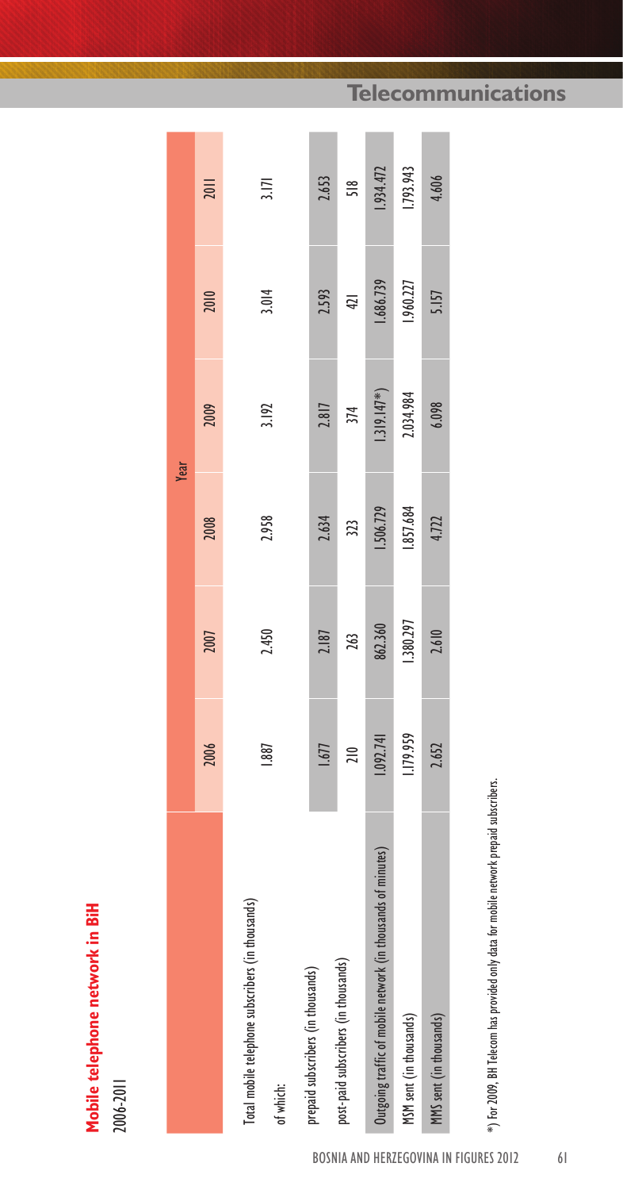# Mobile telephone network in BiH

2006-2011

| | Year | | | | | |
|---|---|---|---|---|---|---|
| | 2006 | 2007 | 2008 | 2009 | 2010 | 2011 |
| Total mobile telephone subscribers (in thousands) | 1.887 | 2.450 | 2.958 | 3.192 | 3.014 | 3.171 |
| of which: | | | | | | |
| prepaid subscribers (in thousands) | 1.677 | 2.187 | 2.634 | 2.817 | 2.593 | 2.653 |
| post-paid subscribers (in thousands) | 210 | 263 | 323 | 374 | 421 | 518 |
| Outgoing traffic of mobile network (in thousands of minutes) | 1.092.741 | 862.360 | 1.506.729 | 1.319.147*) | 1.686.739 | 1.934.472 |
| MSM sent (in thousands) | 1.179.959 | 1.380.297 | 1.857.684 | 2.034.984 | 1.960.227 | 1.793.943 |
| MMS sent (in thousands) | 2.652 | 2.610 | 4.722 | 6.098 | 5.157 | 4.606 |

*) For 2009, BH Telecom has provided only data for mobile network prepaid subscribers.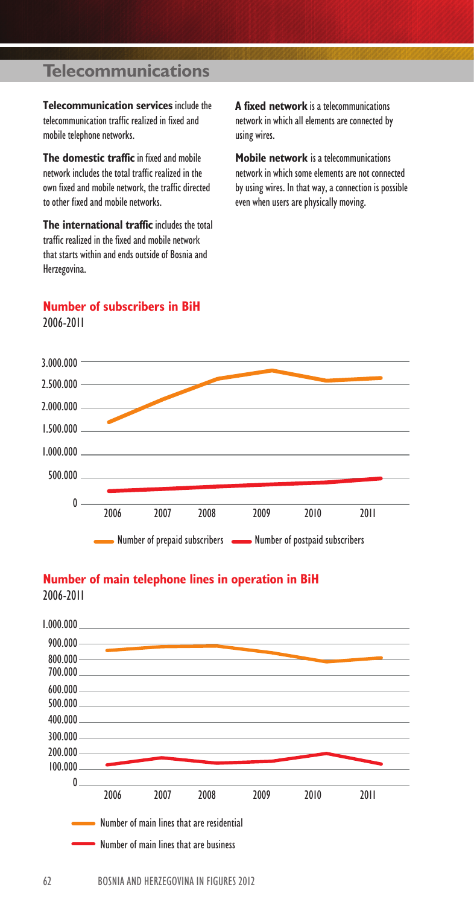# Telecommunications

**Telecommunication services** include the telecommunication traffic realized in fixed and mobile telephone networks.

**The domestic traffic** in fixed and mobile network includes the total traffic realized in the own fixed and mobile network, the traffic directed to other fixed and mobile networks.

**The international traffic** includes the total traffic realized in the fixed and mobile network that starts within and ends outside of Bosnia and Herzegovina.

**A fixed network** is a telecommunications network in which all elements are connected by using wires.

**Mobile network** is a telecommunications network in which some elements are not connected by using wires. In that way, a connection is possible even when users are physically moving.

## Number of subscribers in BiH

2006-2011

3.000.000
2.500.000
2.000.000
1.500.000
1.000.000
500.000
0

2006 2007 2008 2009 2010 2011

Number of prepaid subscribers
Number of postpaid subscribers

## Number of main telephone lines in operation in BiH

2006-2011

1.000.000
900.000
800.000
700.000
600.000
500.000
400.000
300.000
200.000
100.000
0

2006 2007 2008 2009 2010 2011

Number of main lines that are residential

Number of main lines that are business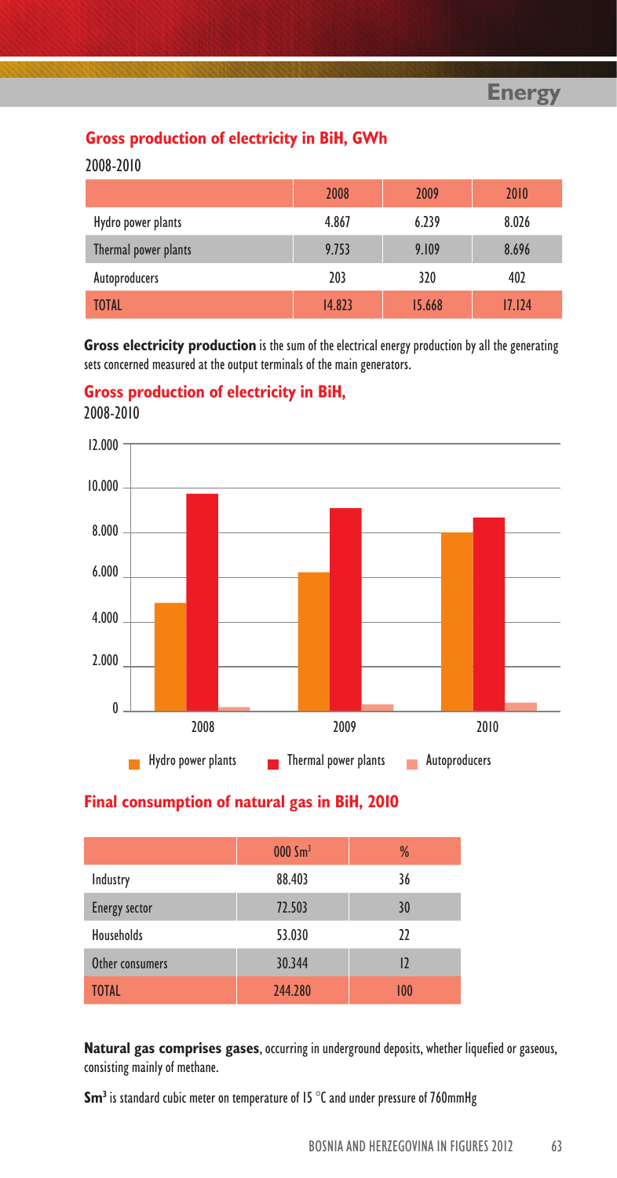## Gross production of electricity in BiH, GWh

2008-2010

| | 2008 | 2009 | 2010 |
|---|---|---|---|
| Hydro power plants | 4.867 | 6.239 | 8.026 |
| Thermal power plants | 9.753 | 9.109 | 8.696 |
| Autoproducers | 203 | 320 | 402 |
| TOTAL | 14.823 | 15.668 | 17.124 |

**Gross electricity production** is the sum of the electrical energy production by all the generating sets concerned measured at the output terminals of the main generators.

## Gross production of electricity in BiH,

2008-2010

## Final consumption of natural gas in BiH, 2010

| | 000 $Sm^3$ | % |
|---|---|---|
| Industry | 88.403 | 36 |
| Energy sector | 72.503 | 30 |
| Households | 53.030 | 22 |
| Other consumers | 30.344 | 12 |
| TOTAL | 244.280 | 100 |

**Natural gas comprises gases**, occurring in underground deposits, whether liquefied or gaseous, consisting mainly of methane.

**$Sm^3$** is standard cubic meter on temperature of 15 °C and under pressure of 760mmHg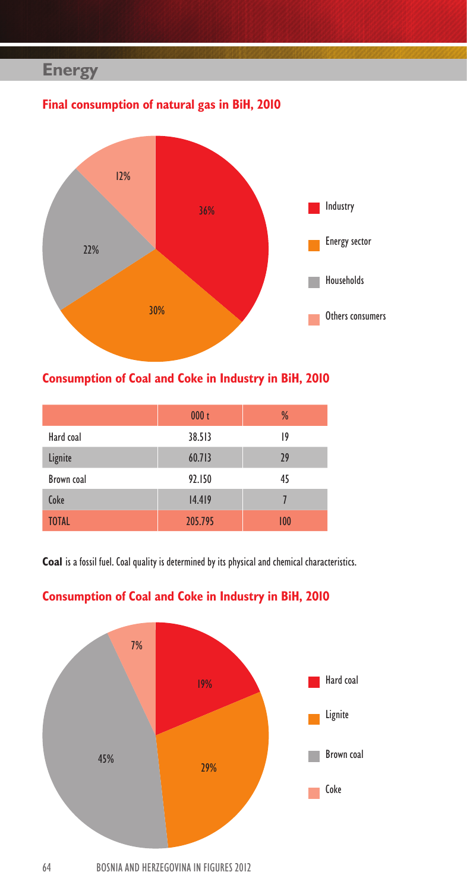# Energy

## Final consumption of natural gas in BiH, 2010

| | % |
|---|---|
| Industry | 36% |
| Energy sector | 30% |
| Households | 22% |
| Others consumers | 12% |

## Consumption of Coal and Coke in Industry in BiH, 2010

| | 000 t | % |
|---|---|---|
| Hard coal | 38.513 | 19 |
| Lignite | 60.713 | 29 |
| Brown coal | 92.150 | 45 |
| Coke | 14.419 | 7 |
| TOTAL | 205.795 | 100 |

**Coal** is a fossil fuel. Coal quality is determined by its physical and chemical characteristics.

## Consumption of Coal and Coke in Industry in BiH, 2010

| | % |
|---|---|
| Hard coal | 19% |
| Lignite | 29% |
| Brown coal | 45% |
| Coke | 7% |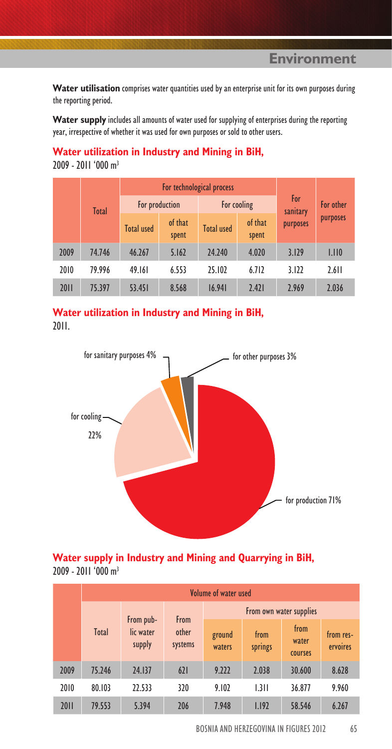**Water utilisation** comprises water quantities used by an enterprise unit for its own purposes during the reporting period.

**Water supply** includes all amounts of water used for supplying of enterprises during the reporting year, irrespective of whether it was used for own purposes or sold to other users.

### Water utilization in Industry and Mining in BiH,
2009 - 2011 '000 $m^3$

| | Total | For technological process | | | | For sanitary purposes | For other purposes |
|---|---|---|---|---|---|---|---|
| | | For production | | For cooling | | | |
| | | Total used | of that spent | Total used | of that spent | | |
| 2009 | 74.746 | 46.267 | 5.162 | 24.240 | 4.020 | 3.129 | 1.110 |
| 2010 | 79.996 | 49.161 | 6.553 | 25.102 | 6.712 | 3.122 | 2.611 |
| 2011 | 75.397 | 53.451 | 8.568 | 16.941 | 2.421 | 2.969 | 2.036 |

### Water utilization in Industry and Mining in BiH,
2011.

for sanitary purposes 4%

for other purposes 3%

for cooling 22%

for production 71%

### Water supply in Industry and Mining and Quarrying in BiH,
2009 - 2011 '000 $m^3$

| | Volume of water used | | | | | | |
|---|---|---|---|---|---|---|---|
| | Total | From public water supply | From other systems | From own water supplies | | | |
| | | | | ground waters | from springs | from water courses | from reservoirs |
| 2009 | 75.246 | 24.137 | 621 | 9.222 | 2.038 | 30.600 | 8.628 |
| 2010 | 80.103 | 22.533 | 320 | 9.102 | 1.311 | 36.877 | 9.960 |
| 2011 | 79.553 | 5.394 | 206 | 7.948 | 1.192 | 58.546 | 6.267 |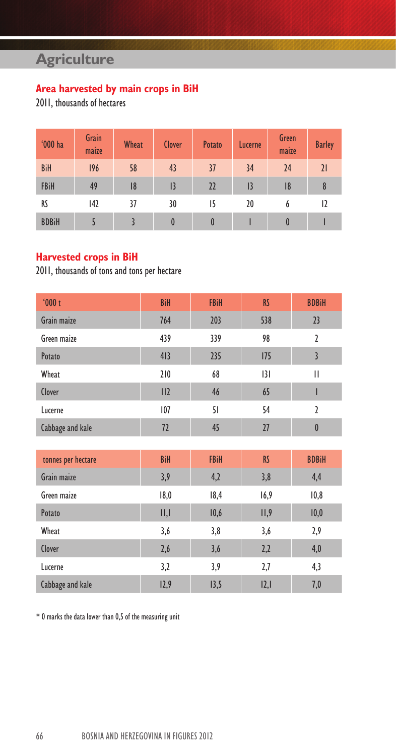# Agriculture

## Area harvested by main crops in BiH

2011, thousands of hectares

| '000 ha | Grain maize | Wheat | Clover | Potato | Lucerne | Green maize | Barley |
|---|---|---|---|---|---|---|---|
| BiH | 196 | 58 | 43 | 37 | 34 | 24 | 21 |
| FBiH | 49 | 18 | 13 | 22 | 13 | 18 | 8 |
| RS | 142 | 37 | 30 | 15 | 20 | 6 | 12 |
| BDBiH | 5 | 3 | 0 | 0 | 1 | 0 | 1 |

## Harvested crops in BiH

2011, thousands of tons and tons per hectare

| '000 t | BiH | FBiH | RS | BDBiH |
|---|---|---|---|---|
| Grain maize | 764 | 203 | 538 | 23 |
| Green maize | 439 | 339 | 98 | 2 |
| Potato | 413 | 235 | 175 | 3 |
| Wheat | 210 | 68 | 131 | 11 |
| Clover | 112 | 46 | 65 | 1 |
| Lucerne | 107 | 51 | 54 | 2 |
| Cabbage and kale | 72 | 45 | 27 | 0 |

| tonnes per hectare | BiH | FBiH | RS | BDBiH |
|---|---|---|---|---|
| Grain maize | 3,9 | 4,2 | 3,8 | 4,4 |
| Green maize | 18,0 | 18,4 | 16,9 | 10,8 |
| Potato | 11,1 | 10,6 | 11,9 | 10,0 |
| Wheat | 3,6 | 3,8 | 3,6 | 2,9 |
| Clover | 2,6 | 3,6 | 2,2 | 4,0 |
| Lucerne | 3,2 | 3,9 | 2,7 | 4,3 |
| Cabbage and kale | 12,9 | 13,5 | 12,1 | 7,0 |

* 0 marks the data lower than 0,5 of the measuring unit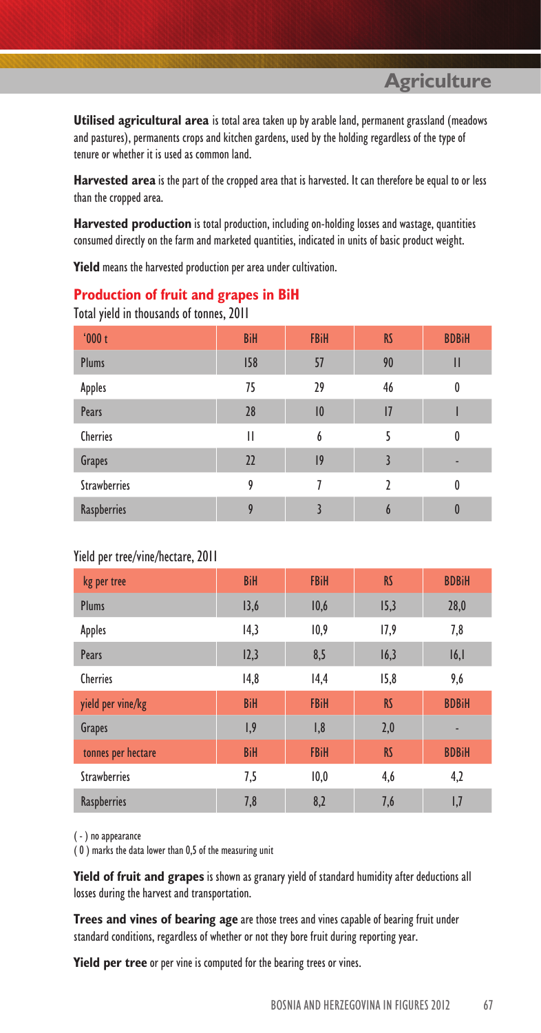**Utilised agricultural area** is total area taken up by arable land, permanent grassland (meadows and pastures), permanents crops and kitchen gardens, used by the holding regardless of the type of tenure or whether it is used as common land.

**Harvested area** is the part of the cropped area that is harvested. It can therefore be equal to or less than the cropped area.

**Harvested production** is total production, including on-holding losses and wastage, quantities consumed directly on the farm and marketed quantities, indicated in units of basic product weight.

**Yield** means the harvested production per area under cultivation.

## Production of fruit and grapes in BiH

Total yield in thousands of tonnes, 2011

| '000 t | BiH | FBiH | RS | BDBiH |
|---|---|---|---|---|
| Plums | 158 | 57 | 90 | 11 |
| Apples | 75 | 29 | 46 | 0 |
| Pears | 28 | 10 | 17 | 1 |
| Cherries | 11 | 6 | 5 | 0 |
| Grapes | 22 | 19 | 3 | - |
| Strawberries | 9 | 7 | 2 | 0 |
| Raspberries | 9 | 3 | 6 | 0 |

Yield per tree/vine/hectare, 2011

| kg per tree | BiH | FBiH | RS | BDBiH |
|---|---|---|---|---|
| Plums | 13,6 | 10,6 | 15,3 | 28,0 |
| Apples | 14,3 | 10,9 | 17,9 | 7,8 |
| Pears | 12,3 | 8,5 | 16,3 | 16,1 |
| Cherries | 14,8 | 14,4 | 15,8 | 9,6 |
| **yield per vine/kg** | **BiH** | **FBiH** | **RS** | **BDBiH** |
| Grapes | 1,9 | 1,8 | 2,0 | - |
| **tonnes per hectare** | **BiH** | **FBiH** | **RS** | **BDBiH** |
| Strawberries | 7,5 | 10,0 | 4,6 | 4,2 |
| Raspberries | 7,8 | 8,2 | 7,6 | 1,7 |

( - ) no appearance

( 0 ) marks the data lower than 0,5 of the measuring unit

**Yield of fruit and grapes** is shown as granary yield of standard humidity after deductions all losses during the harvest and transportation.

**Trees and vines of bearing age** are those trees and vines capable of bearing fruit under standard conditions, regardless of whether or not they bore fruit during reporting year.

**Yield per tree** or per vine is computed for the bearing trees or vines.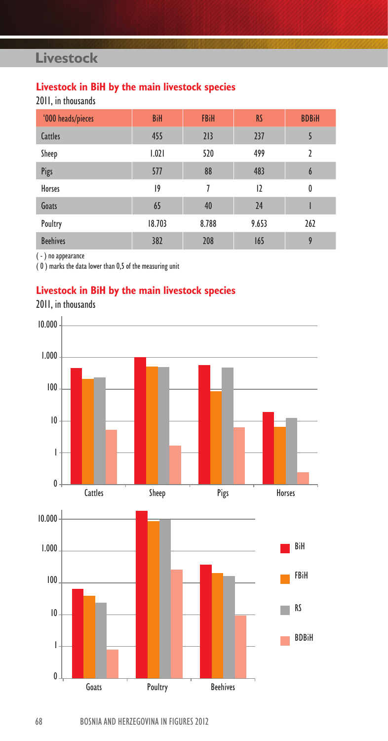# Livestock

## Livestock in BiH by the main livestock species

2011, in thousands

| '000 heads/pieces | BiH | FBiH | RS | BDBiH |
|---|---|---|---|---|
| Cattles | 455 | 213 | 237 | 5 |
| Sheep | 1.021 | 520 | 499 | 2 |
| Pigs | 577 | 88 | 483 | 6 |
| Horses | 19 | 7 | 12 | 0 |
| Goats | 65 | 40 | 24 | 1 |
| Poultry | 18.703 | 8.788 | 9.653 | 262 |
| Beehives | 382 | 208 | 165 | 9 |

( - ) no appearance

( 0 ) marks the data lower than 0,5 of the measuring unit

## Livestock in BiH by the main livestock species

2011, in thousands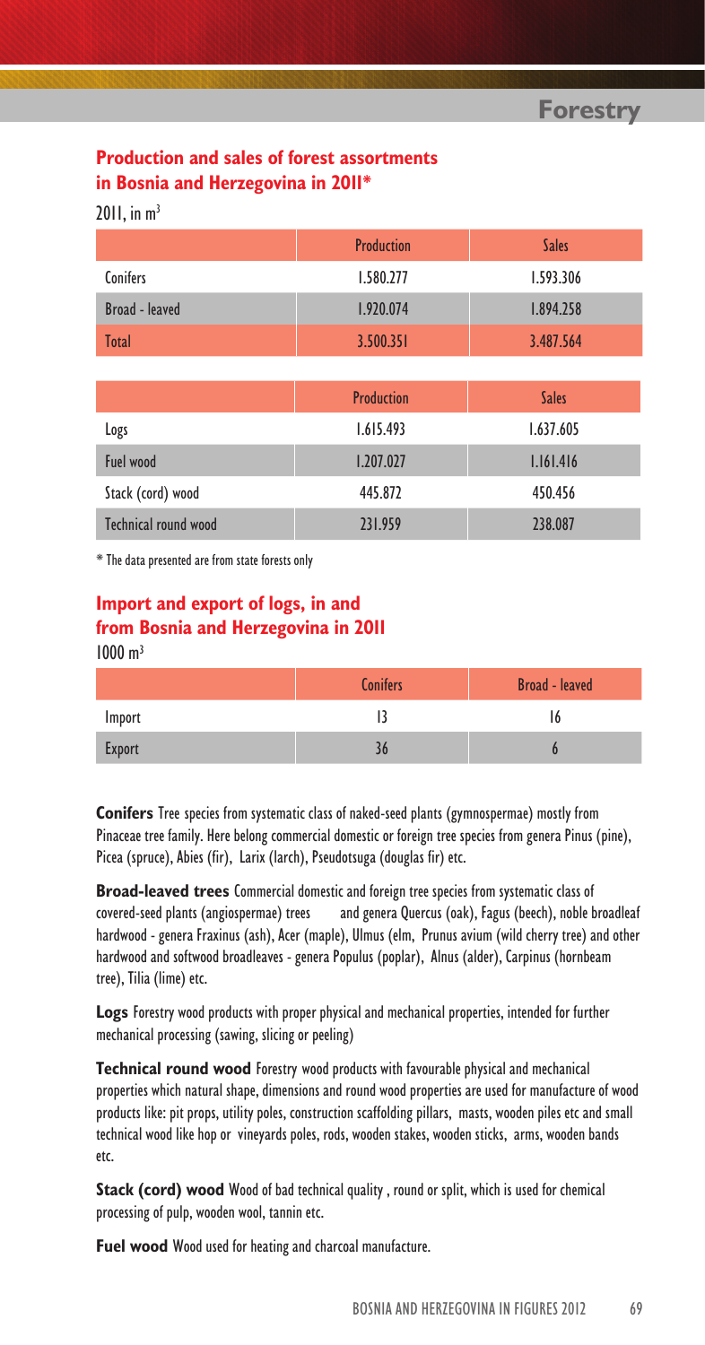## Production and sales of forest assortments in Bosnia and Herzegovina in 2011*

2011, in $m^3$

| | Production | Sales |
|---|---|---|
| Conifers | 1.580.277 | 1.593.306 |
| Broad - leaved | 1.920.074 | 1.894.258 |
| Total | 3.500.351 | 3.487.564 |

| | Production | Sales |
|---|---|---|
| Logs | 1.615.493 | 1.637.605 |
| Fuel wood | 1.207.027 | 1.161.416 |
| Stack (cord) wood | 445.872 | 450.456 |
| Technical round wood | 231.959 | 238.087 |

* The data presented are from state forests only

## Import and export of logs, in and from Bosnia and Herzegovina in 2011

1000 $m^3$

| | Conifers | Broad - leaved |
|---|---|---|
| Import | 13 | 16 |
| Export | 36 | 6 |

**Conifers** Tree species from systematic class of naked-seed plants (gymnospermae) mostly from Pinaceae tree family. Here belong commercial domestic or foreign tree species from genera Pinus (pine), Picea (spruce), Abies (fir), Larix (larch), Pseudotsuga (douglas fir) etc.

**Broad-leaved trees** Commercial domestic and foreign tree species from systematic class of covered-seed plants (angiospermae) trees and genera Quercus (oak), Fagus (beech), noble broadleaf hardwood - genera Fraxinus (ash), Acer (maple), Ulmus (elm, Prunus avium (wild cherry tree) and other hardwood and softwood broadleaves - genera Populus (poplar), Alnus (alder), Carpinus (hornbeam tree), Tilia (lime) etc.

**Logs** Forestry wood products with proper physical and mechanical properties, intended for further mechanical processing (sawing, slicing or peeling)

**Technical round wood** Forestry wood products with favourable physical and mechanical properties which natural shape, dimensions and round wood properties are used for manufacture of wood products like: pit props, utility poles, construction scaffolding pillars, masts, wooden piles etc and small technical wood like hop or vineyards poles, rods, wooden stakes, wooden sticks, arms, wooden bands etc.

**Stack (cord) wood** Wood of bad technical quality , round or split, which is used for chemical processing of pulp, wooden wool, tannin etc.

**Fuel wood** Wood used for heating and charcoal manufacture.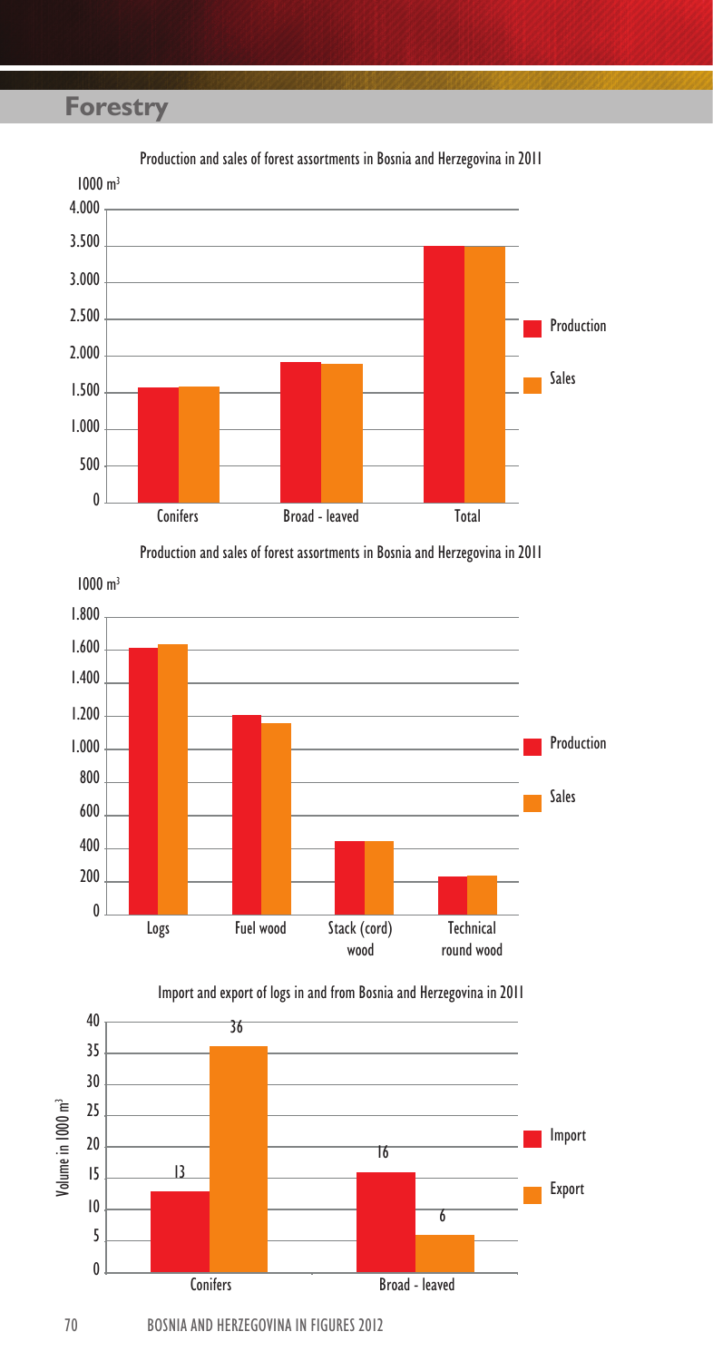# Forestry

Production and sales of forest assortments in Bosnia and Herzegovina in 2011

1000 m³

Conifers, Broad - leaved, Total

Production, Sales

Production and sales of forest assortments in Bosnia and Herzegovina in 2011

1000 m³

Logs, Fuel wood, Stack (cord) wood, Technical round wood

Production, Sales

Import and export of logs in and from Bosnia and Herzegovina in 2011

Volume in 1000 m³

| | Import | Export |
|---|---|---|
| Conifers | 13 | 36 |
| Broad - leaved | 16 | 6 |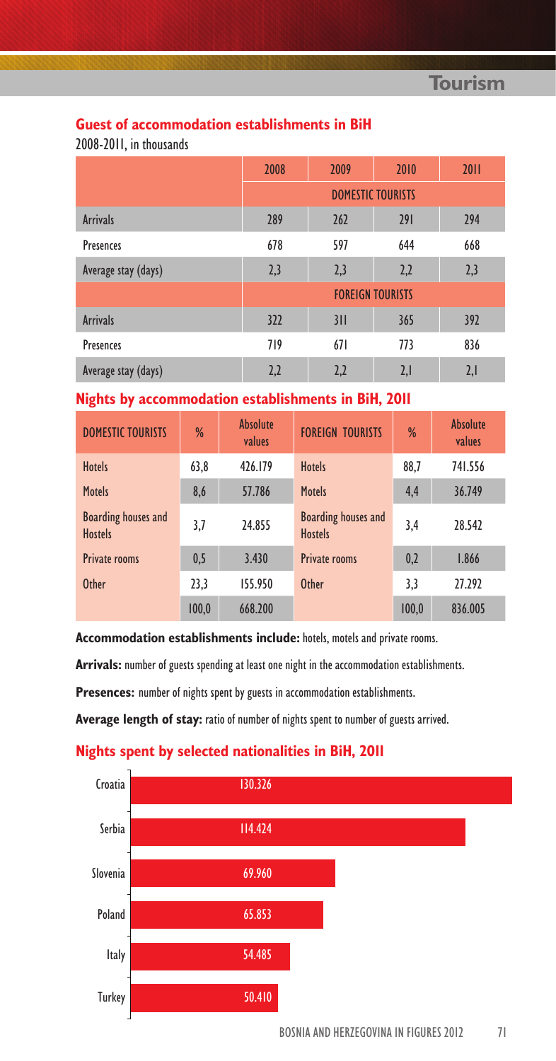## Guest of accommodation establishments in BiH

2008-2011, in thousands

| | 2008 | 2009 | 2010 | 2011 |
|---|---|---|---|---|
| | DOMESTIC TOURISTS | | | |
| Arrivals | 289 | 262 | 291 | 294 |
| Presences | 678 | 597 | 644 | 668 |
| Average stay (days) | 2,3 | 2,3 | 2,2 | 2,3 |
| | FOREIGN TOURISTS | | | |
| Arrivals | 322 | 311 | 365 | 392 |
| Presences | 719 | 671 | 773 | 836 |
| Average stay (days) | 2,2 | 2,2 | 2,1 | 2,1 |

## Nights by accommodation establishments in BiH, 2011

| DOMESTIC TOURISTS | % | Absolute values | FOREIGN TOURISTS | % | Absolute values |
|---|---|---|---|---|---|
| Hotels | 63,8 | 426.179 | Hotels | 88,7 | 741.556 |
| Motels | 8,6 | 57.786 | Motels | 4,4 | 36.749 |
| Boarding houses and Hostels | 3,7 | 24.855 | Boarding houses and Hostels | 3,4 | 28.542 |
| Private rooms | 0,5 | 3.430 | Private rooms | 0,2 | 1.866 |
| Other | 23,3 | 155.950 | Other | 3,3 | 27.292 |
| | 100,0 | 668.200 | | 100,0 | 836.005 |

**Accommodation establishments include:** hotels, motels and private rooms.

**Arrivals:** number of guests spending at least one night in the accommodation establishments.

**Presences:** number of nights spent by guests in accommodation establishments.

**Average length of stay:** ratio of number of nights spent to number of guests arrived.

## Nights spent by selected nationalities in BiH, 2011

| Nationality | Nights |
|---|---|
| Croatia | 130.326 |
| Serbia | 114.424 |
| Slovenia | 69.960 |
| Poland | 65.853 |
| Italy | 54.485 |
| Turkey | 50.410 |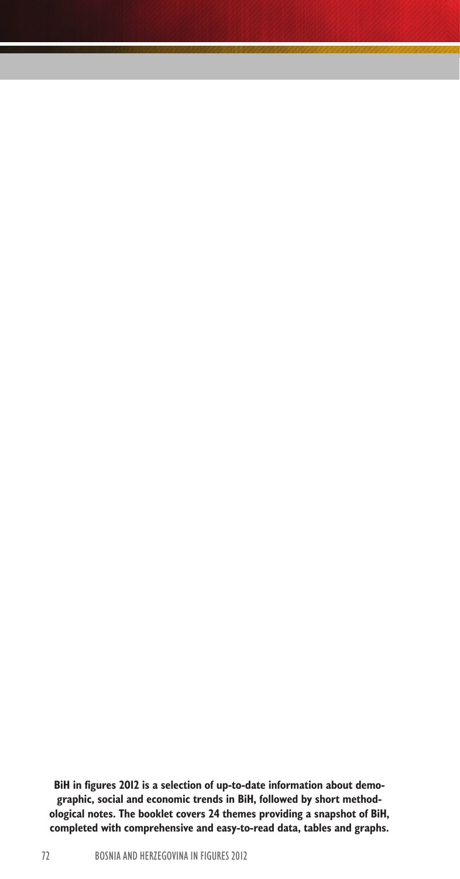**BiH in figures 2012 is a selection of up-to-date information about demographic, social and economic trends in BiH, followed by short methodological notes. The booklet covers 24 themes providing a snapshot of BiH, completed with comprehensive and easy-to-read data, tables and graphs.**